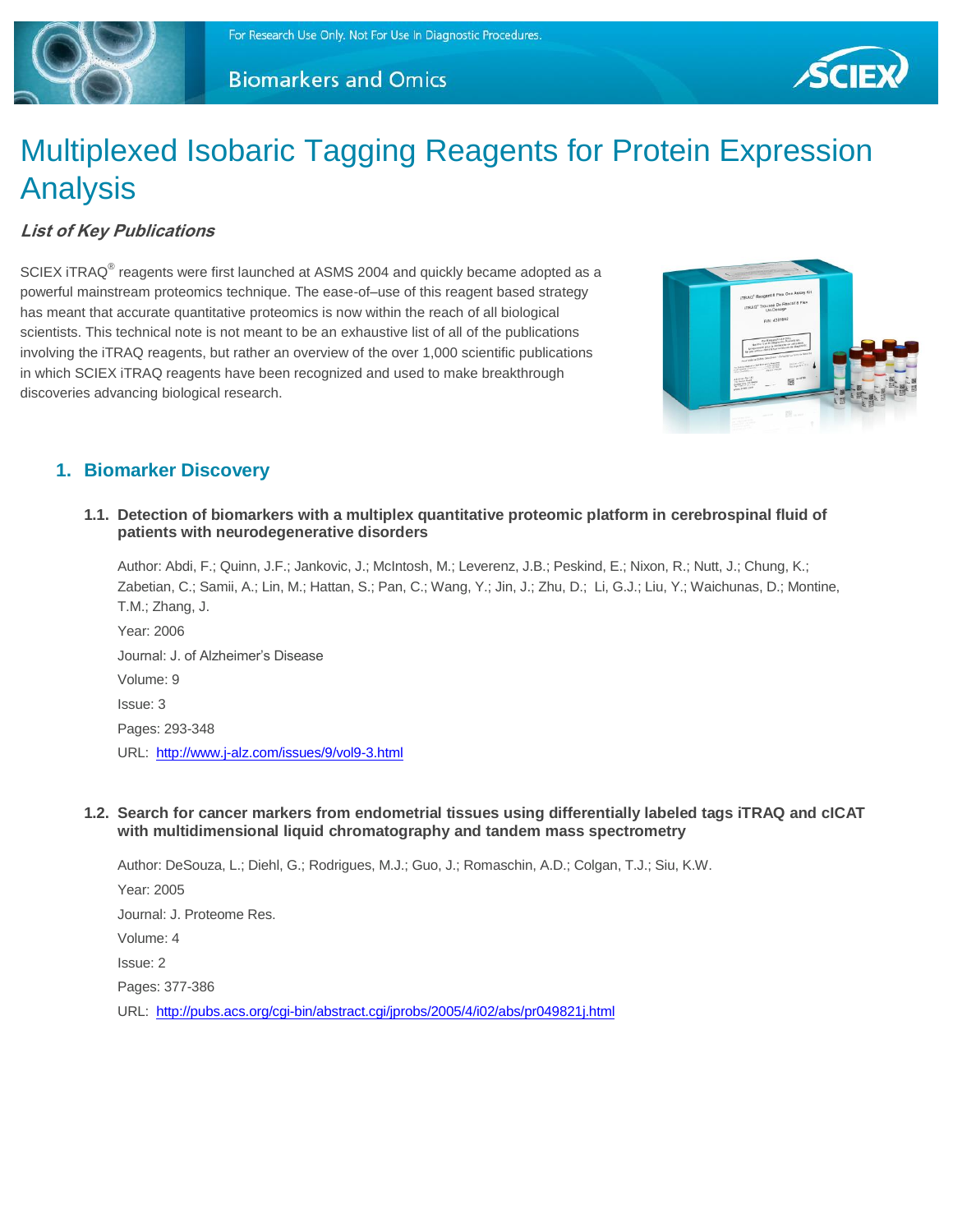# Multiplexed Isobaric Tagging Reagents for Protein Expression Analysis

***List of Key Publications***

SCIEX iTRAQ® reagents were first launched at ASMS 2004 and quickly became adopted as a powerful mainstream proteomics technique. The ease-of–use of this reagent based strategy has meant that accurate quantitative proteomics is now within the reach of all biological scientists. This technical note is not meant to be an exhaustive list of all of the publications involving the iTRAQ reagents, but rather an overview of the over 1,000 scientific publications in which SCIEX iTRAQ reagents have been recognized and used to make breakthrough discoveries advancing biological research.

## 1. Biomarker Discovery

### 1.1. Detection of biomarkers with a multiplex quantitative proteomic platform in cerebrospinal fluid of patients with neurodegenerative disorders

Author: Abdi, F.; Quinn, J.F.; Jankovic, J.; McIntosh, M.; Leverenz, J.B.; Peskind, E.; Nixon, R.; Nutt, J.; Chung, K.; Zabetian, C.; Samii, A.; Lin, M.; Hattan, S.; Pan, C.; Wang, Y.; Jin, J.; Zhu, D.; Li, G.J.; Liu, Y.; Waichunas, D.; Montine, T.M.; Zhang, J.

Year: 2006

Journal: J. of Alzheimer's Disease

Volume: 9

Issue: 3

Pages: 293-348

URL: http://www.j-alz.com/issues/9/vol9-3.html

### 1.2. Search for cancer markers from endometrial tissues using differentially labeled tags iTRAQ and cICAT with multidimensional liquid chromatography and tandem mass spectrometry

Author: DeSouza, L.; Diehl, G.; Rodrigues, M.J.; Guo, J.; Romaschin, A.D.; Colgan, T.J.; Siu, K.W.

Year: 2005

Journal: J. Proteome Res.

Volume: 4

Issue: 2

Pages: 377-386

URL: http://pubs.acs.org/cgi-bin/abstract.cgi/jprobs/2005/4/i02/abs/pr049821j.html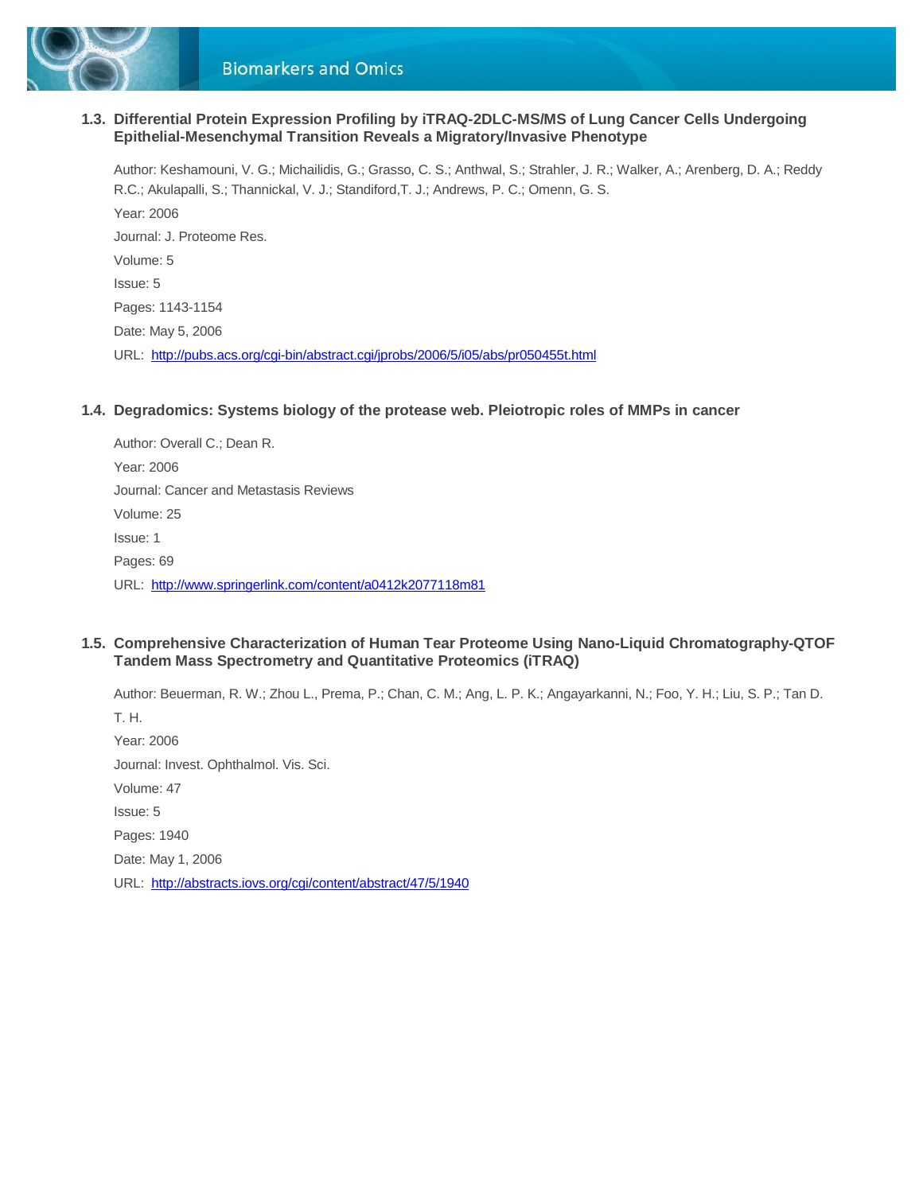### 1.3. Differential Protein Expression Profiling by iTRAQ-2DLC-MS/MS of Lung Cancer Cells Undergoing Epithelial-Mesenchymal Transition Reveals a Migratory/Invasive Phenotype

Author: Keshamouni, V. G.; Michailidis, G.; Grasso, C. S.; Anthwal, S.; Strahler, J. R.; Walker, A.; Arenberg, D. A.; Reddy R.C.; Akulapalli, S.; Thannickal, V. J.; Standiford,T. J.; Andrews, P. C.; Omenn, G. S.

Year: 2006

Journal: J. Proteome Res.

Volume: 5

Issue: 5

Pages: 1143-1154

Date: May 5, 2006

URL: http://pubs.acs.org/cgi-bin/abstract.cgi/jprobs/2006/5/i05/abs/pr050455t.html

### 1.4. Degradomics: Systems biology of the protease web. Pleiotropic roles of MMPs in cancer

Author: Overall C.; Dean R.

Year: 2006

Journal: Cancer and Metastasis Reviews

Volume: 25

Issue: 1

Pages: 69

URL: http://www.springerlink.com/content/a0412k2077118m81

### 1.5. Comprehensive Characterization of Human Tear Proteome Using Nano-Liquid Chromatography-QTOF Tandem Mass Spectrometry and Quantitative Proteomics (iTRAQ)

Author: Beuerman, R. W.; Zhou L., Prema, P.; Chan, C. M.; Ang, L. P. K.; Angayarkanni, N.; Foo, Y. H.; Liu, S. P.; Tan D. T. H.

Year: 2006

Journal: Invest. Ophthalmol. Vis. Sci.

Volume: 47

Issue: 5

Pages: 1940

Date: May 1, 2006

URL: http://abstracts.iovs.org/cgi/content/abstract/47/5/1940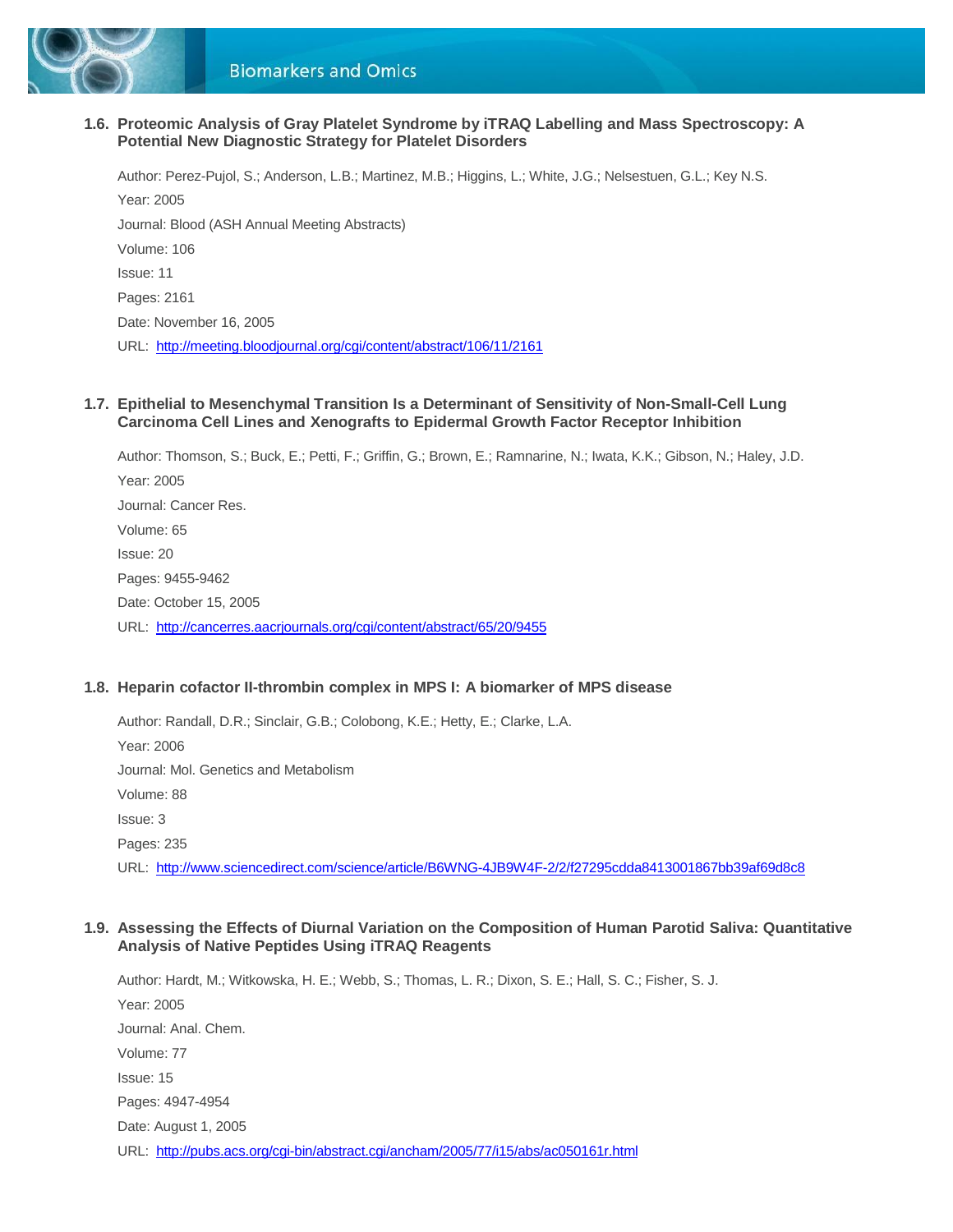### 1.6. Proteomic Analysis of Gray Platelet Syndrome by iTRAQ Labelling and Mass Spectroscopy: A Potential New Diagnostic Strategy for Platelet Disorders

Author: Perez-Pujol, S.; Anderson, L.B.; Martinez, M.B.; Higgins, L.; White, J.G.; Nelsestuen, G.L.; Key N.S.

Year: 2005

Journal: Blood (ASH Annual Meeting Abstracts)

Volume: 106

Issue: 11

Pages: 2161

Date: November 16, 2005

URL: http://meeting.bloodjournal.org/cgi/content/abstract/106/11/2161

### 1.7. Epithelial to Mesenchymal Transition Is a Determinant of Sensitivity of Non-Small-Cell Lung Carcinoma Cell Lines and Xenografts to Epidermal Growth Factor Receptor Inhibition

Author: Thomson, S.; Buck, E.; Petti, F.; Griffin, G.; Brown, E.; Ramnarine, N.; Iwata, K.K.; Gibson, N.; Haley, J.D.

Year: 2005

Journal: Cancer Res.

Volume: 65

Issue: 20

Pages: 9455-9462

Date: October 15, 2005

URL: http://cancerres.aacrjournals.org/cgi/content/abstract/65/20/9455

### 1.8. Heparin cofactor II-thrombin complex in MPS I: A biomarker of MPS disease

Author: Randall, D.R.; Sinclair, G.B.; Colobong, K.E.; Hetty, E.; Clarke, L.A.

Year: 2006

Journal: Mol. Genetics and Metabolism

Volume: 88

Issue: 3

Pages: 235

URL: http://www.sciencedirect.com/science/article/B6WNG-4JB9W4F-2/2/f27295cdda8413001867bb39af69d8c8

### 1.9. Assessing the Effects of Diurnal Variation on the Composition of Human Parotid Saliva: Quantitative Analysis of Native Peptides Using iTRAQ Reagents

Author: Hardt, M.; Witkowska, H. E.; Webb, S.; Thomas, L. R.; Dixon, S. E.; Hall, S. C.; Fisher, S. J.

Year: 2005

Journal: Anal. Chem.

Volume: 77

Issue: 15

Pages: 4947-4954

Date: August 1, 2005

URL: http://pubs.acs.org/cgi-bin/abstract.cgi/ancham/2005/77/i15/abs/ac050161r.html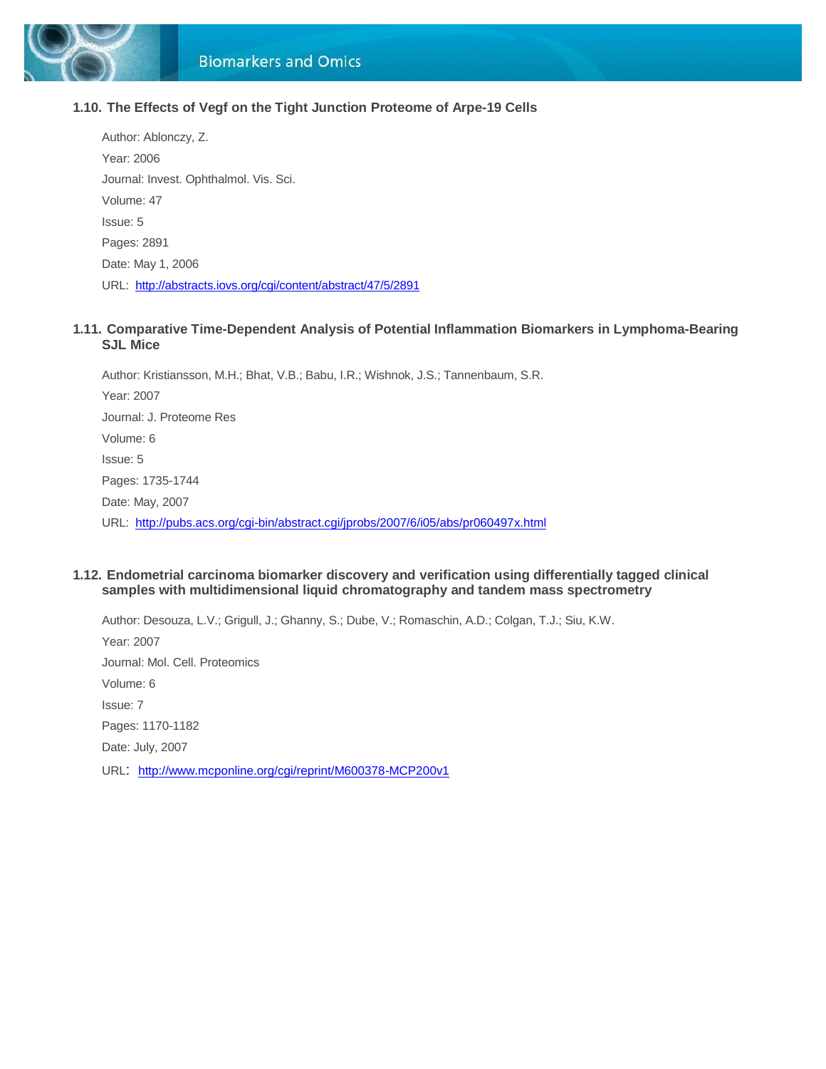### 1.10. The Effects of Vegf on the Tight Junction Proteome of Arpe-19 Cells

Author: Ablonczy, Z.

Year: 2006

Journal: Invest. Ophthalmol. Vis. Sci.

Volume: 47

Issue: 5

Pages: 2891

Date: May 1, 2006

URL: http://abstracts.iovs.org/cgi/content/abstract/47/5/2891

### 1.11. Comparative Time-Dependent Analysis of Potential Inflammation Biomarkers in Lymphoma-Bearing SJL Mice

Author: Kristiansson, M.H.; Bhat, V.B.; Babu, I.R.; Wishnok, J.S.; Tannenbaum, S.R.

Year: 2007

Journal: J. Proteome Res

Volume: 6

Issue: 5

Pages: 1735-1744

Date: May, 2007

URL: http://pubs.acs.org/cgi-bin/abstract.cgi/jprobs/2007/6/i05/abs/pr060497x.html

### 1.12. Endometrial carcinoma biomarker discovery and verification using differentially tagged clinical samples with multidimensional liquid chromatography and tandem mass spectrometry

Author: Desouza, L.V.; Grigull, J.; Ghanny, S.; Dube, V.; Romaschin, A.D.; Colgan, T.J.; Siu, K.W.

Year: 2007

Journal: Mol. Cell. Proteomics

Volume: 6

Issue: 7

Pages: 1170-1182

Date: July, 2007

URL: http://www.mcponline.org/cgi/reprint/M600378-MCP200v1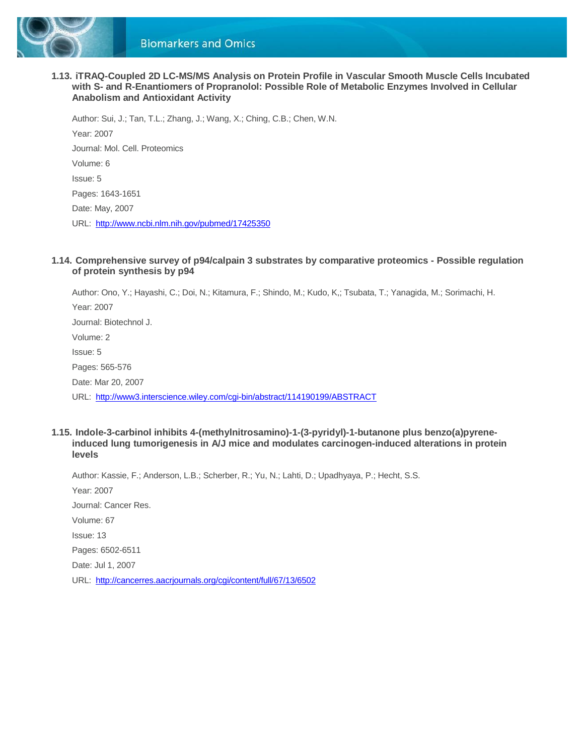### 1.13. iTRAQ-Coupled 2D LC-MS/MS Analysis on Protein Profile in Vascular Smooth Muscle Cells Incubated with S- and R-Enantiomers of Propranolol: Possible Role of Metabolic Enzymes Involved in Cellular Anabolism and Antioxidant Activity

Author: Sui, J.; Tan, T.L.; Zhang, J.; Wang, X.; Ching, C.B.; Chen, W.N.

Year: 2007

Journal: Mol. Cell. Proteomics

Volume: 6

Issue: 5

Pages: 1643-1651

Date: May, 2007

URL: http://www.ncbi.nlm.nih.gov/pubmed/17425350

### 1.14. Comprehensive survey of p94/calpain 3 substrates by comparative proteomics - Possible regulation of protein synthesis by p94

Author: Ono, Y.; Hayashi, C.; Doi, N.; Kitamura, F.; Shindo, M.; Kudo, K,; Tsubata, T.; Yanagida, M.; Sorimachi, H.

Year: 2007

Journal: Biotechnol J.

Volume: 2

Issue: 5

Pages: 565-576

Date: Mar 20, 2007

URL: http://www3.interscience.wiley.com/cgi-bin/abstract/114190199/ABSTRACT

### 1.15. Indole-3-carbinol inhibits 4-(methylnitrosamino)-1-(3-pyridyl)-1-butanone plus benzo(a)pyrene-induced lung tumorigenesis in A/J mice and modulates carcinogen-induced alterations in protein levels

Author: Kassie, F.; Anderson, L.B.; Scherber, R.; Yu, N.; Lahti, D.; Upadhyaya, P.; Hecht, S.S.

Year: 2007

Journal: Cancer Res.

Volume: 67

Issue: 13

Pages: 6502-6511

Date: Jul 1, 2007

URL: http://cancerres.aacrjournals.org/cgi/content/full/67/13/6502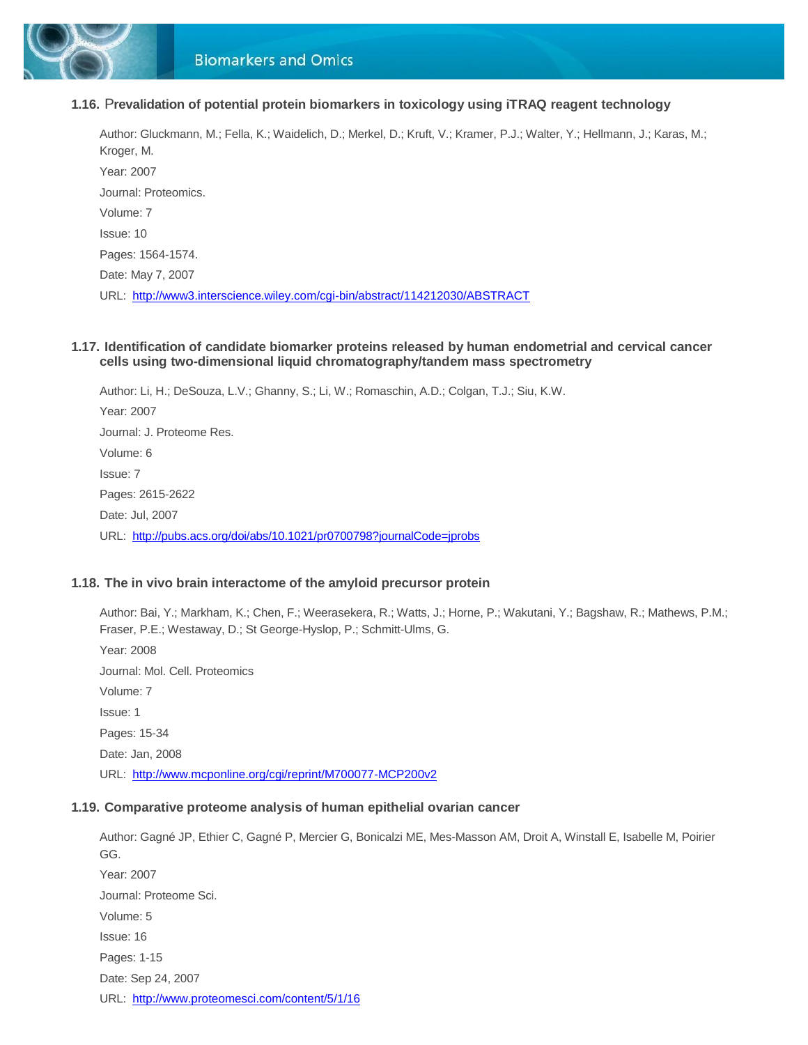### 1.16. Prevalidation of potential protein biomarkers in toxicology using iTRAQ reagent technology

Author: Gluckmann, M.; Fella, K.; Waidelich, D.; Merkel, D.; Kruft, V.; Kramer, P.J.; Walter, Y.; Hellmann, J.; Karas, M.; Kroger, M.

Year: 2007

Journal: Proteomics.

Volume: 7

Issue: 10

Pages: 1564-1574.

Date: May 7, 2007

URL: http://www3.interscience.wiley.com/cgi-bin/abstract/114212030/ABSTRACT

### 1.17. Identification of candidate biomarker proteins released by human endometrial and cervical cancer cells using two-dimensional liquid chromatography/tandem mass spectrometry

Author: Li, H.; DeSouza, L.V.; Ghanny, S.; Li, W.; Romaschin, A.D.; Colgan, T.J.; Siu, K.W.

Year: 2007

Journal: J. Proteome Res.

Volume: 6

Issue: 7

Pages: 2615-2622

Date: Jul, 2007

URL: http://pubs.acs.org/doi/abs/10.1021/pr0700798?journalCode=jprobs

### 1.18. The in vivo brain interactome of the amyloid precursor protein

Author: Bai, Y.; Markham, K.; Chen, F.; Weerasekera, R.; Watts, J.; Horne, P.; Wakutani, Y.; Bagshaw, R.; Mathews, P.M.; Fraser, P.E.; Westaway, D.; St George-Hyslop, P.; Schmitt-Ulms, G.

Year: 2008

Journal: Mol. Cell. Proteomics

Volume: 7

Issue: 1

Pages: 15-34

Date: Jan, 2008

URL: http://www.mcponline.org/cgi/reprint/M700077-MCP200v2

### 1.19. Comparative proteome analysis of human epithelial ovarian cancer

Author: Gagné JP, Ethier C, Gagné P, Mercier G, Bonicalzi ME, Mes-Masson AM, Droit A, Winstall E, Isabelle M, Poirier GG.

Year: 2007

Journal: Proteome Sci.

Volume: 5

Issue: 16

Pages: 1-15

Date: Sep 24, 2007

URL: http://www.proteomesci.com/content/5/1/16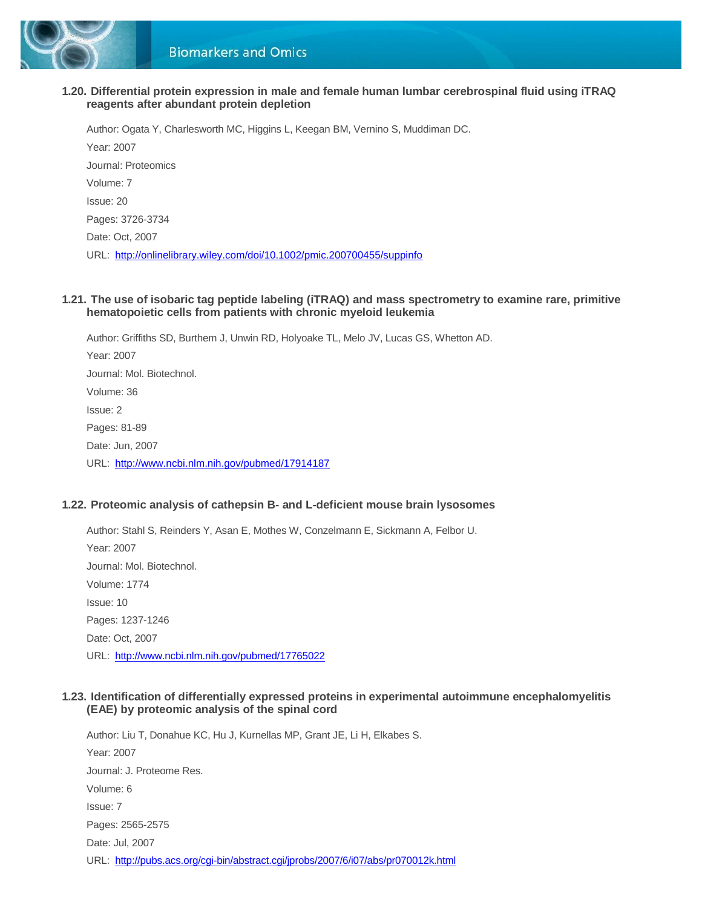### 1.20. Differential protein expression in male and female human lumbar cerebrospinal fluid using iTRAQ reagents after abundant protein depletion

Author: Ogata Y, Charlesworth MC, Higgins L, Keegan BM, Vernino S, Muddiman DC.

Year: 2007

Journal: Proteomics

Volume: 7

Issue: 20

Pages: 3726-3734

Date: Oct, 2007

URL: http://onlinelibrary.wiley.com/doi/10.1002/pmic.200700455/suppinfo

### 1.21. The use of isobaric tag peptide labeling (iTRAQ) and mass spectrometry to examine rare, primitive hematopoietic cells from patients with chronic myeloid leukemia

Author: Griffiths SD, Burthem J, Unwin RD, Holyoake TL, Melo JV, Lucas GS, Whetton AD.

Year: 2007

Journal: Mol. Biotechnol.

Volume: 36

Issue: 2

Pages: 81-89

Date: Jun, 2007

URL: http://www.ncbi.nlm.nih.gov/pubmed/17914187

### 1.22. Proteomic analysis of cathepsin B- and L-deficient mouse brain lysosomes

Author: Stahl S, Reinders Y, Asan E, Mothes W, Conzelmann E, Sickmann A, Felbor U.

Year: 2007

Journal: Mol. Biotechnol.

Volume: 1774

Issue: 10

Pages: 1237-1246

Date: Oct, 2007

URL: http://www.ncbi.nlm.nih.gov/pubmed/17765022

### 1.23. Identification of differentially expressed proteins in experimental autoimmune encephalomyelitis (EAE) by proteomic analysis of the spinal cord

Author: Liu T, Donahue KC, Hu J, Kurnellas MP, Grant JE, Li H, Elkabes S.

Year: 2007

Journal: J. Proteome Res.

Volume: 6

Issue: 7

Pages: 2565-2575

Date: Jul, 2007

URL: http://pubs.acs.org/cgi-bin/abstract.cgi/jprobs/2007/6/i07/abs/pr070012k.html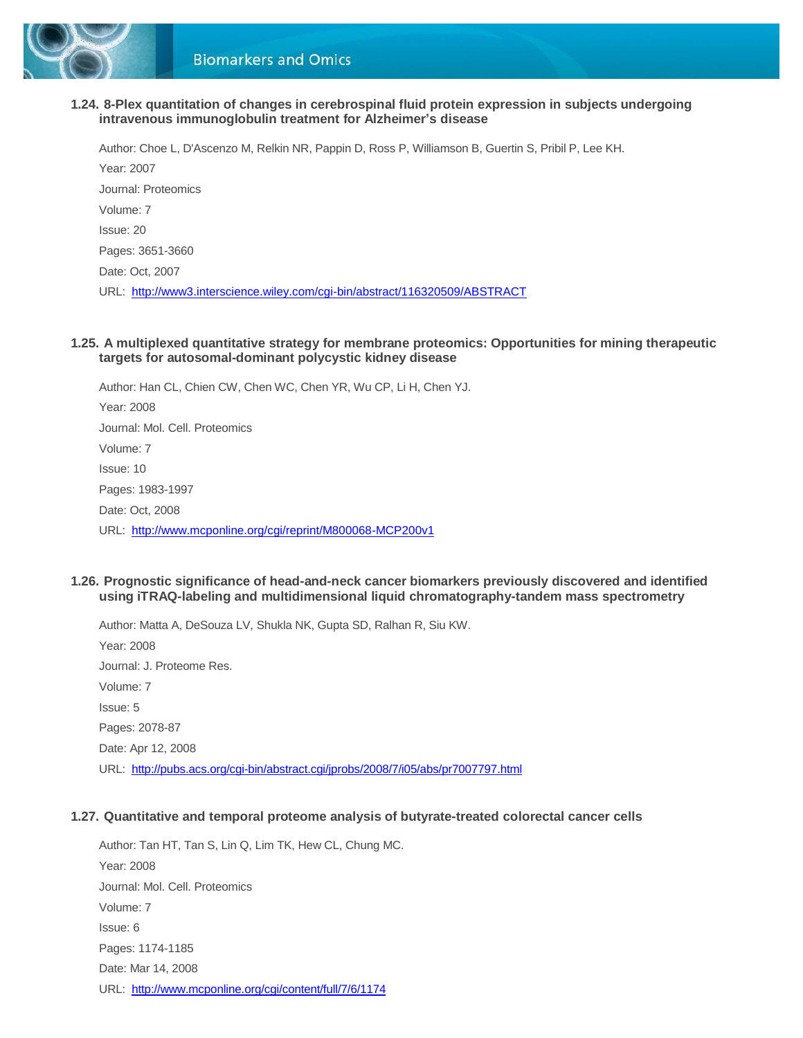### 1.24. 8-Plex quantitation of changes in cerebrospinal fluid protein expression in subjects undergoing intravenous immunoglobulin treatment for Alzheimer's disease

Author: Choe L, D'Ascenzo M, Relkin NR, Pappin D, Ross P, Williamson B, Guertin S, Pribil P, Lee KH.

Year: 2007

Journal: Proteomics

Volume: 7

Issue: 20

Pages: 3651-3660

Date: Oct, 2007

URL: http://www3.interscience.wiley.com/cgi-bin/abstract/116320509/ABSTRACT

### 1.25. A multiplexed quantitative strategy for membrane proteomics: Opportunities for mining therapeutic targets for autosomal-dominant polycystic kidney disease

Author: Han CL, Chien CW, Chen WC, Chen YR, Wu CP, Li H, Chen YJ.

Year: 2008

Journal: Mol. Cell. Proteomics

Volume: 7

Issue: 10

Pages: 1983-1997

Date: Oct, 2008

URL: http://www.mcponline.org/cgi/reprint/M800068-MCP200v1

### 1.26. Prognostic significance of head-and-neck cancer biomarkers previously discovered and identified using iTRAQ-labeling and multidimensional liquid chromatography-tandem mass spectrometry

Author: Matta A, DeSouza LV, Shukla NK, Gupta SD, Ralhan R, Siu KW.

Year: 2008

Journal: J. Proteome Res.

Volume: 7

Issue: 5

Pages: 2078-87

Date: Apr 12, 2008

URL: http://pubs.acs.org/cgi-bin/abstract.cgi/jprobs/2008/7/i05/abs/pr7007797.html

### 1.27. Quantitative and temporal proteome analysis of butyrate-treated colorectal cancer cells

Author: Tan HT, Tan S, Lin Q, Lim TK, Hew CL, Chung MC.

Year: 2008

Journal: Mol. Cell. Proteomics

Volume: 7

Issue: 6

Pages: 1174-1185

Date: Mar 14, 2008

URL: http://www.mcponline.org/cgi/content/full/7/6/1174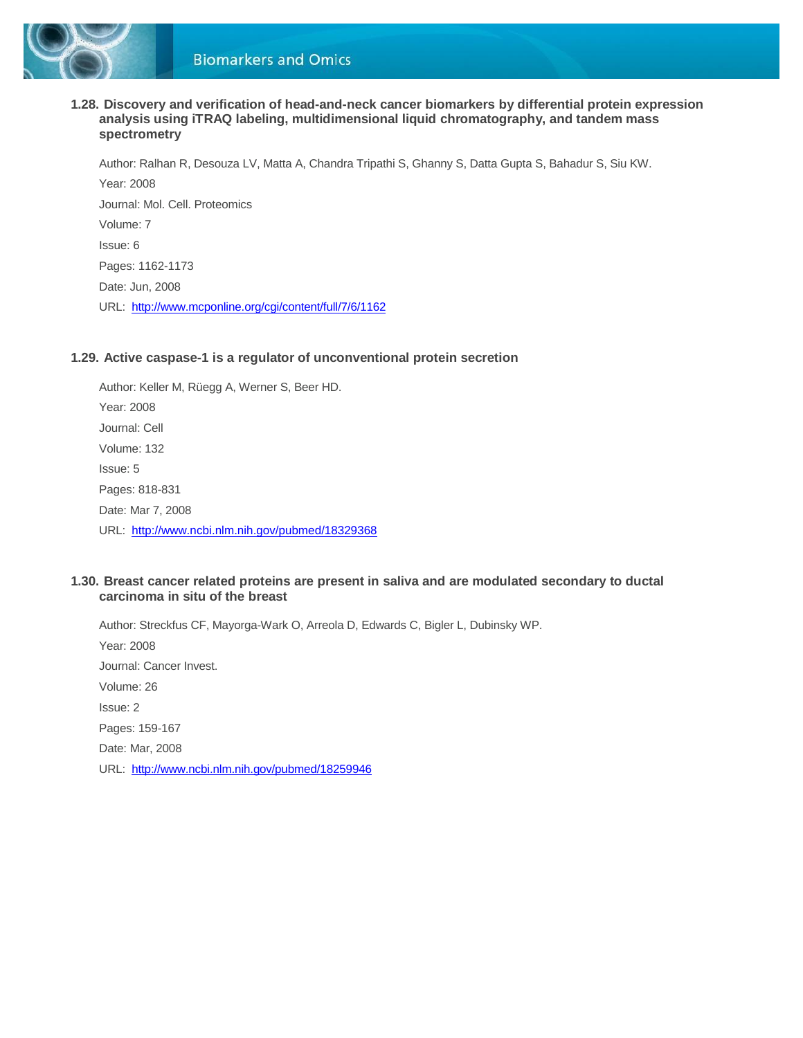### 1.28. Discovery and verification of head-and-neck cancer biomarkers by differential protein expression analysis using iTRAQ labeling, multidimensional liquid chromatography, and tandem mass spectrometry

Author: Ralhan R, Desouza LV, Matta A, Chandra Tripathi S, Ghanny S, Datta Gupta S, Bahadur S, Siu KW.

Year: 2008

Journal: Mol. Cell. Proteomics

Volume: 7

Issue: 6

Pages: 1162-1173

Date: Jun, 2008

URL: http://www.mcponline.org/cgi/content/full/7/6/1162

### 1.29. Active caspase-1 is a regulator of unconventional protein secretion

Author: Keller M, Rüegg A, Werner S, Beer HD.

Year: 2008

Journal: Cell

Volume: 132

Issue: 5

Pages: 818-831

Date: Mar 7, 2008

URL: http://www.ncbi.nlm.nih.gov/pubmed/18329368

### 1.30. Breast cancer related proteins are present in saliva and are modulated secondary to ductal carcinoma in situ of the breast

Author: Streckfus CF, Mayorga-Wark O, Arreola D, Edwards C, Bigler L, Dubinsky WP.

Year: 2008

Journal: Cancer Invest.

Volume: 26

Issue: 2

Pages: 159-167

Date: Mar, 2008

URL: http://www.ncbi.nlm.nih.gov/pubmed/18259946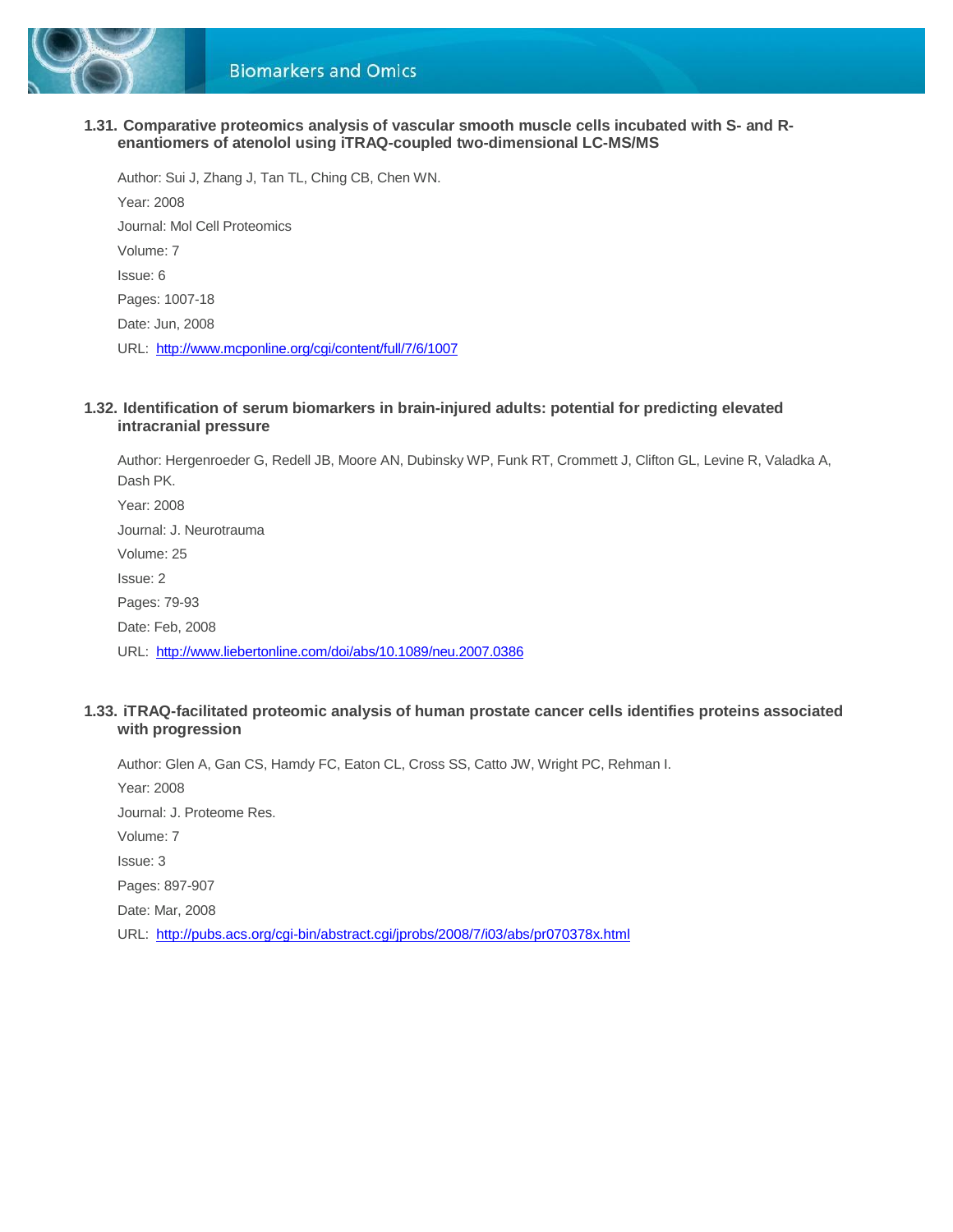### 1.31. Comparative proteomics analysis of vascular smooth muscle cells incubated with S- and R-enantiomers of atenolol using iTRAQ-coupled two-dimensional LC-MS/MS

Author: Sui J, Zhang J, Tan TL, Ching CB, Chen WN.

Year: 2008

Journal: Mol Cell Proteomics

Volume: 7

Issue: 6

Pages: 1007-18

Date: Jun, 2008

URL: http://www.mcponline.org/cgi/content/full/7/6/1007

### 1.32. Identification of serum biomarkers in brain-injured adults: potential for predicting elevated intracranial pressure

Author: Hergenroeder G, Redell JB, Moore AN, Dubinsky WP, Funk RT, Crommett J, Clifton GL, Levine R, Valadka A, Dash PK.

Year: 2008

Journal: J. Neurotrauma

Volume: 25

Issue: 2

Pages: 79-93

Date: Feb, 2008

URL: http://www.liebertonline.com/doi/abs/10.1089/neu.2007.0386

### 1.33. iTRAQ-facilitated proteomic analysis of human prostate cancer cells identifies proteins associated with progression

Author: Glen A, Gan CS, Hamdy FC, Eaton CL, Cross SS, Catto JW, Wright PC, Rehman I.

Year: 2008

Journal: J. Proteome Res.

Volume: 7

Issue: 3

Pages: 897-907

Date: Mar, 2008

URL: http://pubs.acs.org/cgi-bin/abstract.cgi/jprobs/2008/7/i03/abs/pr070378x.html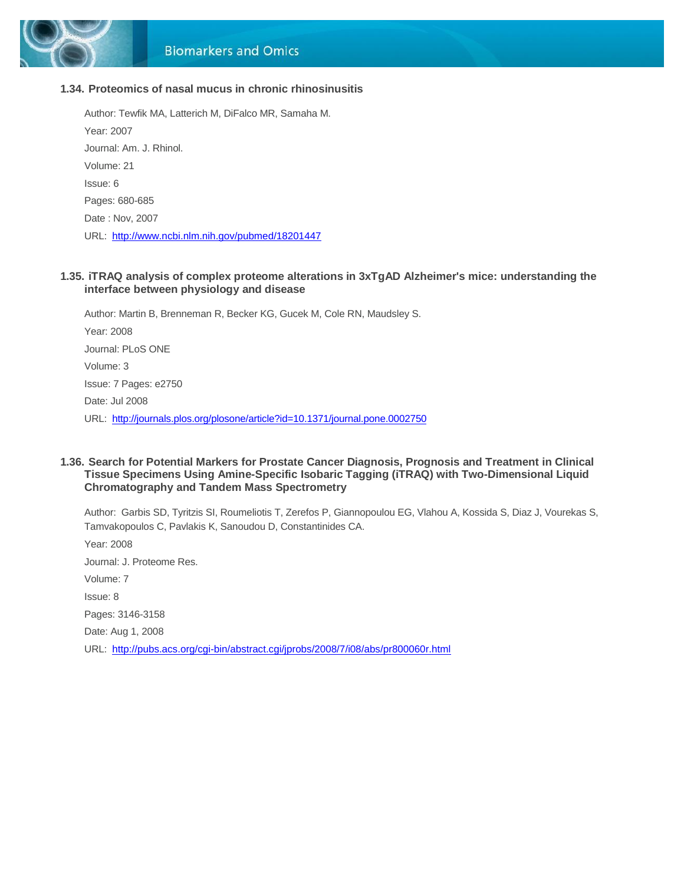### 1.34. Proteomics of nasal mucus in chronic rhinosinusitis

Author: Tewfik MA, Latterich M, DiFalco MR, Samaha M.

Year: 2007

Journal: Am. J. Rhinol.

Volume: 21

Issue: 6

Pages: 680-685

Date : Nov, 2007

URL: http://www.ncbi.nlm.nih.gov/pubmed/18201447

### 1.35. iTRAQ analysis of complex proteome alterations in 3xTgAD Alzheimer's mice: understanding the interface between physiology and disease

Author: Martin B, Brenneman R, Becker KG, Gucek M, Cole RN, Maudsley S.

Year: 2008

Journal: PLoS ONE

Volume: 3

Issue: 7 Pages: e2750

Date: Jul 2008

URL: http://journals.plos.org/plosone/article?id=10.1371/journal.pone.0002750

### 1.36. Search for Potential Markers for Prostate Cancer Diagnosis, Prognosis and Treatment in Clinical Tissue Specimens Using Amine-Specific Isobaric Tagging (iTRAQ) with Two-Dimensional Liquid Chromatography and Tandem Mass Spectrometry

Author: Garbis SD, Tyritzis SI, Roumeliotis T, Zerefos P, Giannopoulou EG, Vlahou A, Kossida S, Diaz J, Vourekas S, Tamvakopoulos C, Pavlakis K, Sanoudou D, Constantinides CA.

Year: 2008

Journal: J. Proteome Res.

Volume: 7

Issue: 8

Pages: 3146-3158

Date: Aug 1, 2008

URL: http://pubs.acs.org/cgi-bin/abstract.cgi/jprobs/2008/7/i08/abs/pr800060r.html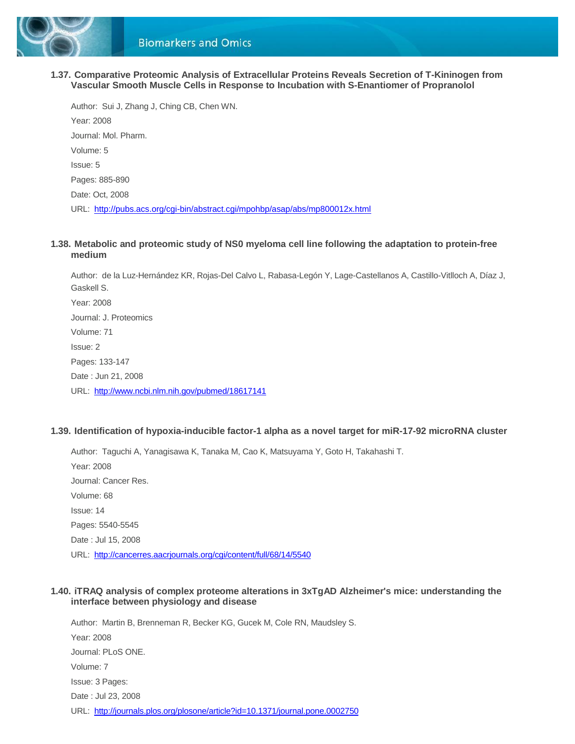### 1.37. Comparative Proteomic Analysis of Extracellular Proteins Reveals Secretion of T-Kininogen from Vascular Smooth Muscle Cells in Response to Incubation with S-Enantiomer of Propranolol

Author: Sui J, Zhang J, Ching CB, Chen WN.

Year: 2008

Journal: Mol. Pharm.

Volume: 5

Issue: 5

Pages: 885-890

Date: Oct, 2008

URL: http://pubs.acs.org/cgi-bin/abstract.cgi/mpohbp/asap/abs/mp800012x.html

### 1.38. Metabolic and proteomic study of NS0 myeloma cell line following the adaptation to protein-free medium

Author: de la Luz-Hernández KR, Rojas-Del Calvo L, Rabasa-Legón Y, Lage-Castellanos A, Castillo-Vitlloch A, Díaz J, Gaskell S.

Year: 2008

Journal: J. Proteomics

Volume: 71

Issue: 2

Pages: 133-147

Date : Jun 21, 2008

URL: http://www.ncbi.nlm.nih.gov/pubmed/18617141

### 1.39. Identification of hypoxia-inducible factor-1 alpha as a novel target for miR-17-92 microRNA cluster

Author: Taguchi A, Yanagisawa K, Tanaka M, Cao K, Matsuyama Y, Goto H, Takahashi T.

Year: 2008

Journal: Cancer Res.

Volume: 68

Issue: 14

Pages: 5540-5545

Date : Jul 15, 2008

URL: http://cancerres.aacrjournals.org/cgi/content/full/68/14/5540

### 1.40. iTRAQ analysis of complex proteome alterations in 3xTgAD Alzheimer's mice: understanding the interface between physiology and disease

Author: Martin B, Brenneman R, Becker KG, Gucek M, Cole RN, Maudsley S.

Year: 2008

Journal: PLoS ONE.

Volume: 7

Issue: 3 Pages:

Date : Jul 23, 2008

URL: http://journals.plos.org/plosone/article?id=10.1371/journal.pone.0002750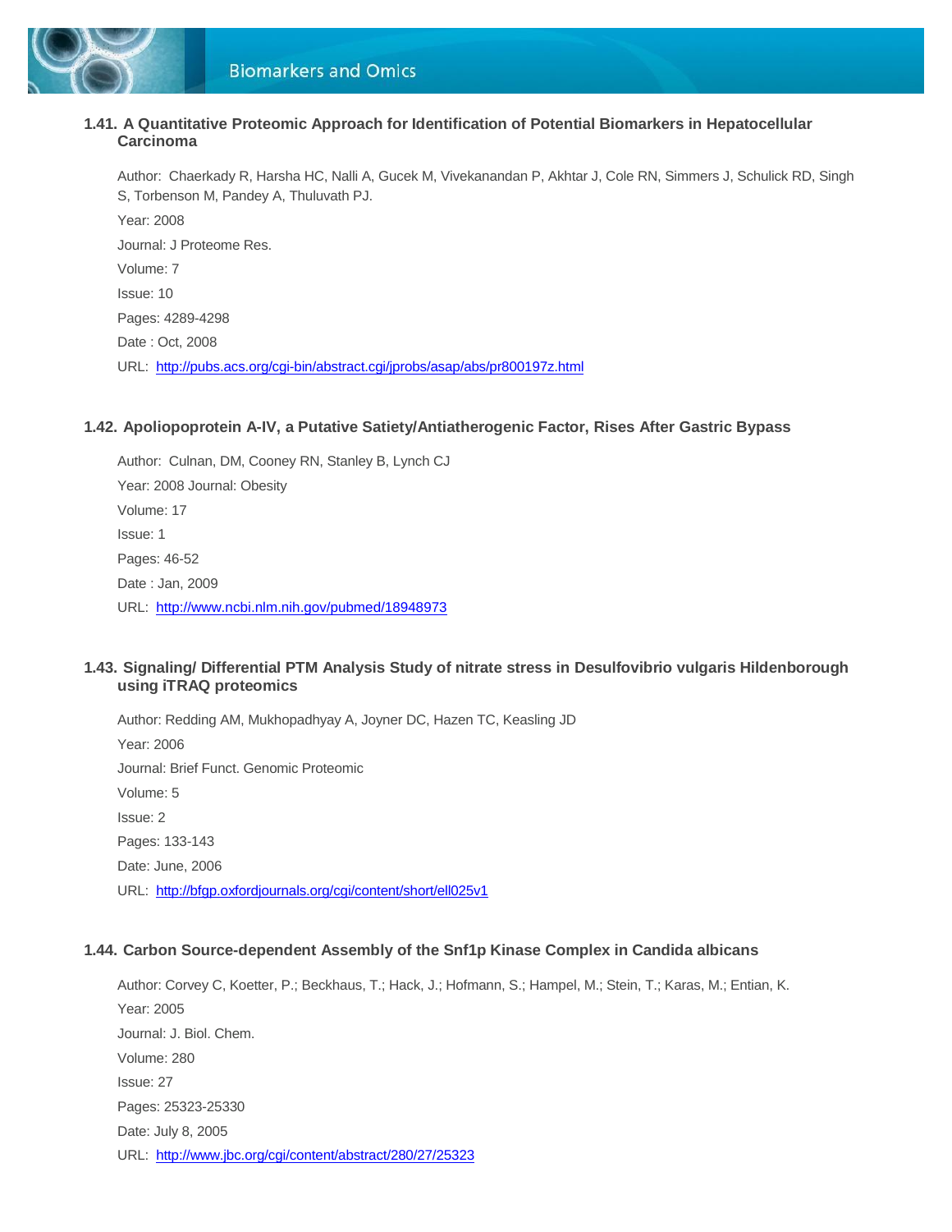### 1.41. A Quantitative Proteomic Approach for Identification of Potential Biomarkers in Hepatocellular Carcinoma

Author: Chaerkady R, Harsha HC, Nalli A, Gucek M, Vivekanandan P, Akhtar J, Cole RN, Simmers J, Schulick RD, Singh S, Torbenson M, Pandey A, Thuluvath PJ.

Year: 2008

Journal: J Proteome Res.

Volume: 7

Issue: 10

Pages: 4289-4298

Date : Oct, 2008

URL: http://pubs.acs.org/cgi-bin/abstract.cgi/jprobs/asap/abs/pr800197z.html

### 1.42. Apoliopoprotein A-IV, a Putative Satiety/Antiatherogenic Factor, Rises After Gastric Bypass

Author: Culnan, DM, Cooney RN, Stanley B, Lynch CJ

Year: 2008 Journal: Obesity

Volume: 17

Issue: 1

Pages: 46-52

Date : Jan, 2009

URL: http://www.ncbi.nlm.nih.gov/pubmed/18948973

### 1.43. Signaling/ Differential PTM Analysis Study of nitrate stress in Desulfovibrio vulgaris Hildenborough using iTRAQ proteomics

Author: Redding AM, Mukhopadhyay A, Joyner DC, Hazen TC, Keasling JD

Year: 2006

Journal: Brief Funct. Genomic Proteomic

Volume: 5

Issue: 2

Pages: 133-143

Date: June, 2006

URL: http://bfgp.oxfordjournals.org/cgi/content/short/ell025v1

### 1.44. Carbon Source-dependent Assembly of the Snf1p Kinase Complex in Candida albicans

Author: Corvey C, Koetter, P.; Beckhaus, T.; Hack, J.; Hofmann, S.; Hampel, M.; Stein, T.; Karas, M.; Entian, K.

Year: 2005

Journal: J. Biol. Chem.

Volume: 280

Issue: 27

Pages: 25323-25330

Date: July 8, 2005

URL: http://www.jbc.org/cgi/content/abstract/280/27/25323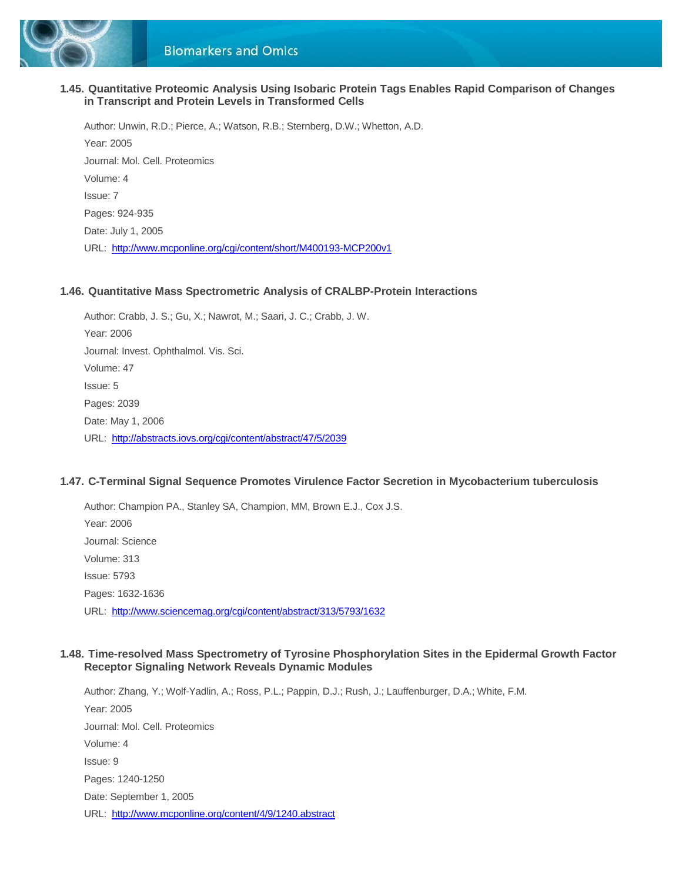### 1.45. Quantitative Proteomic Analysis Using Isobaric Protein Tags Enables Rapid Comparison of Changes in Transcript and Protein Levels in Transformed Cells

Author: Unwin, R.D.; Pierce, A.; Watson, R.B.; Sternberg, D.W.; Whetton, A.D.

Year: 2005

Journal: Mol. Cell. Proteomics

Volume: 4

Issue: 7

Pages: 924-935

Date: July 1, 2005

URL: http://www.mcponline.org/cgi/content/short/M400193-MCP200v1

### 1.46. Quantitative Mass Spectrometric Analysis of CRALBP-Protein Interactions

Author: Crabb, J. S.; Gu, X.; Nawrot, M.; Saari, J. C.; Crabb, J. W.

Year: 2006

Journal: Invest. Ophthalmol. Vis. Sci.

Volume: 47

Issue: 5

Pages: 2039

Date: May 1, 2006

URL: http://abstracts.iovs.org/cgi/content/abstract/47/5/2039

### 1.47. C-Terminal Signal Sequence Promotes Virulence Factor Secretion in Mycobacterium tuberculosis

Author: Champion PA., Stanley SA, Champion, MM, Brown E.J., Cox J.S.

Year: 2006

Journal: Science

Volume: 313

Issue: 5793

Pages: 1632-1636

URL: http://www.sciencemag.org/cgi/content/abstract/313/5793/1632

### 1.48. Time-resolved Mass Spectrometry of Tyrosine Phosphorylation Sites in the Epidermal Growth Factor Receptor Signaling Network Reveals Dynamic Modules

Author: Zhang, Y.; Wolf-Yadlin, A.; Ross, P.L.; Pappin, D.J.; Rush, J.; Lauffenburger, D.A.; White, F.M.

Year: 2005

Journal: Mol. Cell. Proteomics

Volume: 4

Issue: 9

Pages: 1240-1250

Date: September 1, 2005

URL: http://www.mcponline.org/content/4/9/1240.abstract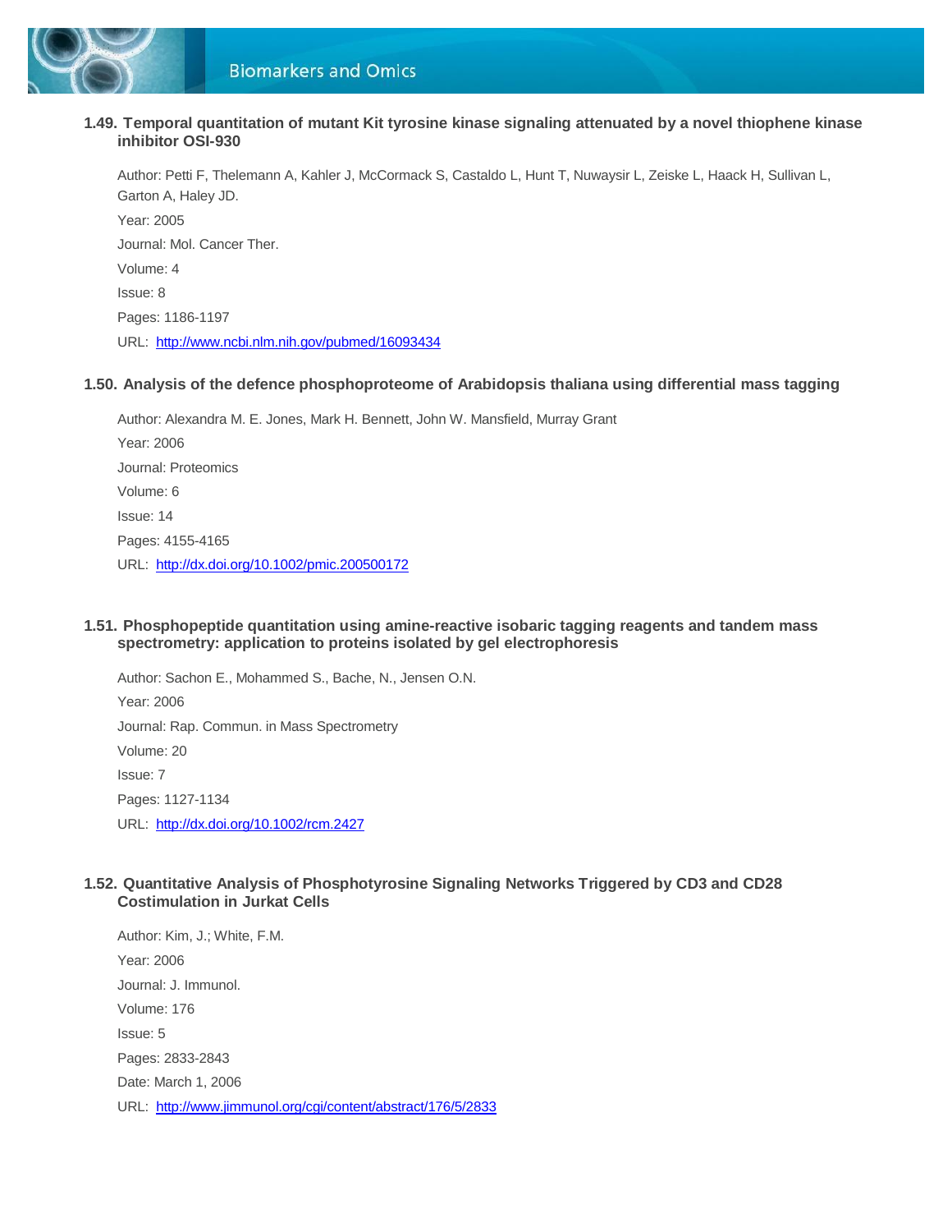### 1.49. Temporal quantitation of mutant Kit tyrosine kinase signaling attenuated by a novel thiophene kinase inhibitor OSI-930

Author: Petti F, Thelemann A, Kahler J, McCormack S, Castaldo L, Hunt T, Nuwaysir L, Zeiske L, Haack H, Sullivan L, Garton A, Haley JD.

Year: 2005

Journal: Mol. Cancer Ther.

Volume: 4

Issue: 8

Pages: 1186-1197

URL: http://www.ncbi.nlm.nih.gov/pubmed/16093434

### 1.50. Analysis of the defence phosphoproteome of Arabidopsis thaliana using differential mass tagging

Author: Alexandra M. E. Jones, Mark H. Bennett, John W. Mansfield, Murray Grant

Year: 2006

Journal: Proteomics

Volume: 6

Issue: 14

Pages: 4155-4165

URL: http://dx.doi.org/10.1002/pmic.200500172

### 1.51. Phosphopeptide quantitation using amine-reactive isobaric tagging reagents and tandem mass spectrometry: application to proteins isolated by gel electrophoresis

Author: Sachon E., Mohammed S., Bache, N., Jensen O.N.

Year: 2006

Journal: Rap. Commun. in Mass Spectrometry

Volume: 20

Issue: 7

Pages: 1127-1134

URL: http://dx.doi.org/10.1002/rcm.2427

### 1.52. Quantitative Analysis of Phosphotyrosine Signaling Networks Triggered by CD3 and CD28 Costimulation in Jurkat Cells

Author: Kim, J.; White, F.M.

Year: 2006

Journal: J. Immunol.

Volume: 176

Issue: 5

Pages: 2833-2843

Date: March 1, 2006

URL: http://www.jimmunol.org/cgi/content/abstract/176/5/2833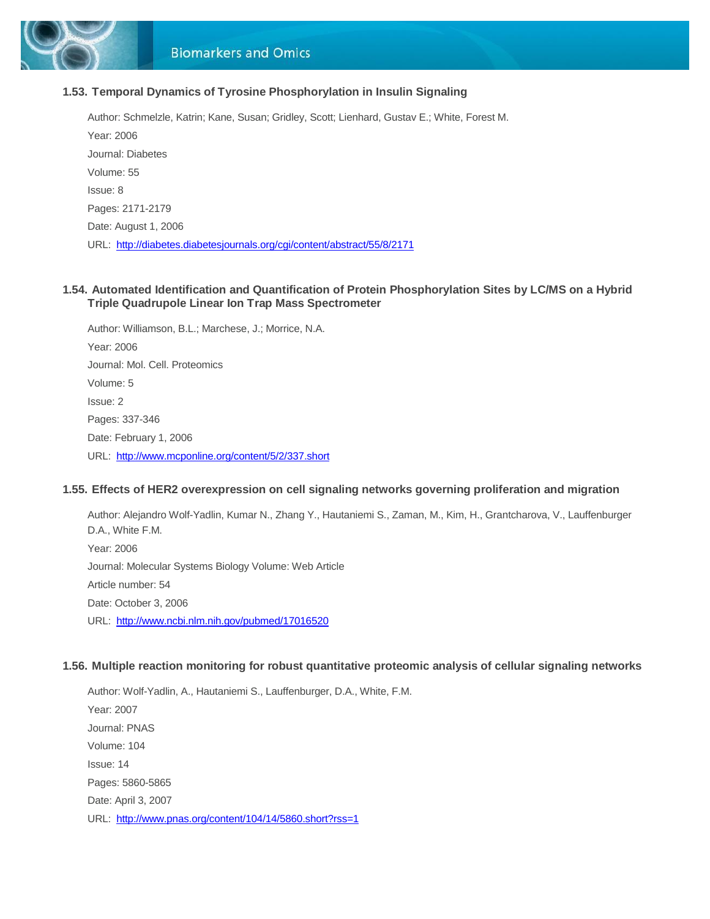### 1.53. Temporal Dynamics of Tyrosine Phosphorylation in Insulin Signaling

Author: Schmelzle, Katrin; Kane, Susan; Gridley, Scott; Lienhard, Gustav E.; White, Forest M.

Year: 2006

Journal: Diabetes

Volume: 55

Issue: 8

Pages: 2171-2179

Date: August 1, 2006

URL: http://diabetes.diabetesjournals.org/cgi/content/abstract/55/8/2171

### 1.54. Automated Identification and Quantification of Protein Phosphorylation Sites by LC/MS on a Hybrid Triple Quadrupole Linear Ion Trap Mass Spectrometer

Author: Williamson, B.L.; Marchese, J.; Morrice, N.A.

Year: 2006

Journal: Mol. Cell. Proteomics

Volume: 5

Issue: 2

Pages: 337-346

Date: February 1, 2006

URL: http://www.mcponline.org/content/5/2/337.short

### 1.55. Effects of HER2 overexpression on cell signaling networks governing proliferation and migration

Author: Alejandro Wolf-Yadlin, Kumar N., Zhang Y., Hautaniemi S., Zaman, M., Kim, H., Grantcharova, V., Lauffenburger D.A., White F.M.

Year: 2006

Journal: Molecular Systems Biology Volume: Web Article

Article number: 54

Date: October 3, 2006

URL: http://www.ncbi.nlm.nih.gov/pubmed/17016520

### 1.56. Multiple reaction monitoring for robust quantitative proteomic analysis of cellular signaling networks

Author: Wolf-Yadlin, A., Hautaniemi S., Lauffenburger, D.A., White, F.M.

Year: 2007

Journal: PNAS

Volume: 104

Issue: 14

Pages: 5860-5865

Date: April 3, 2007

URL: http://www.pnas.org/content/104/14/5860.short?rss=1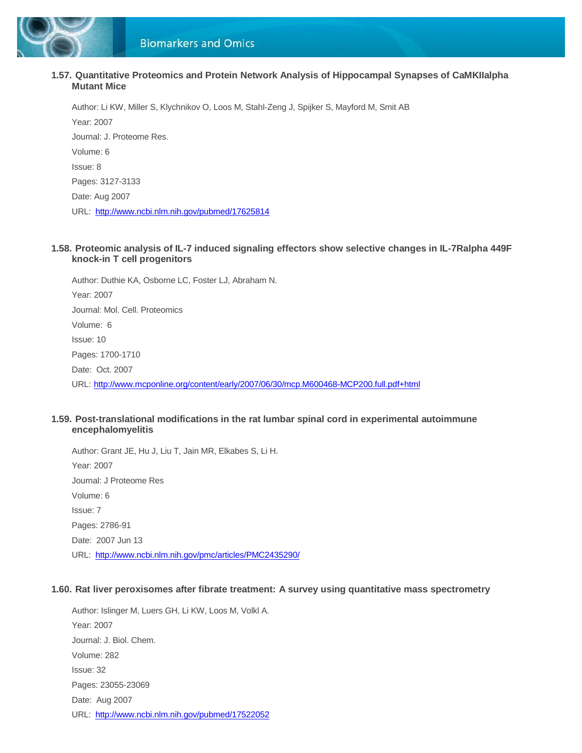### 1.57. Quantitative Proteomics and Protein Network Analysis of Hippocampal Synapses of CaMKIIalpha Mutant Mice

Author: Li KW, Miller S, Klychnikov O, Loos M, Stahl-Zeng J, Spijker S, Mayford M, Smit AB

Year: 2007

Journal: J. Proteome Res.

Volume: 6

Issue: 8

Pages: 3127-3133

Date: Aug 2007

URL: http://www.ncbi.nlm.nih.gov/pubmed/17625814

### 1.58. Proteomic analysis of IL-7 induced signaling effectors show selective changes in IL-7Ralpha 449F knock-in T cell progenitors

Author: Duthie KA, Osborne LC, Foster LJ, Abraham N.

Year: 2007

Journal: Mol. Cell. Proteomics

Volume: 6

Issue: 10

Pages: 1700-1710

Date: Oct. 2007

URL: http://www.mcponline.org/content/early/2007/06/30/mcp.M600468-MCP200.full.pdf+html

### 1.59. Post-translational modifications in the rat lumbar spinal cord in experimental autoimmune encephalomyelitis

Author: Grant JE, Hu J, Liu T, Jain MR, Elkabes S, Li H.

Year: 2007

Journal: J Proteome Res

Volume: 6

Issue: 7

Pages: 2786-91

Date: 2007 Jun 13

URL: http://www.ncbi.nlm.nih.gov/pmc/articles/PMC2435290/

### 1.60. Rat liver peroxisomes after fibrate treatment: A survey using quantitative mass spectrometry

Author: Islinger M, Luers GH, Li KW, Loos M, Volkl A.

Year: 2007

Journal: J. Biol. Chem.

Volume: 282

Issue: 32

Pages: 23055-23069

Date: Aug 2007

URL: http://www.ncbi.nlm.nih.gov/pubmed/17522052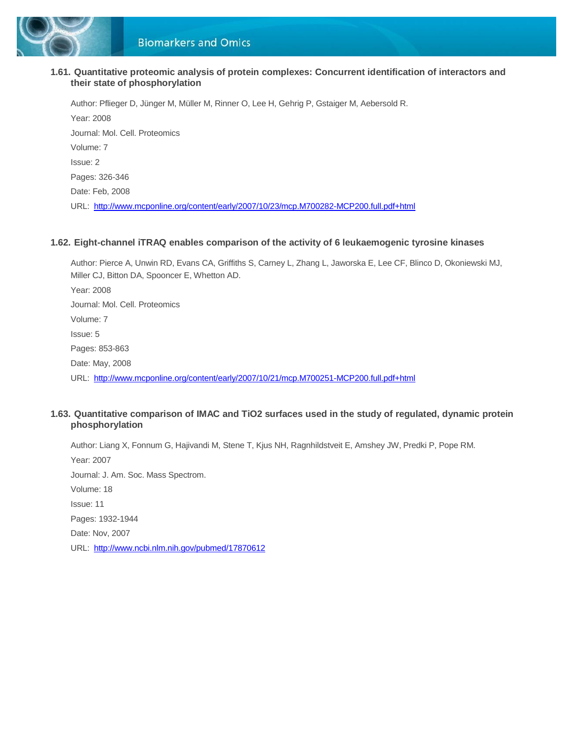### 1.61. Quantitative proteomic analysis of protein complexes: Concurrent identification of interactors and their state of phosphorylation

Author: Pflieger D, Jünger M, Müller M, Rinner O, Lee H, Gehrig P, Gstaiger M, Aebersold R.

Year: 2008

Journal: Mol. Cell. Proteomics

Volume: 7

Issue: 2

Pages: 326-346

Date: Feb, 2008

URL: http://www.mcponline.org/content/early/2007/10/23/mcp.M700282-MCP200.full.pdf+html

### 1.62. Eight-channel iTRAQ enables comparison of the activity of 6 leukaemogenic tyrosine kinases

Author: Pierce A, Unwin RD, Evans CA, Griffiths S, Carney L, Zhang L, Jaworska E, Lee CF, Blinco D, Okoniewski MJ, Miller CJ, Bitton DA, Spooncer E, Whetton AD.

Year: 2008

Journal: Mol. Cell. Proteomics

Volume: 7

Issue: 5

Pages: 853-863

Date: May, 2008

URL: http://www.mcponline.org/content/early/2007/10/21/mcp.M700251-MCP200.full.pdf+html

### 1.63. Quantitative comparison of IMAC and TiO2 surfaces used in the study of regulated, dynamic protein phosphorylation

Author: Liang X, Fonnum G, Hajivandi M, Stene T, Kjus NH, Ragnhildstveit E, Amshey JW, Predki P, Pope RM.

Year: 2007

Journal: J. Am. Soc. Mass Spectrom.

Volume: 18

Issue: 11

Pages: 1932-1944

Date: Nov, 2007

URL: http://www.ncbi.nlm.nih.gov/pubmed/17870612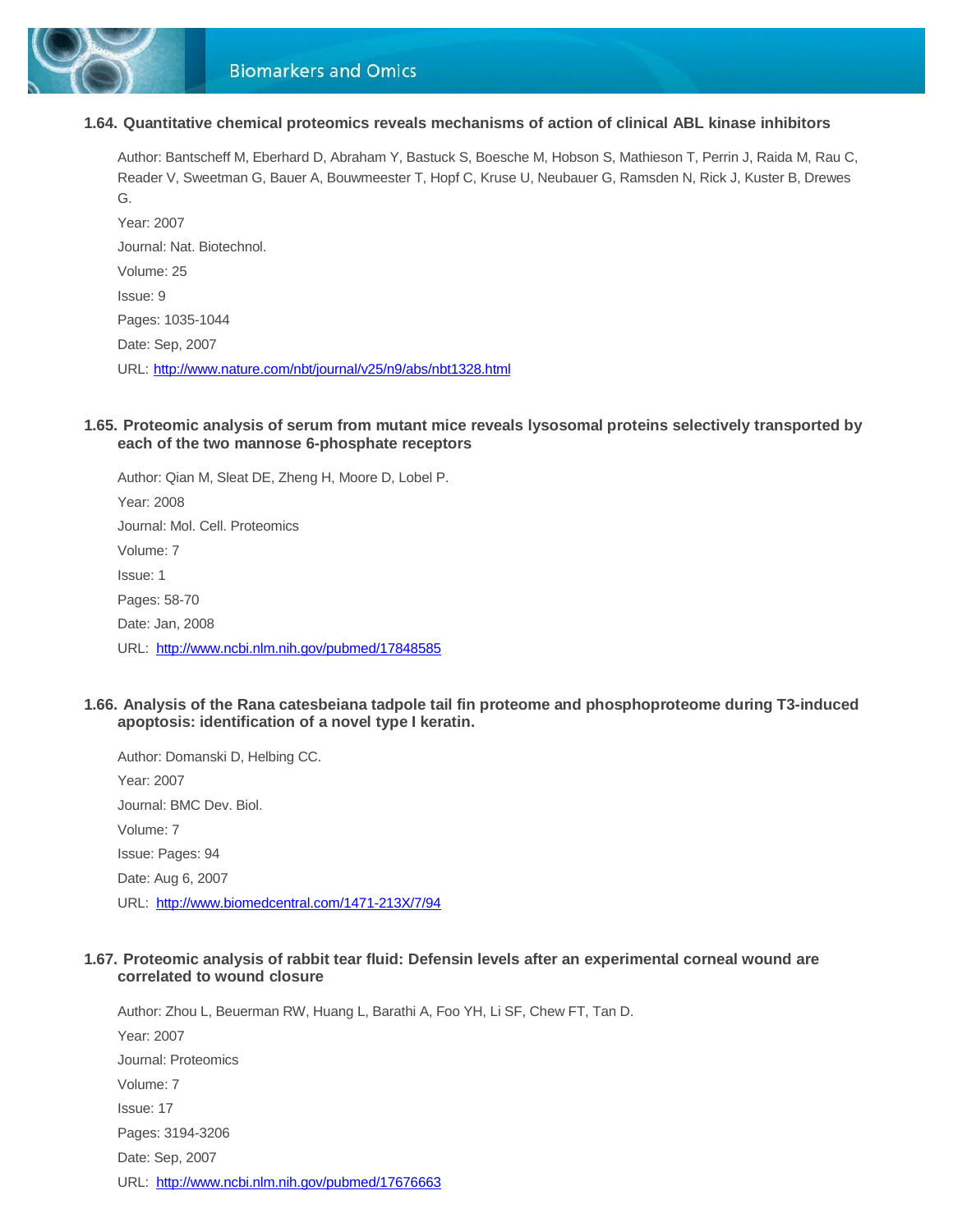### 1.64. Quantitative chemical proteomics reveals mechanisms of action of clinical ABL kinase inhibitors

Author: Bantscheff M, Eberhard D, Abraham Y, Bastuck S, Boesche M, Hobson S, Mathieson T, Perrin J, Raida M, Rau C, Reader V, Sweetman G, Bauer A, Bouwmeester T, Hopf C, Kruse U, Neubauer G, Ramsden N, Rick J, Kuster B, Drewes G.

Year: 2007

Journal: Nat. Biotechnol.

Volume: 25

Issue: 9

Pages: 1035-1044

Date: Sep, 2007

URL: http://www.nature.com/nbt/journal/v25/n9/abs/nbt1328.html

### 1.65. Proteomic analysis of serum from mutant mice reveals lysosomal proteins selectively transported by each of the two mannose 6-phosphate receptors

Author: Qian M, Sleat DE, Zheng H, Moore D, Lobel P.

Year: 2008

Journal: Mol. Cell. Proteomics

Volume: 7

Issue: 1

Pages: 58-70

Date: Jan, 2008

URL: http://www.ncbi.nlm.nih.gov/pubmed/17848585

### 1.66. Analysis of the Rana catesbeiana tadpole tail fin proteome and phosphoproteome during T3-induced apoptosis: identification of a novel type I keratin.

Author: Domanski D, Helbing CC.

Year: 2007

Journal: BMC Dev. Biol.

Volume: 7

Issue: Pages: 94

Date: Aug 6, 2007

URL: http://www.biomedcentral.com/1471-213X/7/94

### 1.67. Proteomic analysis of rabbit tear fluid: Defensin levels after an experimental corneal wound are correlated to wound closure

Author: Zhou L, Beuerman RW, Huang L, Barathi A, Foo YH, Li SF, Chew FT, Tan D.

Year: 2007

Journal: Proteomics

Volume: 7

Issue: 17

Pages: 3194-3206

Date: Sep, 2007

URL: http://www.ncbi.nlm.nih.gov/pubmed/17676663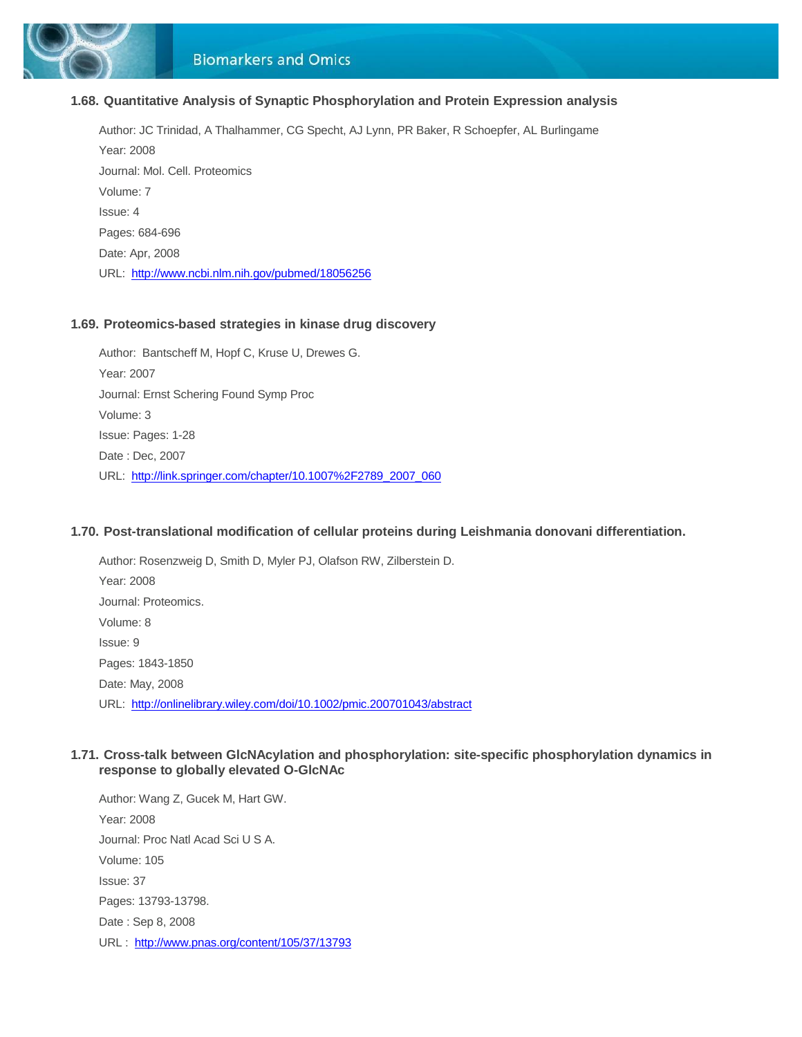### 1.68. Quantitative Analysis of Synaptic Phosphorylation and Protein Expression analysis

Author: JC Trinidad, A Thalhammer, CG Specht, AJ Lynn, PR Baker, R Schoepfer, AL Burlingame

Year: 2008

Journal: Mol. Cell. Proteomics

Volume: 7

Issue: 4

Pages: 684-696

Date: Apr, 2008

URL: http://www.ncbi.nlm.nih.gov/pubmed/18056256

### 1.69. Proteomics-based strategies in kinase drug discovery

Author: Bantscheff M, Hopf C, Kruse U, Drewes G.

Year: 2007

Journal: Ernst Schering Found Symp Proc

Volume: 3

Issue: Pages: 1-28

Date : Dec, 2007

URL: http://link.springer.com/chapter/10.1007%2F2789_2007_060

### 1.70. Post-translational modification of cellular proteins during Leishmania donovani differentiation.

Author: Rosenzweig D, Smith D, Myler PJ, Olafson RW, Zilberstein D.

Year: 2008

Journal: Proteomics.

Volume: 8

Issue: 9

Pages: 1843-1850

Date: May, 2008

URL: http://onlinelibrary.wiley.com/doi/10.1002/pmic.200701043/abstract

### 1.71. Cross-talk between GlcNAcylation and phosphorylation: site-specific phosphorylation dynamics in response to globally elevated O-GlcNAc

Author: Wang Z, Gucek M, Hart GW.

Year: 2008

Journal: Proc Natl Acad Sci U S A.

Volume: 105

Issue: 37

Pages: 13793-13798.

Date : Sep 8, 2008

URL : http://www.pnas.org/content/105/37/13793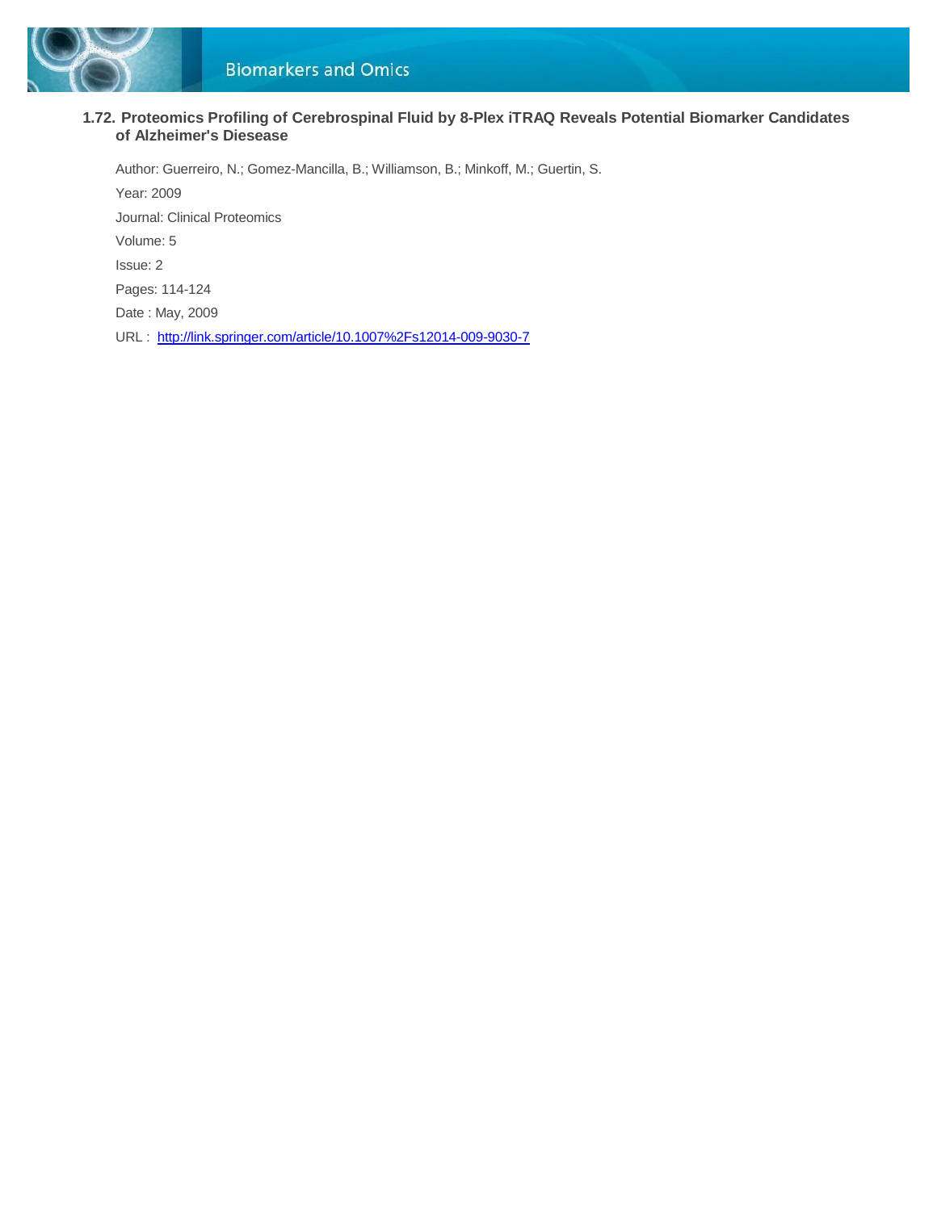## Biomarkers and Omics

### 1.72. Proteomics Profiling of Cerebrospinal Fluid by 8-Plex iTRAQ Reveals Potential Biomarker Candidates of Alzheimer's Diesease

Author: Guerreiro, N.; Gomez-Mancilla, B.; Williamson, B.; Minkoff, M.; Guertin, S.

Year: 2009

Journal: Clinical Proteomics

Volume: 5

Issue: 2

Pages: 114-124

Date : May, 2009

URL : http://link.springer.com/article/10.1007%2Fs12014-009-9030-7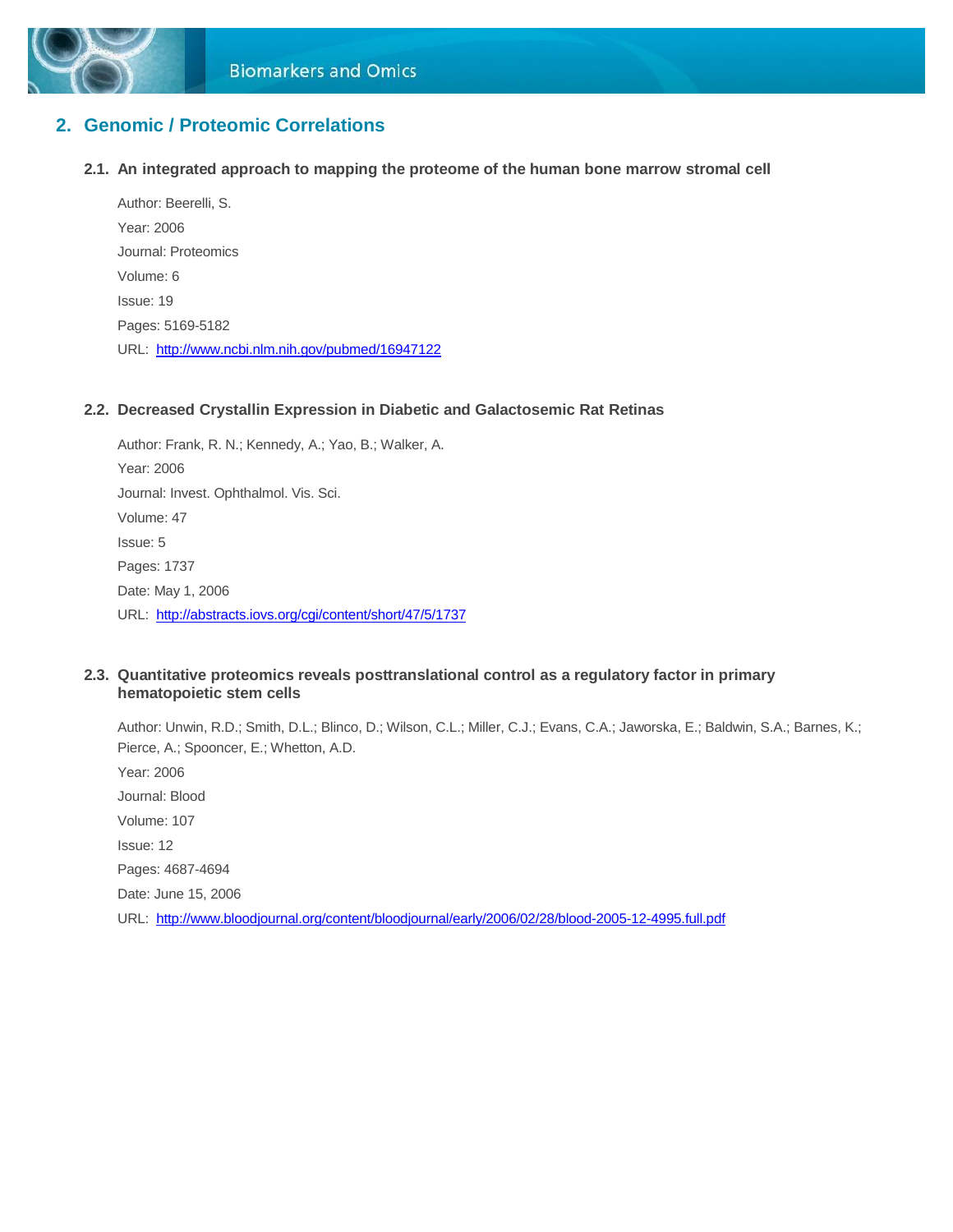## 2. Genomic / Proteomic Correlations

### 2.1. An integrated approach to mapping the proteome of the human bone marrow stromal cell

Author: Beerelli, S.

Year: 2006

Journal: Proteomics

Volume: 6

Issue: 19

Pages: 5169-5182

URL: http://www.ncbi.nlm.nih.gov/pubmed/16947122

### 2.2. Decreased Crystallin Expression in Diabetic and Galactosemic Rat Retinas

Author: Frank, R. N.; Kennedy, A.; Yao, B.; Walker, A.

Year: 2006

Journal: Invest. Ophthalmol. Vis. Sci.

Volume: 47

Issue: 5

Pages: 1737

Date: May 1, 2006

URL: http://abstracts.iovs.org/cgi/content/short/47/5/1737

### 2.3. Quantitative proteomics reveals posttranslational control as a regulatory factor in primary hematopoietic stem cells

Author: Unwin, R.D.; Smith, D.L.; Blinco, D.; Wilson, C.L.; Miller, C.J.; Evans, C.A.; Jaworska, E.; Baldwin, S.A.; Barnes, K.; Pierce, A.; Spooncer, E.; Whetton, A.D.

Year: 2006

Journal: Blood

Volume: 107

Issue: 12

Pages: 4687-4694

Date: June 15, 2006

URL: http://www.bloodjournal.org/content/bloodjournal/early/2006/02/28/blood-2005-12-4995.full.pdf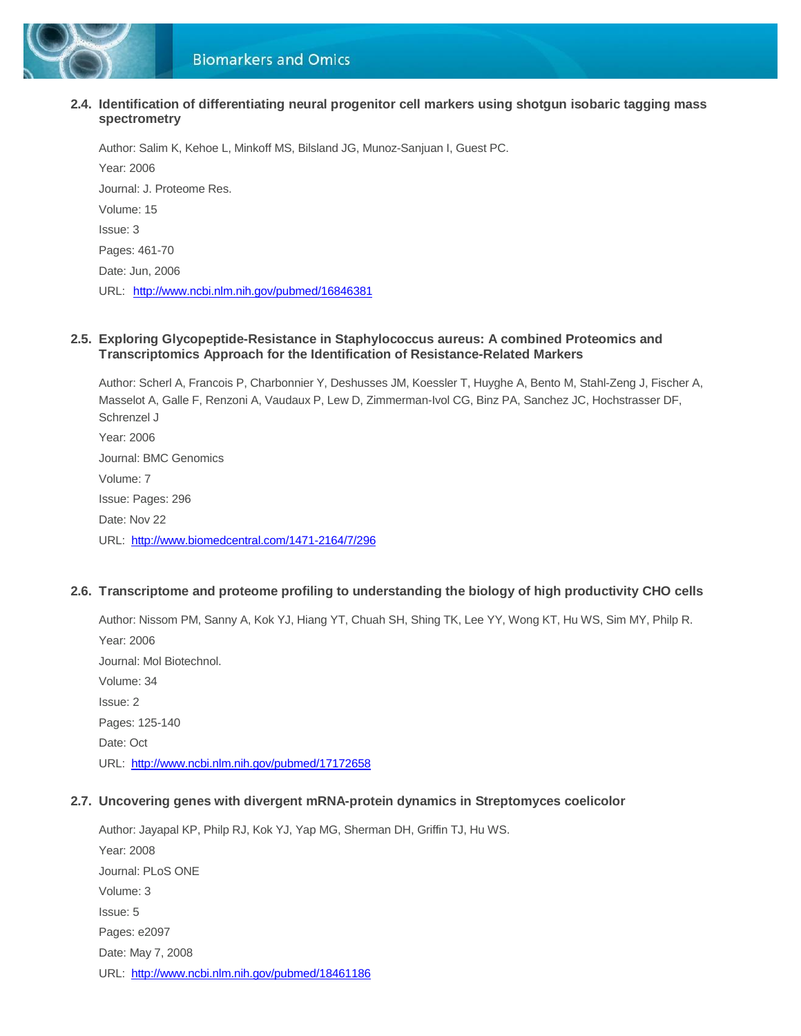### 2.4. Identification of differentiating neural progenitor cell markers using shotgun isobaric tagging mass spectrometry

Author: Salim K, Kehoe L, Minkoff MS, Bilsland JG, Munoz-Sanjuan I, Guest PC.

Year: 2006

Journal: J. Proteome Res.

Volume: 15

Issue: 3

Pages: 461-70

Date: Jun, 2006

URL: http://www.ncbi.nlm.nih.gov/pubmed/16846381

### 2.5. Exploring Glycopeptide-Resistance in Staphylococcus aureus: A combined Proteomics and Transcriptomics Approach for the Identification of Resistance-Related Markers

Author: Scherl A, Francois P, Charbonnier Y, Deshusses JM, Koessler T, Huyghe A, Bento M, Stahl-Zeng J, Fischer A, Masselot A, Galle F, Renzoni A, Vaudaux P, Lew D, Zimmerman-Ivol CG, Binz PA, Sanchez JC, Hochstrasser DF, Schrenzel J

Year: 2006

Journal: BMC Genomics

Volume: 7

Issue: Pages: 296

Date: Nov 22

URL: http://www.biomedcentral.com/1471-2164/7/296

### 2.6. Transcriptome and proteome profiling to understanding the biology of high productivity CHO cells

Author: Nissom PM, Sanny A, Kok YJ, Hiang YT, Chuah SH, Shing TK, Lee YY, Wong KT, Hu WS, Sim MY, Philp R.

Year: 2006

Journal: Mol Biotechnol.

Volume: 34

Issue: 2

Pages: 125-140

Date: Oct

URL: http://www.ncbi.nlm.nih.gov/pubmed/17172658

### 2.7. Uncovering genes with divergent mRNA-protein dynamics in Streptomyces coelicolor

Author: Jayapal KP, Philp RJ, Kok YJ, Yap MG, Sherman DH, Griffin TJ, Hu WS.

Year: 2008

Journal: PLoS ONE

Volume: 3

Issue: 5

Pages: e2097

Date: May 7, 2008

URL: http://www.ncbi.nlm.nih.gov/pubmed/18461186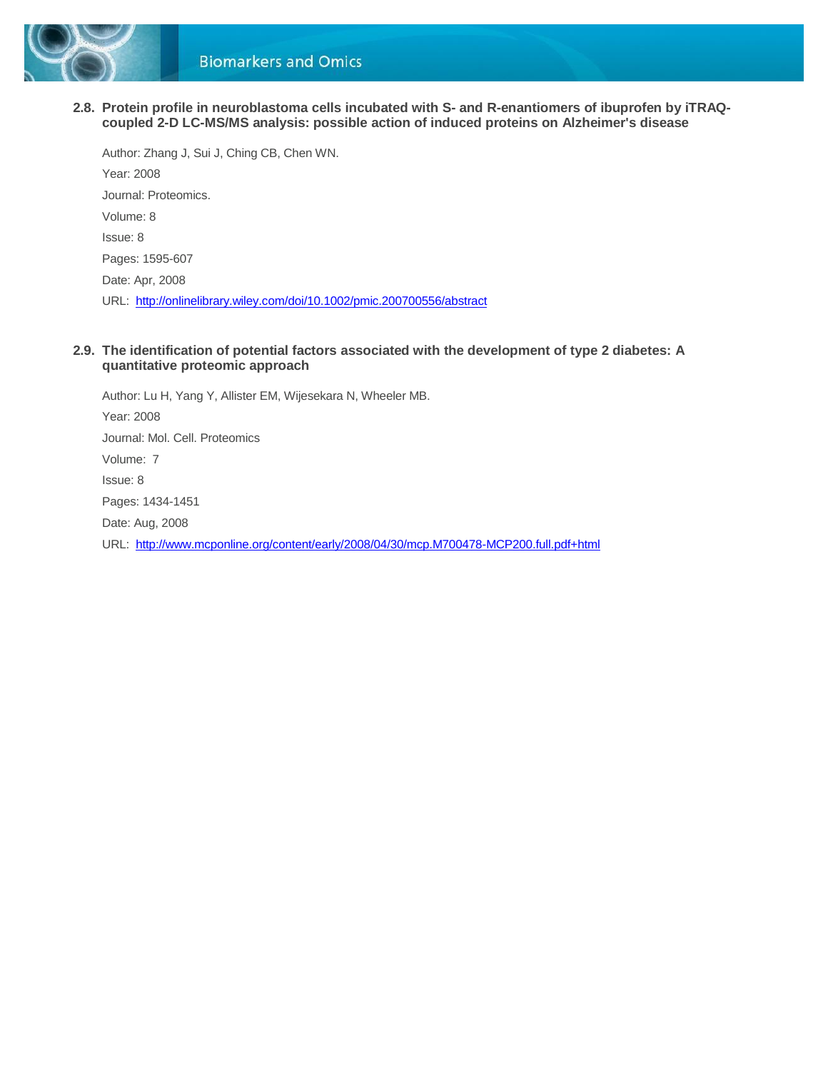### 2.8. Protein profile in neuroblastoma cells incubated with S- and R-enantiomers of ibuprofen by iTRAQ-coupled 2-D LC-MS/MS analysis: possible action of induced proteins on Alzheimer's disease

Author: Zhang J, Sui J, Ching CB, Chen WN.

Year: 2008

Journal: Proteomics.

Volume: 8

Issue: 8

Pages: 1595-607

Date: Apr, 2008

URL: http://onlinelibrary.wiley.com/doi/10.1002/pmic.200700556/abstract

### 2.9. The identification of potential factors associated with the development of type 2 diabetes: A quantitative proteomic approach

Author: Lu H, Yang Y, Allister EM, Wijesekara N, Wheeler MB.

Year: 2008

Journal: Mol. Cell. Proteomics

Volume: 7

Issue: 8

Pages: 1434-1451

Date: Aug, 2008

URL: http://www.mcponline.org/content/early/2008/04/30/mcp.M700478-MCP200.full.pdf+html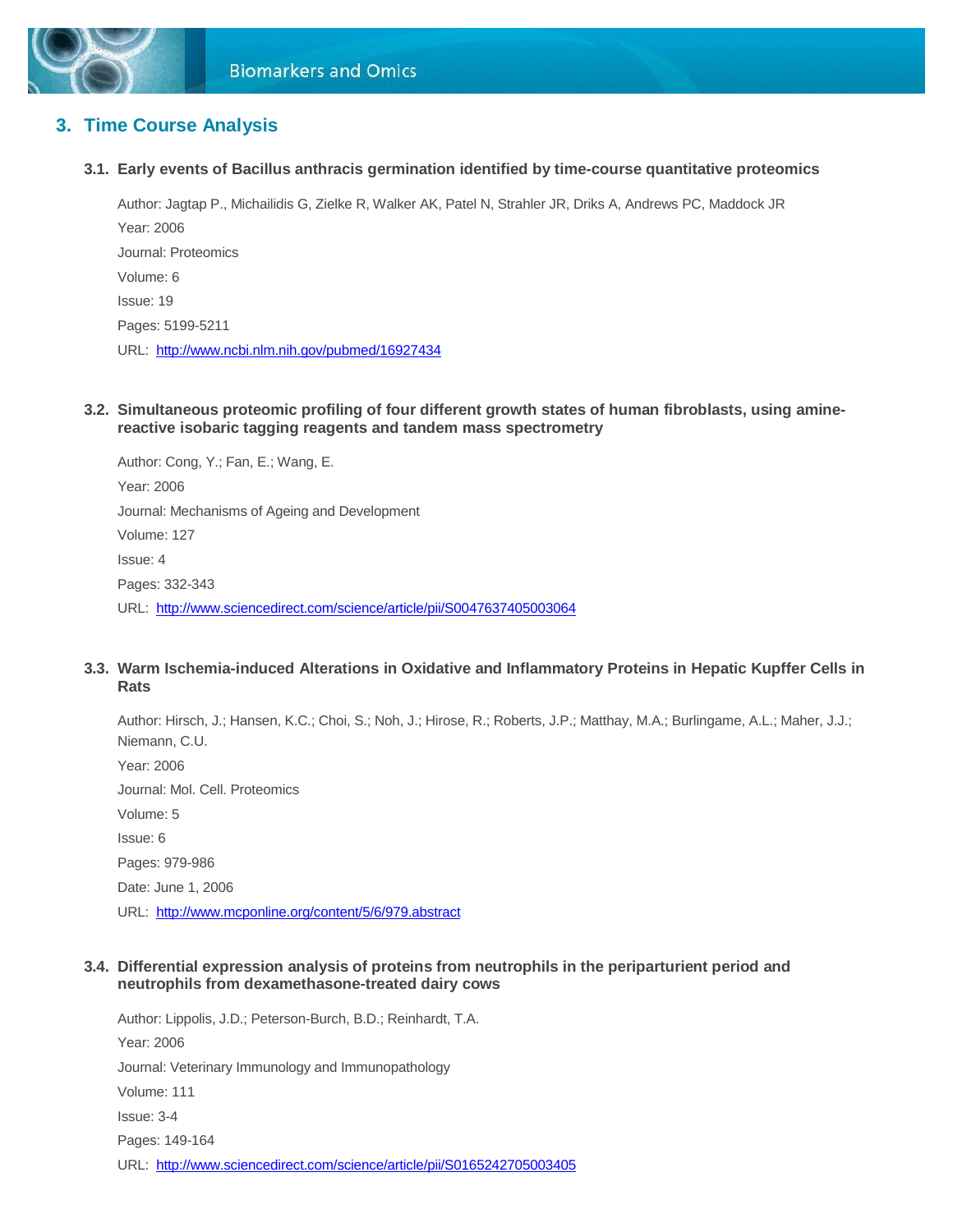## 3. Time Course Analysis

### 3.1. Early events of Bacillus anthracis germination identified by time-course quantitative proteomics

Author: Jagtap P., Michailidis G, Zielke R, Walker AK, Patel N, Strahler JR, Driks A, Andrews PC, Maddock JR

Year: 2006

Journal: Proteomics

Volume: 6

Issue: 19

Pages: 5199-5211

URL: http://www.ncbi.nlm.nih.gov/pubmed/16927434

### 3.2. Simultaneous proteomic profiling of four different growth states of human fibroblasts, using amine-reactive isobaric tagging reagents and tandem mass spectrometry

Author: Cong, Y.; Fan, E.; Wang, E.

Year: 2006

Journal: Mechanisms of Ageing and Development

Volume: 127

Issue: 4

Pages: 332-343

URL: http://www.sciencedirect.com/science/article/pii/S0047637405003064

### 3.3. Warm Ischemia-induced Alterations in Oxidative and Inflammatory Proteins in Hepatic Kupffer Cells in Rats

Author: Hirsch, J.; Hansen, K.C.; Choi, S.; Noh, J.; Hirose, R.; Roberts, J.P.; Matthay, M.A.; Burlingame, A.L.; Maher, J.J.; Niemann, C.U.

Year: 2006

Journal: Mol. Cell. Proteomics

Volume: 5

Issue: 6

Pages: 979-986

Date: June 1, 2006

URL: http://www.mcponline.org/content/5/6/979.abstract

### 3.4. Differential expression analysis of proteins from neutrophils in the periparturient period and neutrophils from dexamethasone-treated dairy cows

Author: Lippolis, J.D.; Peterson-Burch, B.D.; Reinhardt, T.A.

Year: 2006

Journal: Veterinary Immunology and Immunopathology

Volume: 111

Issue: 3-4

Pages: 149-164

URL: http://www.sciencedirect.com/science/article/pii/S0165242705003405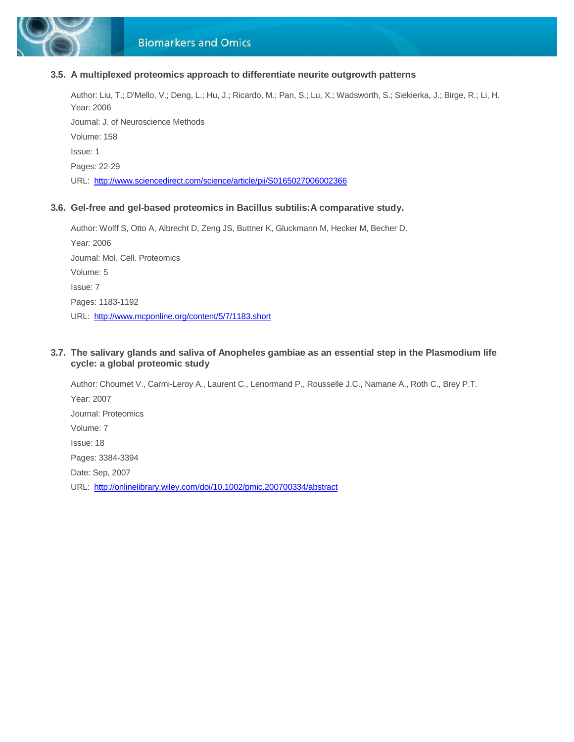### 3.5. A multiplexed proteomics approach to differentiate neurite outgrowth patterns

Author: Liu, T.; D'Mello, V.; Deng, L.; Hu, J.; Ricardo, M.; Pan, S.; Lu, X.; Wadsworth, S.; Siekierka, J.; Birge, R.; Li, H.

Year: 2006

Journal: J. of Neuroscience Methods

Volume: 158

Issue: 1

Pages: 22-29

URL: http://www.sciencedirect.com/science/article/pii/S0165027006002366

### 3.6. Gel-free and gel-based proteomics in Bacillus subtilis:A comparative study.

Author: Wolff S, Otto A, Albrecht D, Zeng JS, Buttner K, Gluckmann M, Hecker M, Becher D.

Year: 2006

Journal: Mol. Cell. Proteomics

Volume: 5

Issue: 7

Pages: 1183-1192

URL: http://www.mcponline.org/content/5/7/1183.short

### 3.7. The salivary glands and saliva of Anopheles gambiae as an essential step in the Plasmodium life cycle: a global proteomic study

Author: Choumet V., Carmi-Leroy A., Laurent C., Lenormand P., Rousselle J.C., Namane A., Roth C., Brey P.T.

Year: 2007

Journal: Proteomics

Volume: 7

Issue: 18

Pages: 3384-3394

Date: Sep, 2007

URL: http://onlinelibrary.wiley.com/doi/10.1002/pmic.200700334/abstract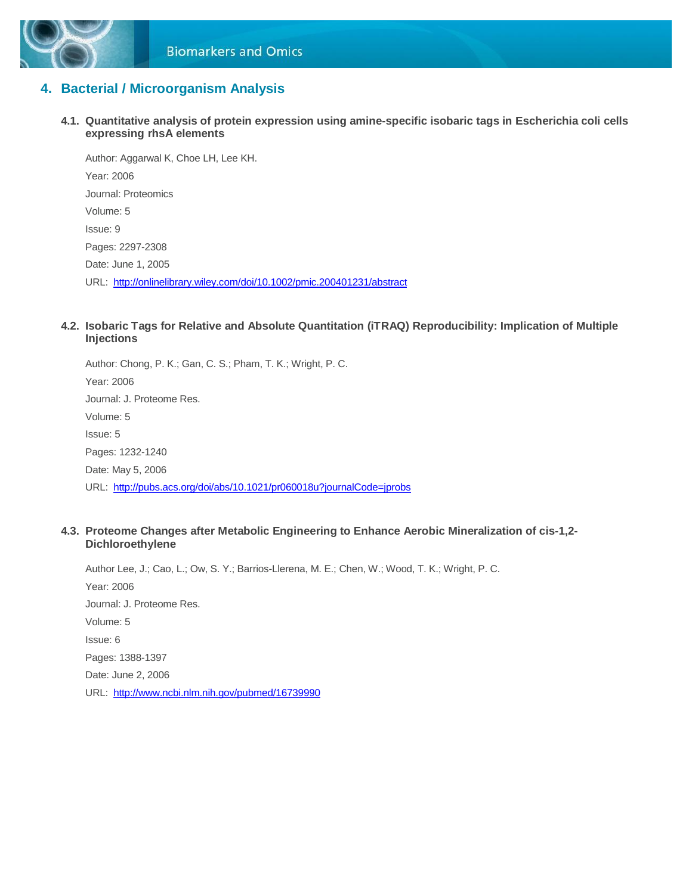## 4. Bacterial / Microorganism Analysis

### 4.1. Quantitative analysis of protein expression using amine-specific isobaric tags in Escherichia coli cells expressing rhsA elements

Author: Aggarwal K, Choe LH, Lee KH.

Year: 2006

Journal: Proteomics

Volume: 5

Issue: 9

Pages: 2297-2308

Date: June 1, 2005

URL: http://onlinelibrary.wiley.com/doi/10.1002/pmic.200401231/abstract

### 4.2. Isobaric Tags for Relative and Absolute Quantitation (iTRAQ) Reproducibility: Implication of Multiple Injections

Author: Chong, P. K.; Gan, C. S.; Pham, T. K.; Wright, P. C.

Year: 2006

Journal: J. Proteome Res.

Volume: 5

Issue: 5

Pages: 1232-1240

Date: May 5, 2006

URL: http://pubs.acs.org/doi/abs/10.1021/pr060018u?journalCode=jprobs

### 4.3. Proteome Changes after Metabolic Engineering to Enhance Aerobic Mineralization of cis-1,2-Dichloroethylene

Author Lee, J.; Cao, L.; Ow, S. Y.; Barrios-Llerena, M. E.; Chen, W.; Wood, T. K.; Wright, P. C.

Year: 2006

Journal: J. Proteome Res.

Volume: 5

Issue: 6

Pages: 1388-1397

Date: June 2, 2006

URL: http://www.ncbi.nlm.nih.gov/pubmed/16739990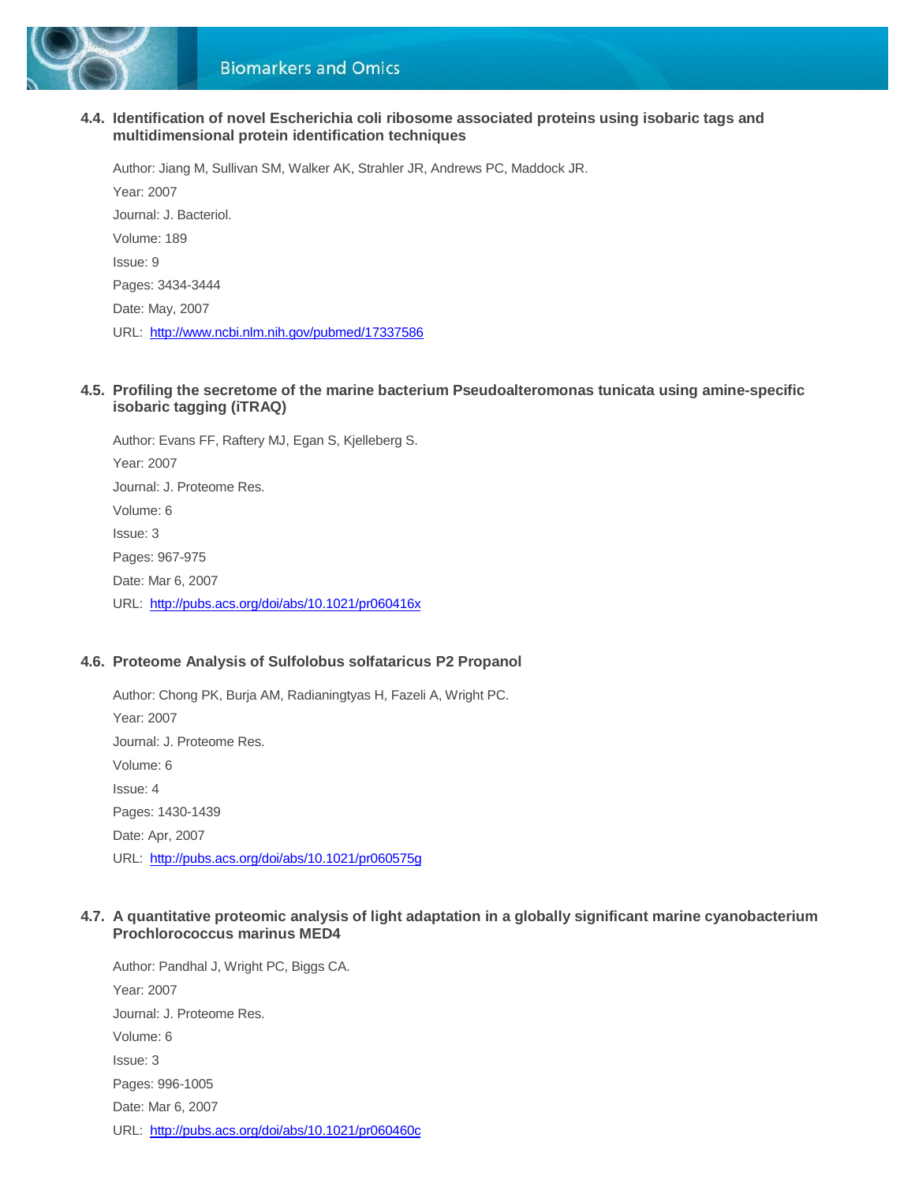### 4.4. Identification of novel Escherichia coli ribosome associated proteins using isobaric tags and multidimensional protein identification techniques

Author: Jiang M, Sullivan SM, Walker AK, Strahler JR, Andrews PC, Maddock JR.

Year: 2007

Journal: J. Bacteriol.

Volume: 189

Issue: 9

Pages: 3434-3444

Date: May, 2007

URL: http://www.ncbi.nlm.nih.gov/pubmed/17337586

### 4.5. Profiling the secretome of the marine bacterium Pseudoalteromonas tunicata using amine-specific isobaric tagging (iTRAQ)

Author: Evans FF, Raftery MJ, Egan S, Kjelleberg S.

Year: 2007

Journal: J. Proteome Res.

Volume: 6

Issue: 3

Pages: 967-975

Date: Mar 6, 2007

URL: http://pubs.acs.org/doi/abs/10.1021/pr060416x

### 4.6. Proteome Analysis of Sulfolobus solfataricus P2 Propanol

Author: Chong PK, Burja AM, Radianingtyas H, Fazeli A, Wright PC.

Year: 2007

Journal: J. Proteome Res.

Volume: 6

Issue: 4

Pages: 1430-1439

Date: Apr, 2007

URL: http://pubs.acs.org/doi/abs/10.1021/pr060575g

### 4.7. A quantitative proteomic analysis of light adaptation in a globally significant marine cyanobacterium Prochlorococcus marinus MED4

Author: Pandhal J, Wright PC, Biggs CA.

Year: 2007

Journal: J. Proteome Res.

Volume: 6

Issue: 3

Pages: 996-1005

Date: Mar 6, 2007

URL: http://pubs.acs.org/doi/abs/10.1021/pr060460c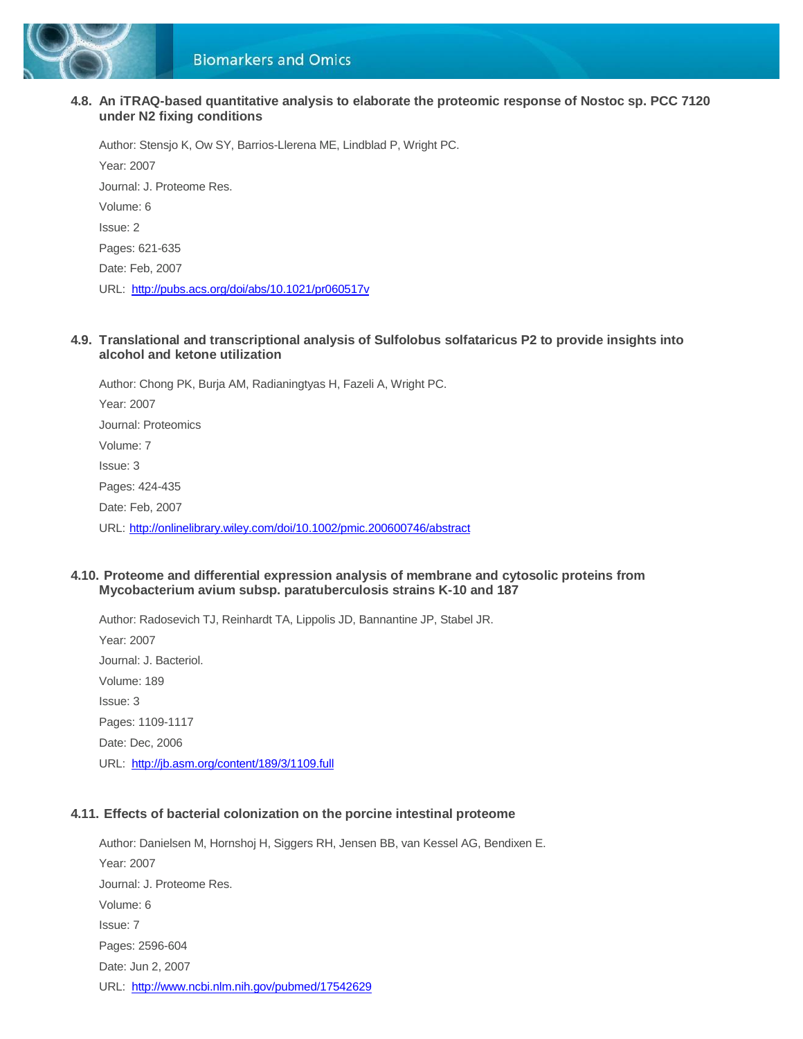### 4.8. An iTRAQ-based quantitative analysis to elaborate the proteomic response of Nostoc sp. PCC 7120 under N2 fixing conditions

Author: Stensjo K, Ow SY, Barrios-Llerena ME, Lindblad P, Wright PC.

Year: 2007

Journal: J. Proteome Res.

Volume: 6

Issue: 2

Pages: 621-635

Date: Feb, 2007

URL: http://pubs.acs.org/doi/abs/10.1021/pr060517v

### 4.9. Translational and transcriptional analysis of Sulfolobus solfataricus P2 to provide insights into alcohol and ketone utilization

Author: Chong PK, Burja AM, Radianingtyas H, Fazeli A, Wright PC.

Year: 2007

Journal: Proteomics

Volume: 7

Issue: 3

Pages: 424-435

Date: Feb, 2007

URL: http://onlinelibrary.wiley.com/doi/10.1002/pmic.200600746/abstract

### 4.10. Proteome and differential expression analysis of membrane and cytosolic proteins from Mycobacterium avium subsp. paratuberculosis strains K-10 and 187

Author: Radosevich TJ, Reinhardt TA, Lippolis JD, Bannantine JP, Stabel JR.

Year: 2007

Journal: J. Bacteriol.

Volume: 189

Issue: 3

Pages: 1109-1117

Date: Dec, 2006

URL: http://jb.asm.org/content/189/3/1109.full

### 4.11. Effects of bacterial colonization on the porcine intestinal proteome

Author: Danielsen M, Hornshoj H, Siggers RH, Jensen BB, van Kessel AG, Bendixen E.

Year: 2007

Journal: J. Proteome Res.

Volume: 6

Issue: 7

Pages: 2596-604

Date: Jun 2, 2007

URL: http://www.ncbi.nlm.nih.gov/pubmed/17542629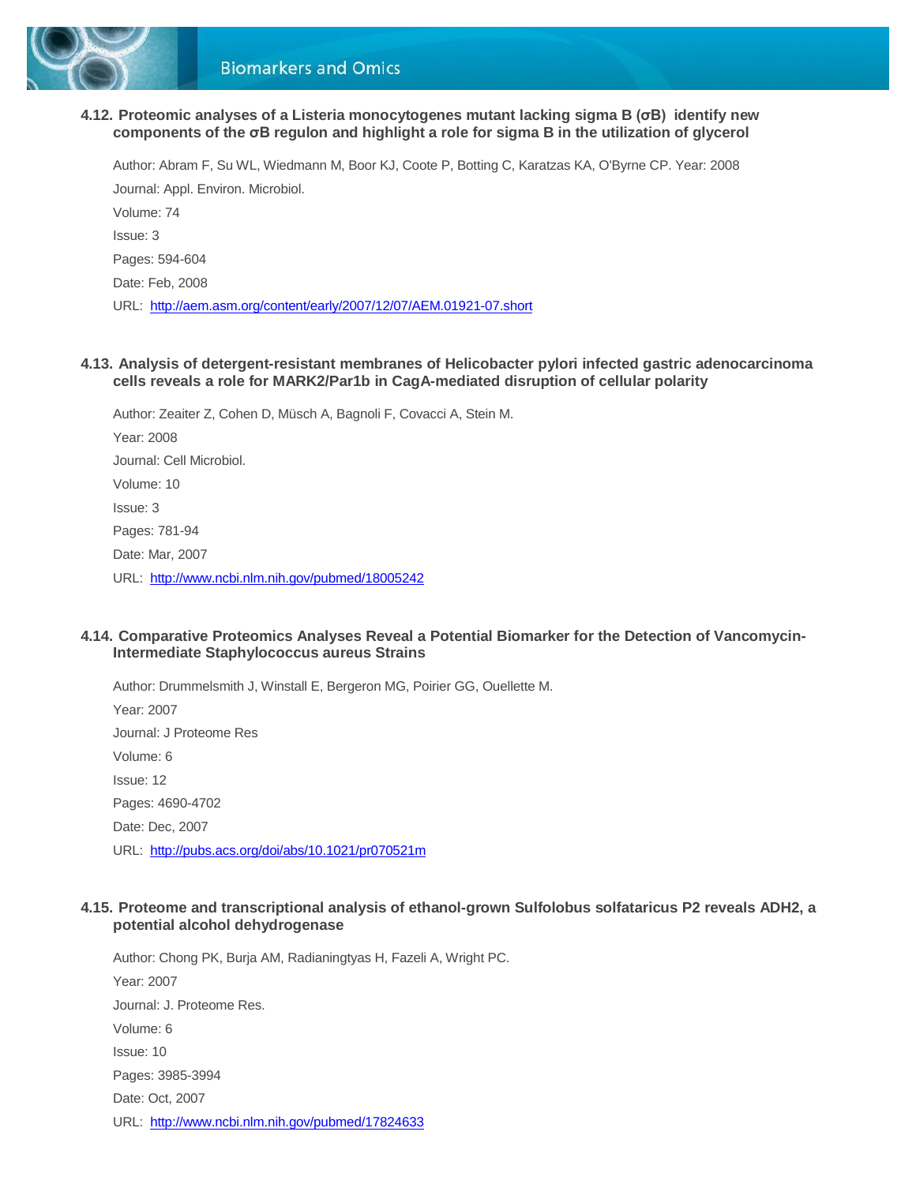### 4.12. Proteomic analyses of a Listeria monocytogenes mutant lacking sigma B (σB) identify new components of the σB regulon and highlight a role for sigma B in the utilization of glycerol

Author: Abram F, Su WL, Wiedmann M, Boor KJ, Coote P, Botting C, Karatzas KA, O'Byrne CP. Year: 2008

Journal: Appl. Environ. Microbiol.

Volume: 74

Issue: 3

Pages: 594-604

Date: Feb, 2008

URL: http://aem.asm.org/content/early/2007/12/07/AEM.01921-07.short

### 4.13. Analysis of detergent-resistant membranes of Helicobacter pylori infected gastric adenocarcinoma cells reveals a role for MARK2/Par1b in CagA-mediated disruption of cellular polarity

Author: Zeaiter Z, Cohen D, Müsch A, Bagnoli F, Covacci A, Stein M.

Year: 2008

Journal: Cell Microbiol.

Volume: 10

Issue: 3

Pages: 781-94

Date: Mar, 2007

URL: http://www.ncbi.nlm.nih.gov/pubmed/18005242

### 4.14. Comparative Proteomics Analyses Reveal a Potential Biomarker for the Detection of Vancomycin-Intermediate Staphylococcus aureus Strains

Author: Drummelsmith J, Winstall E, Bergeron MG, Poirier GG, Ouellette M.

Year: 2007

Journal: J Proteome Res

Volume: 6

Issue: 12

Pages: 4690-4702

Date: Dec, 2007

URL: http://pubs.acs.org/doi/abs/10.1021/pr070521m

### 4.15. Proteome and transcriptional analysis of ethanol-grown Sulfolobus solfataricus P2 reveals ADH2, a potential alcohol dehydrogenase

Author: Chong PK, Burja AM, Radianingtyas H, Fazeli A, Wright PC.

Year: 2007

Journal: J. Proteome Res.

Volume: 6

Issue: 10

Pages: 3985-3994

Date: Oct, 2007

URL: http://www.ncbi.nlm.nih.gov/pubmed/17824633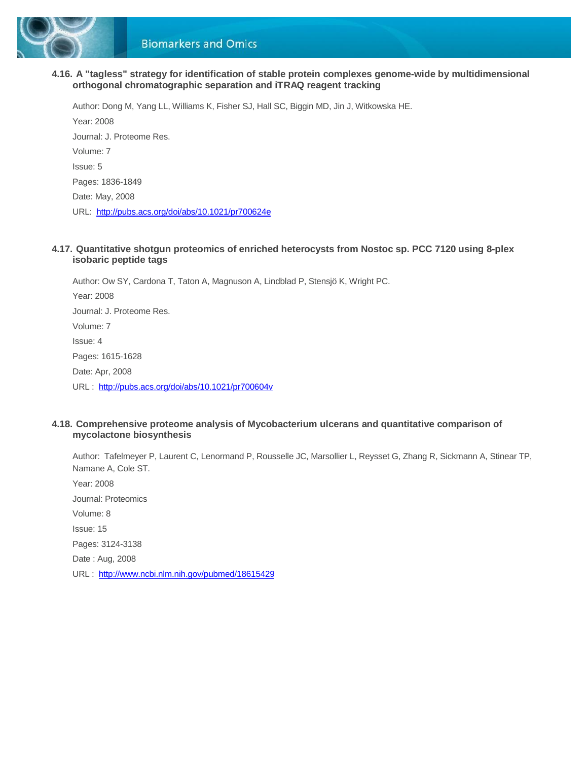### 4.16. A "tagless" strategy for identification of stable protein complexes genome-wide by multidimensional orthogonal chromatographic separation and iTRAQ reagent tracking

Author: Dong M, Yang LL, Williams K, Fisher SJ, Hall SC, Biggin MD, Jin J, Witkowska HE.

Year: 2008

Journal: J. Proteome Res.

Volume: 7

Issue: 5

Pages: 1836-1849

Date: May, 2008

URL: http://pubs.acs.org/doi/abs/10.1021/pr700624e

### 4.17. Quantitative shotgun proteomics of enriched heterocysts from Nostoc sp. PCC 7120 using 8-plex isobaric peptide tags

Author: Ow SY, Cardona T, Taton A, Magnuson A, Lindblad P, Stensjö K, Wright PC.

Year: 2008

Journal: J. Proteome Res.

Volume: 7

Issue: 4

Pages: 1615-1628

Date: Apr, 2008

URL : http://pubs.acs.org/doi/abs/10.1021/pr700604v

### 4.18. Comprehensive proteome analysis of Mycobacterium ulcerans and quantitative comparison of mycolactone biosynthesis

Author: Tafelmeyer P, Laurent C, Lenormand P, Rousselle JC, Marsollier L, Reysset G, Zhang R, Sickmann A, Stinear TP, Namane A, Cole ST.

Year: 2008

Journal: Proteomics

Volume: 8

Issue: 15

Pages: 3124-3138

Date : Aug, 2008

URL : http://www.ncbi.nlm.nih.gov/pubmed/18615429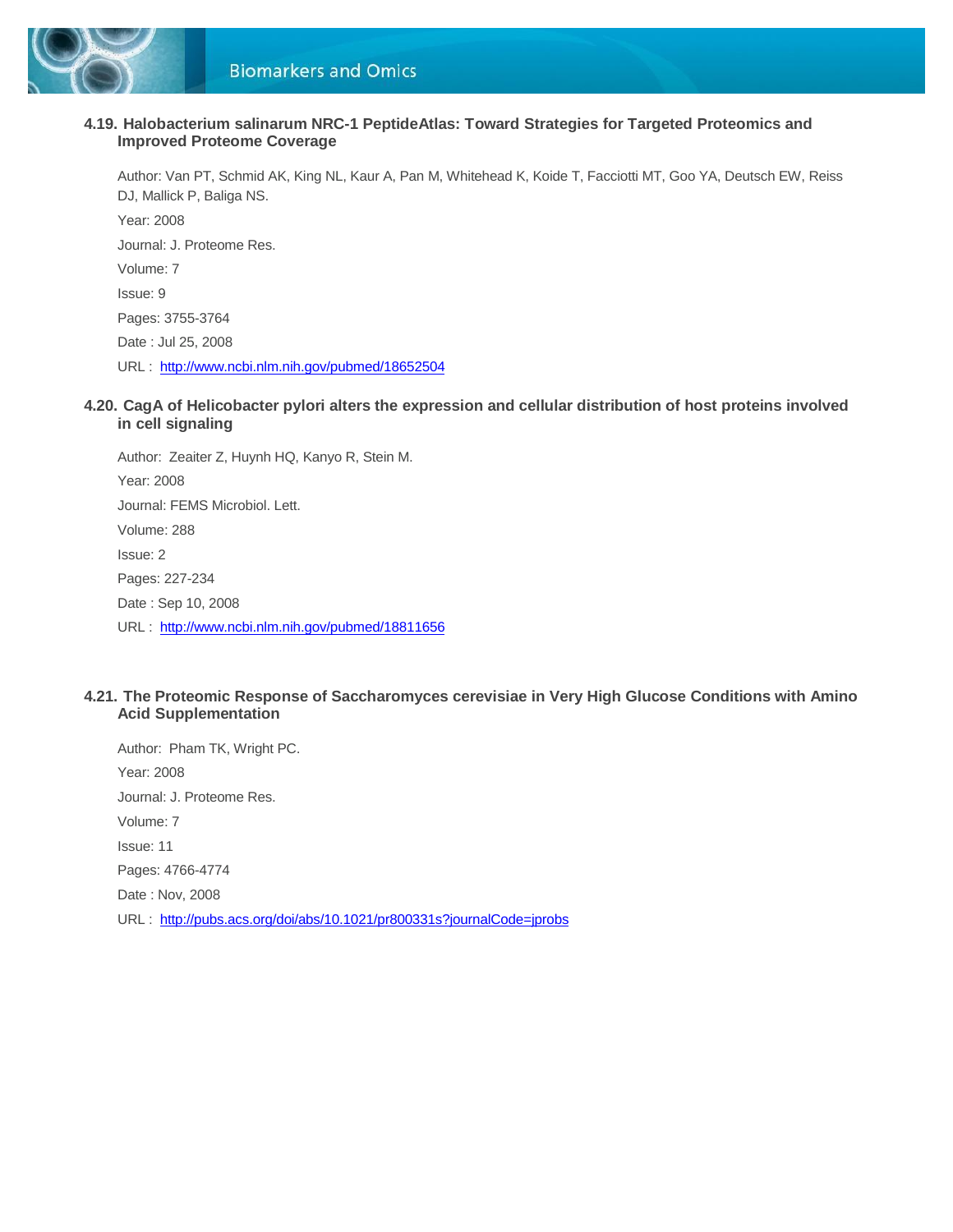### 4.19. Halobacterium salinarum NRC-1 PeptideAtlas: Toward Strategies for Targeted Proteomics and Improved Proteome Coverage

Author: Van PT, Schmid AK, King NL, Kaur A, Pan M, Whitehead K, Koide T, Facciotti MT, Goo YA, Deutsch EW, Reiss DJ, Mallick P, Baliga NS.

Year: 2008

Journal: J. Proteome Res.

Volume: 7

Issue: 9

Pages: 3755-3764

Date : Jul 25, 2008

URL : http://www.ncbi.nlm.nih.gov/pubmed/18652504

### 4.20. CagA of Helicobacter pylori alters the expression and cellular distribution of host proteins involved in cell signaling

Author: Zeaiter Z, Huynh HQ, Kanyo R, Stein M.

Year: 2008

Journal: FEMS Microbiol. Lett.

Volume: 288

Issue: 2

Pages: 227-234

Date : Sep 10, 2008

URL : http://www.ncbi.nlm.nih.gov/pubmed/18811656

### 4.21. The Proteomic Response of Saccharomyces cerevisiae in Very High Glucose Conditions with Amino Acid Supplementation

Author: Pham TK, Wright PC.

Year: 2008

Journal: J. Proteome Res.

Volume: 7

Issue: 11

Pages: 4766-4774

Date : Nov, 2008

URL : http://pubs.acs.org/doi/abs/10.1021/pr800331s?journalCode=jprobs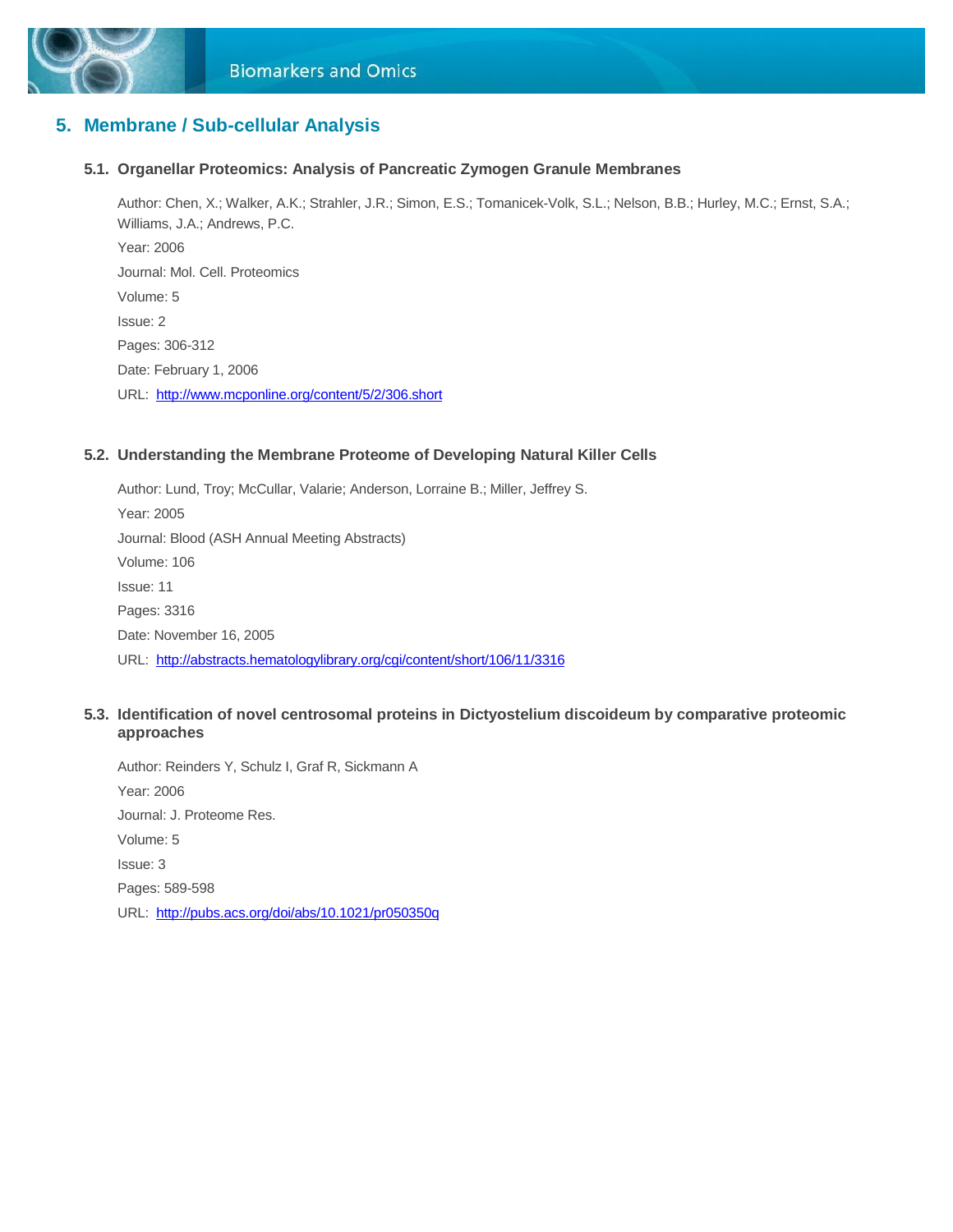## 5. Membrane / Sub-cellular Analysis

### 5.1. Organellar Proteomics: Analysis of Pancreatic Zymogen Granule Membranes

Author: Chen, X.; Walker, A.K.; Strahler, J.R.; Simon, E.S.; Tomanicek-Volk, S.L.; Nelson, B.B.; Hurley, M.C.; Ernst, S.A.; Williams, J.A.; Andrews, P.C.

Year: 2006

Journal: Mol. Cell. Proteomics

Volume: 5

Issue: 2

Pages: 306-312

Date: February 1, 2006

URL: http://www.mcponline.org/content/5/2/306.short

### 5.2. Understanding the Membrane Proteome of Developing Natural Killer Cells

Author: Lund, Troy; McCullar, Valarie; Anderson, Lorraine B.; Miller, Jeffrey S.

Year: 2005

Journal: Blood (ASH Annual Meeting Abstracts)

Volume: 106

Issue: 11

Pages: 3316

Date: November 16, 2005

URL: http://abstracts.hematologylibrary.org/cgi/content/short/106/11/3316

### 5.3. Identification of novel centrosomal proteins in Dictyostelium discoideum by comparative proteomic approaches

Author: Reinders Y, Schulz I, Graf R, Sickmann A

Year: 2006

Journal: J. Proteome Res.

Volume: 5

Issue: 3

Pages: 589-598

URL: http://pubs.acs.org/doi/abs/10.1021/pr050350q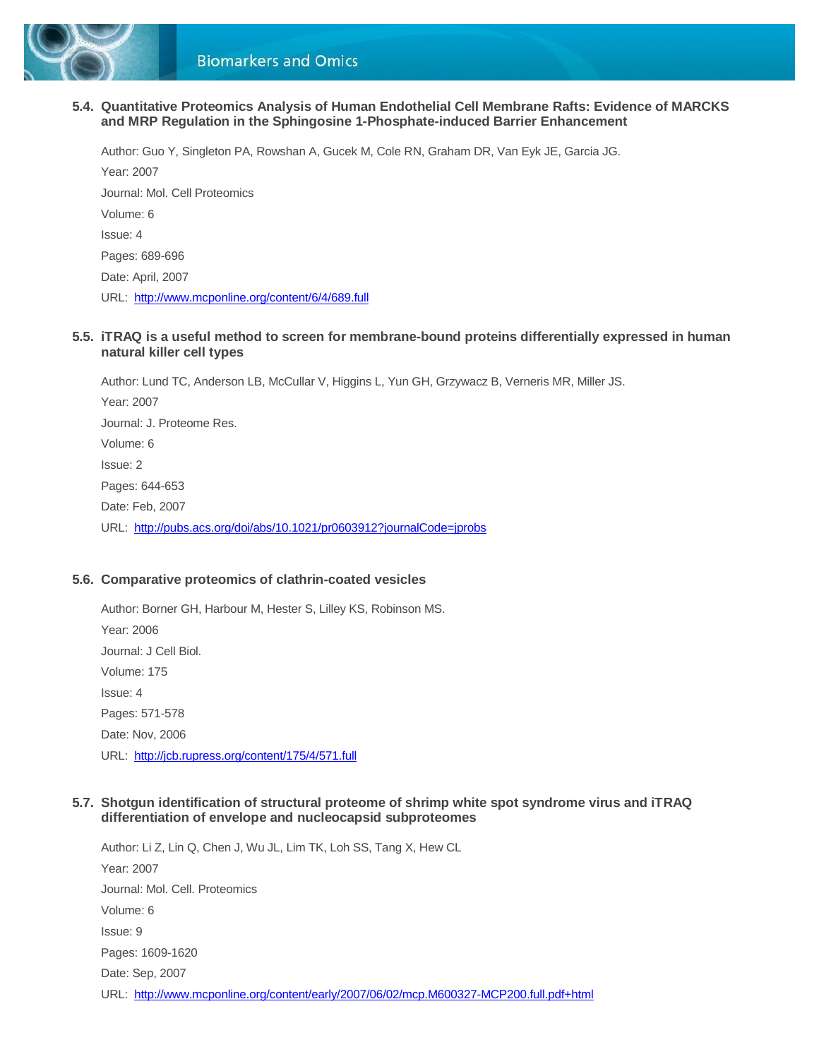### 5.4. Quantitative Proteomics Analysis of Human Endothelial Cell Membrane Rafts: Evidence of MARCKS and MRP Regulation in the Sphingosine 1-Phosphate-induced Barrier Enhancement

Author: Guo Y, Singleton PA, Rowshan A, Gucek M, Cole RN, Graham DR, Van Eyk JE, Garcia JG.

Year: 2007

Journal: Mol. Cell Proteomics

Volume: 6

Issue: 4

Pages: 689-696

Date: April, 2007

URL: http://www.mcponline.org/content/6/4/689.full

### 5.5. iTRAQ is a useful method to screen for membrane-bound proteins differentially expressed in human natural killer cell types

Author: Lund TC, Anderson LB, McCullar V, Higgins L, Yun GH, Grzywacz B, Verneris MR, Miller JS.

Year: 2007

Journal: J. Proteome Res.

Volume: 6

Issue: 2

Pages: 644-653

Date: Feb, 2007

URL: http://pubs.acs.org/doi/abs/10.1021/pr0603912?journalCode=jprobs

### 5.6. Comparative proteomics of clathrin-coated vesicles

Author: Borner GH, Harbour M, Hester S, Lilley KS, Robinson MS.

Year: 2006

Journal: J Cell Biol.

Volume: 175

Issue: 4

Pages: 571-578

Date: Nov, 2006

URL: http://jcb.rupress.org/content/175/4/571.full

### 5.7. Shotgun identification of structural proteome of shrimp white spot syndrome virus and iTRAQ differentiation of envelope and nucleocapsid subproteomes

Author: Li Z, Lin Q, Chen J, Wu JL, Lim TK, Loh SS, Tang X, Hew CL

Year: 2007

Journal: Mol. Cell. Proteomics

Volume: 6

Issue: 9

Pages: 1609-1620

Date: Sep, 2007

URL: http://www.mcponline.org/content/early/2007/06/02/mcp.M600327-MCP200.full.pdf+html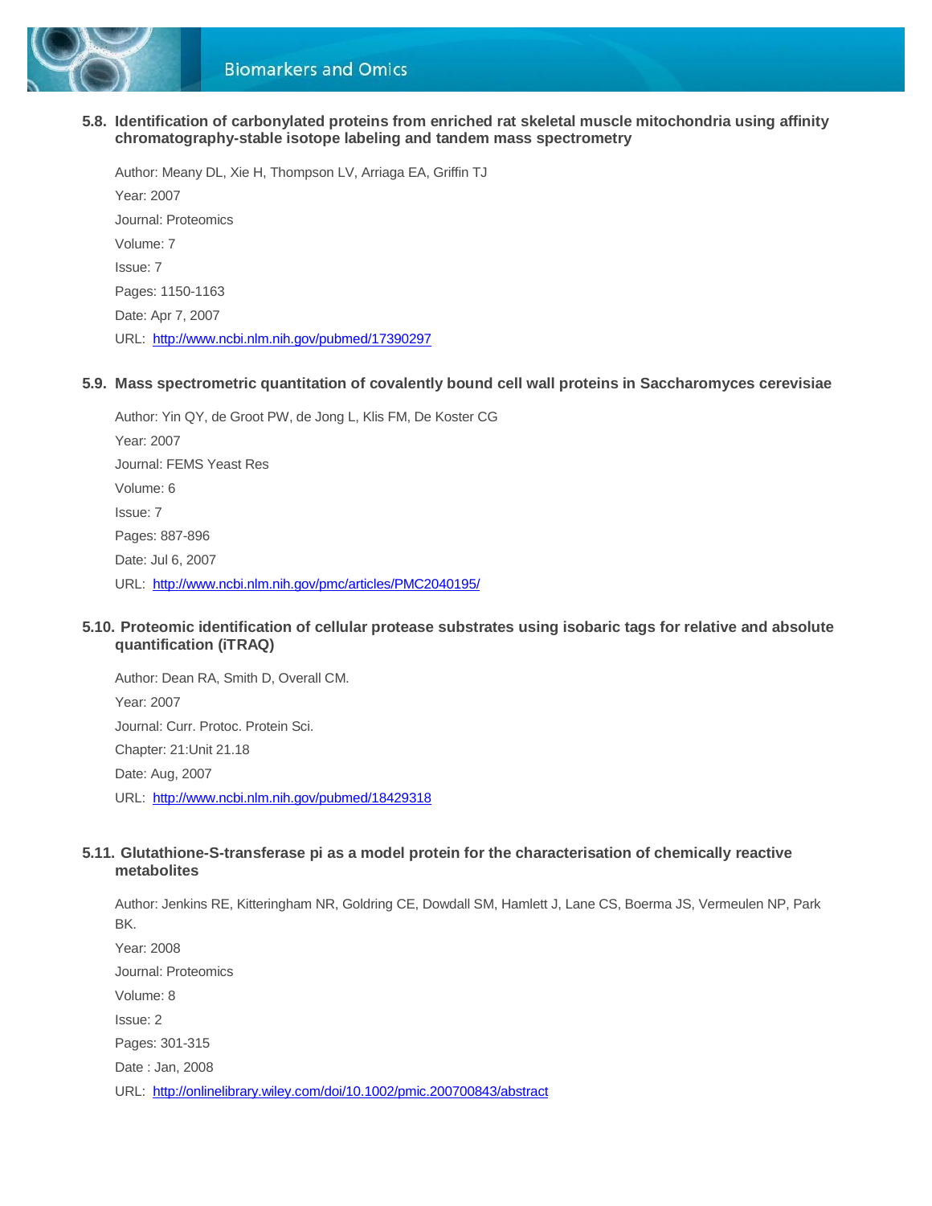### 5.8. Identification of carbonylated proteins from enriched rat skeletal muscle mitochondria using affinity chromatography-stable isotope labeling and tandem mass spectrometry

Author: Meany DL, Xie H, Thompson LV, Arriaga EA, Griffin TJ

Year: 2007

Journal: Proteomics

Volume: 7

Issue: 7

Pages: 1150-1163

Date: Apr 7, 2007

URL: http://www.ncbi.nlm.nih.gov/pubmed/17390297

### 5.9. Mass spectrometric quantitation of covalently bound cell wall proteins in Saccharomyces cerevisiae

Author: Yin QY, de Groot PW, de Jong L, Klis FM, De Koster CG

Year: 2007

Journal: FEMS Yeast Res

Volume: 6

Issue: 7

Pages: 887-896

Date: Jul 6, 2007

URL: http://www.ncbi.nlm.nih.gov/pmc/articles/PMC2040195/

### 5.10. Proteomic identification of cellular protease substrates using isobaric tags for relative and absolute quantification (iTRAQ)

Author: Dean RA, Smith D, Overall CM.

Year: 2007

Journal: Curr. Protoc. Protein Sci.

Chapter: 21:Unit 21.18

Date: Aug, 2007

URL: http://www.ncbi.nlm.nih.gov/pubmed/18429318

### 5.11. Glutathione-S-transferase pi as a model protein for the characterisation of chemically reactive metabolites

Author: Jenkins RE, Kitteringham NR, Goldring CE, Dowdall SM, Hamlett J, Lane CS, Boerma JS, Vermeulen NP, Park BK.

Year: 2008

Journal: Proteomics

Volume: 8

Issue: 2

Pages: 301-315

Date : Jan, 2008

URL: http://onlinelibrary.wiley.com/doi/10.1002/pmic.200700843/abstract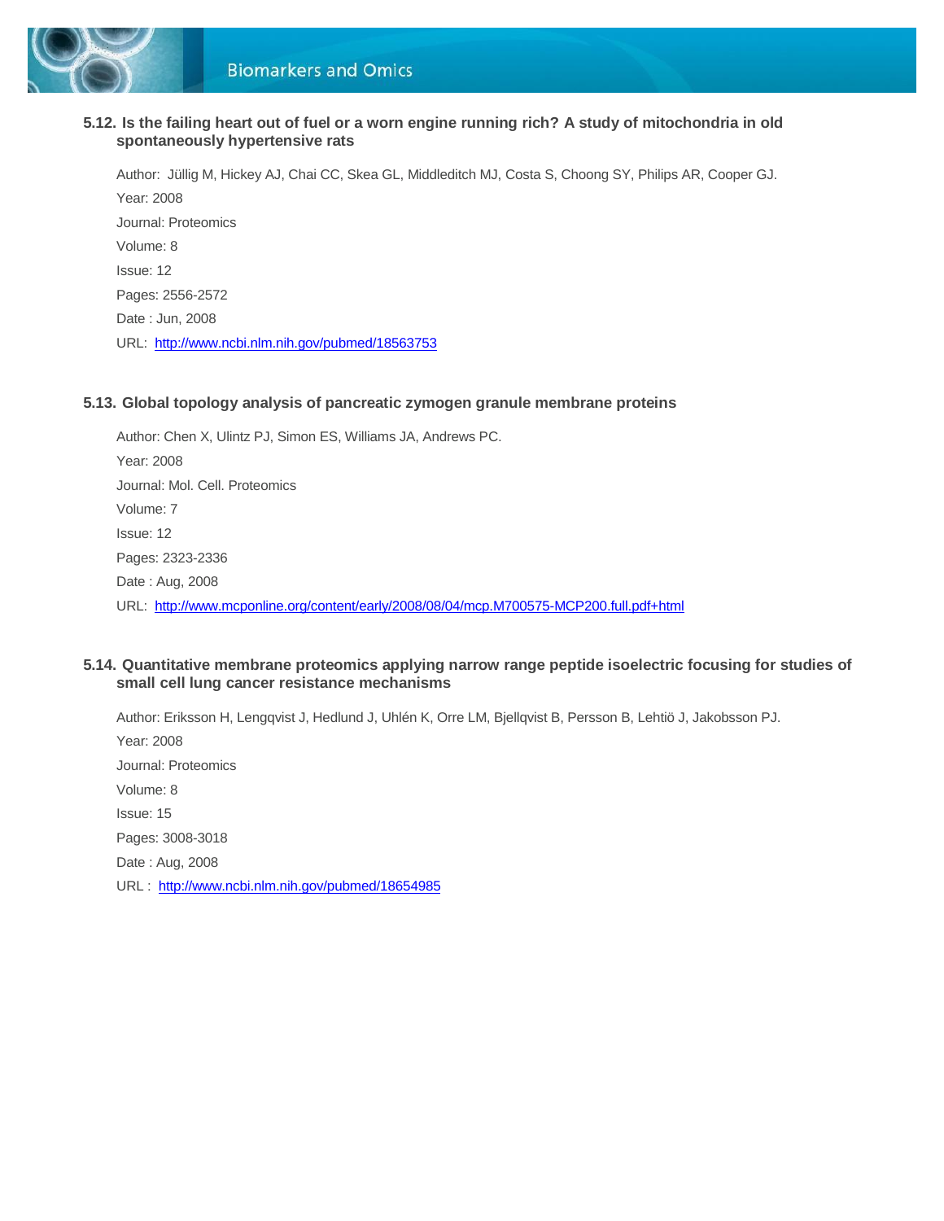### 5.12. Is the failing heart out of fuel or a worn engine running rich? A study of mitochondria in old spontaneously hypertensive rats

Author: Jüllig M, Hickey AJ, Chai CC, Skea GL, Middleditch MJ, Costa S, Choong SY, Philips AR, Cooper GJ.

Year: 2008

Journal: Proteomics

Volume: 8

Issue: 12

Pages: 2556-2572

Date : Jun, 2008

URL: http://www.ncbi.nlm.nih.gov/pubmed/18563753

### 5.13. Global topology analysis of pancreatic zymogen granule membrane proteins

Author: Chen X, Ulintz PJ, Simon ES, Williams JA, Andrews PC.

Year: 2008

Journal: Mol. Cell. Proteomics

Volume: 7

Issue: 12

Pages: 2323-2336

Date : Aug, 2008

URL: http://www.mcponline.org/content/early/2008/08/04/mcp.M700575-MCP200.full.pdf+html

### 5.14. Quantitative membrane proteomics applying narrow range peptide isoelectric focusing for studies of small cell lung cancer resistance mechanisms

Author: Eriksson H, Lengqvist J, Hedlund J, Uhlén K, Orre LM, Bjellqvist B, Persson B, Lehtiö J, Jakobsson PJ.

Year: 2008

Journal: Proteomics

Volume: 8

Issue: 15

Pages: 3008-3018

Date : Aug, 2008

URL : http://www.ncbi.nlm.nih.gov/pubmed/18654985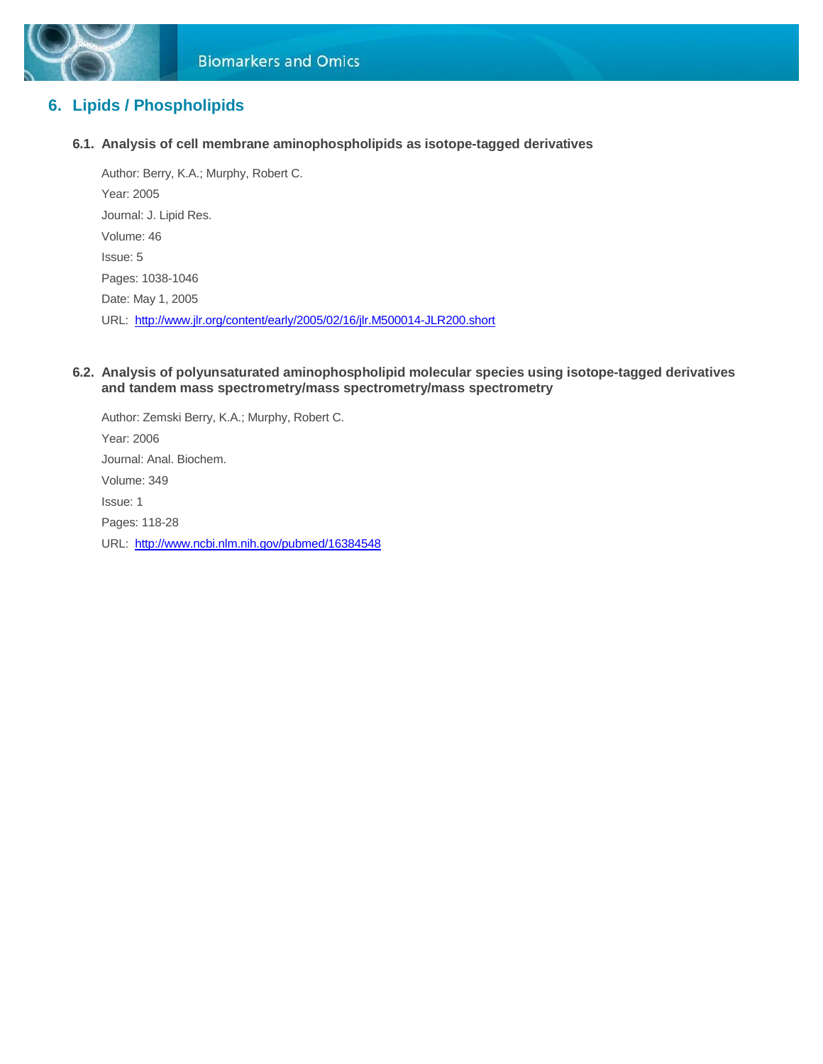## 6. Lipids / Phospholipids

### 6.1. Analysis of cell membrane aminophospholipids as isotope-tagged derivatives

Author: Berry, K.A.; Murphy, Robert C.

Year: 2005

Journal: J. Lipid Res.

Volume: 46

Issue: 5

Pages: 1038-1046

Date: May 1, 2005

URL: http://www.jlr.org/content/early/2005/02/16/jlr.M500014-JLR200.short

### 6.2. Analysis of polyunsaturated aminophospholipid molecular species using isotope-tagged derivatives and tandem mass spectrometry/mass spectrometry/mass spectrometry

Author: Zemski Berry, K.A.; Murphy, Robert C.

Year: 2006

Journal: Anal. Biochem.

Volume: 349

Issue: 1

Pages: 118-28

URL: http://www.ncbi.nlm.nih.gov/pubmed/16384548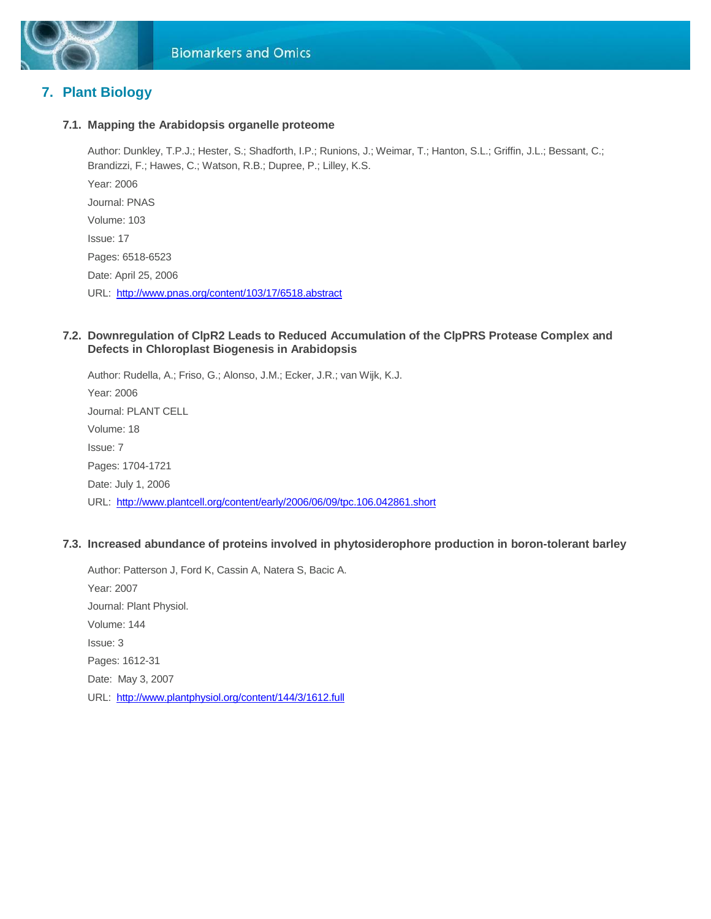## 7. Plant Biology

### 7.1. Mapping the Arabidopsis organelle proteome

Author: Dunkley, T.P.J.; Hester, S.; Shadforth, I.P.; Runions, J.; Weimar, T.; Hanton, S.L.; Griffin, J.L.; Bessant, C.; Brandizzi, F.; Hawes, C.; Watson, R.B.; Dupree, P.; Lilley, K.S.

Year: 2006

Journal: PNAS

Volume: 103

Issue: 17

Pages: 6518-6523

Date: April 25, 2006

URL: http://www.pnas.org/content/103/17/6518.abstract

### 7.2. Downregulation of ClpR2 Leads to Reduced Accumulation of the ClpPRS Protease Complex and Defects in Chloroplast Biogenesis in Arabidopsis

Author: Rudella, A.; Friso, G.; Alonso, J.M.; Ecker, J.R.; van Wijk, K.J.

Year: 2006

Journal: PLANT CELL

Volume: 18

Issue: 7

Pages: 1704-1721

Date: July 1, 2006

URL: http://www.plantcell.org/content/early/2006/06/09/tpc.106.042861.short

### 7.3. Increased abundance of proteins involved in phytosiderophore production in boron-tolerant barley

Author: Patterson J, Ford K, Cassin A, Natera S, Bacic A.

Year: 2007

Journal: Plant Physiol.

Volume: 144

Issue: 3

Pages: 1612-31

Date: May 3, 2007

URL: http://www.plantphysiol.org/content/144/3/1612.full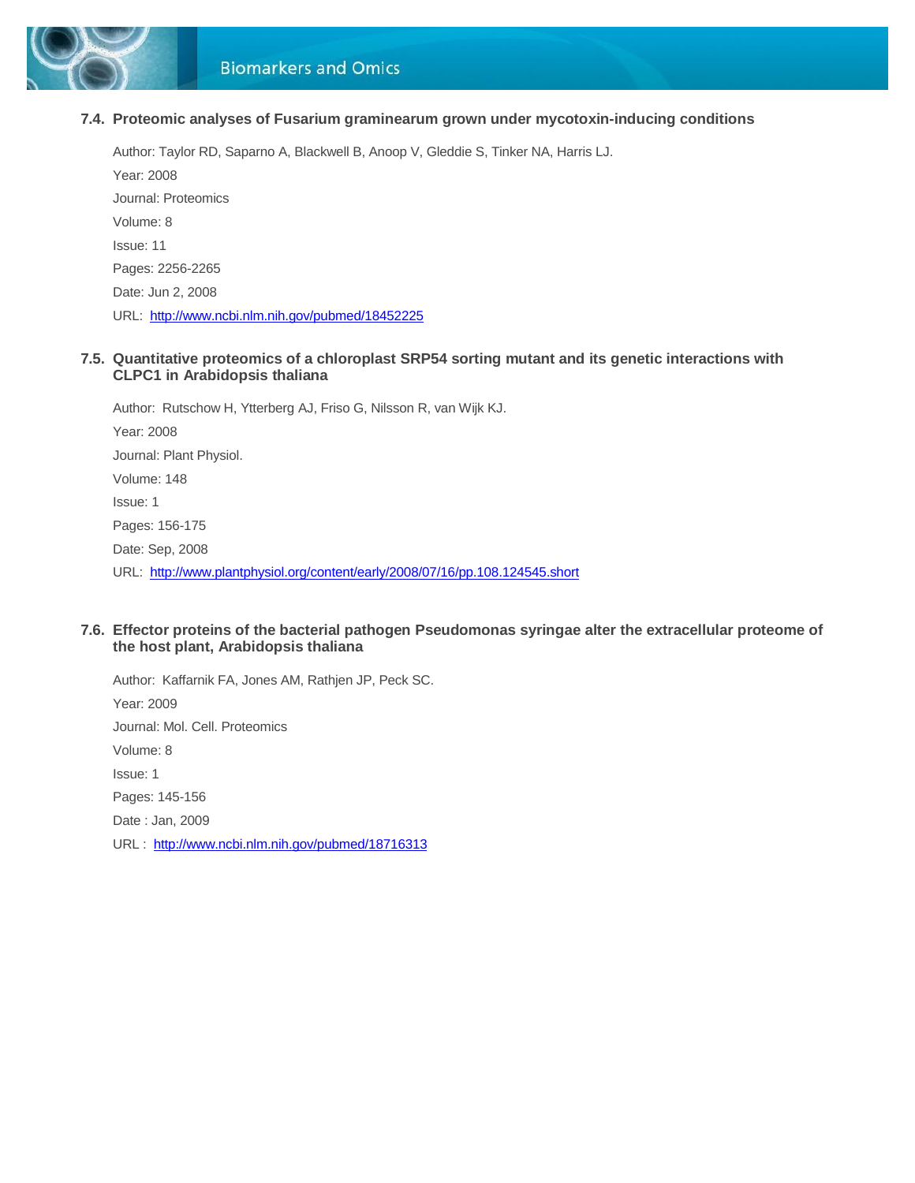### 7.4. Proteomic analyses of Fusarium graminearum grown under mycotoxin-inducing conditions

Author: Taylor RD, Saparno A, Blackwell B, Anoop V, Gleddie S, Tinker NA, Harris LJ.

Year: 2008

Journal: Proteomics

Volume: 8

Issue: 11

Pages: 2256-2265

Date: Jun 2, 2008

URL: http://www.ncbi.nlm.nih.gov/pubmed/18452225

### 7.5. Quantitative proteomics of a chloroplast SRP54 sorting mutant and its genetic interactions with CLPC1 in Arabidopsis thaliana

Author: Rutschow H, Ytterberg AJ, Friso G, Nilsson R, van Wijk KJ.

Year: 2008

Journal: Plant Physiol.

Volume: 148

Issue: 1

Pages: 156-175

Date: Sep, 2008

URL: http://www.plantphysiol.org/content/early/2008/07/16/pp.108.124545.short

### 7.6. Effector proteins of the bacterial pathogen Pseudomonas syringae alter the extracellular proteome of the host plant, Arabidopsis thaliana

Author: Kaffarnik FA, Jones AM, Rathjen JP, Peck SC.

Year: 2009

Journal: Mol. Cell. Proteomics

Volume: 8

Issue: 1

Pages: 145-156

Date : Jan, 2009

URL : http://www.ncbi.nlm.nih.gov/pubmed/18716313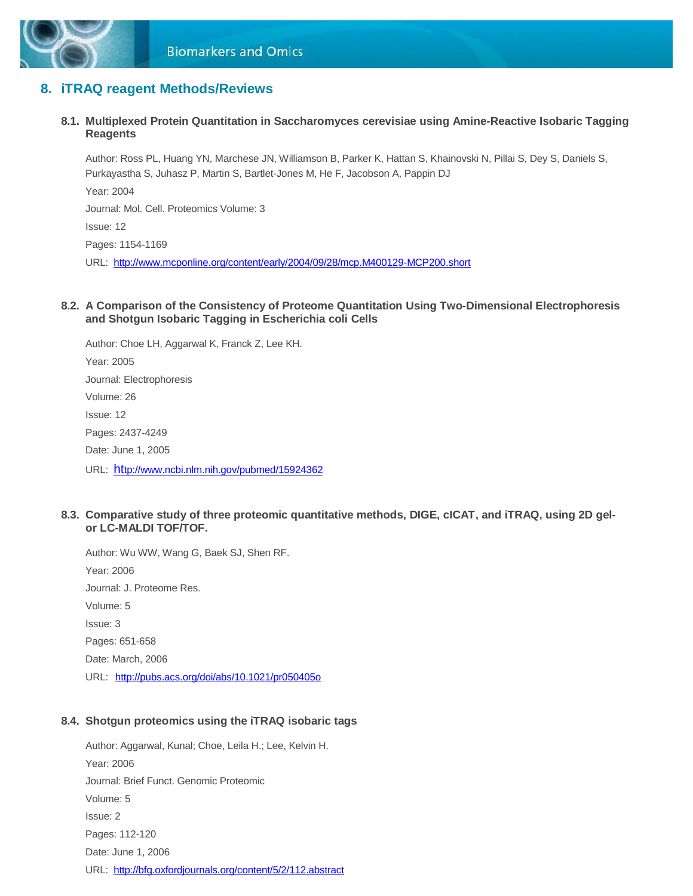## 8. iTRAQ reagent Methods/Reviews

### 8.1. Multiplexed Protein Quantitation in Saccharomyces cerevisiae using Amine-Reactive Isobaric Tagging Reagents

Author: Ross PL, Huang YN, Marchese JN, Williamson B, Parker K, Hattan S, Khainovski N, Pillai S, Dey S, Daniels S, Purkayastha S, Juhasz P, Martin S, Bartlet-Jones M, He F, Jacobson A, Pappin DJ

Year: 2004

Journal: Mol. Cell. Proteomics Volume: 3

Issue: 12

Pages: 1154-1169

URL: http://www.mcponline.org/content/early/2004/09/28/mcp.M400129-MCP200.short

### 8.2. A Comparison of the Consistency of Proteome Quantitation Using Two-Dimensional Electrophoresis and Shotgun Isobaric Tagging in Escherichia coli Cells

Author: Choe LH, Aggarwal K, Franck Z, Lee KH.

Year: 2005

Journal: Electrophoresis

Volume: 26

Issue: 12

Pages: 2437-4249

Date: June 1, 2005

URL: http://www.ncbi.nlm.nih.gov/pubmed/15924362

### 8.3. Comparative study of three proteomic quantitative methods, DIGE, cICAT, and iTRAQ, using 2D gel- or LC-MALDI TOF/TOF.

Author: Wu WW, Wang G, Baek SJ, Shen RF.

Year: 2006

Journal: J. Proteome Res.

Volume: 5

Issue: 3

Pages: 651-658

Date: March, 2006

URL: http://pubs.acs.org/doi/abs/10.1021/pr050405o

### 8.4. Shotgun proteomics using the iTRAQ isobaric tags

Author: Aggarwal, Kunal; Choe, Leila H.; Lee, Kelvin H.

Year: 2006

Journal: Brief Funct. Genomic Proteomic

Volume: 5

Issue: 2

Pages: 112-120

Date: June 1, 2006

URL: http://bfg.oxfordjournals.org/content/5/2/112.abstract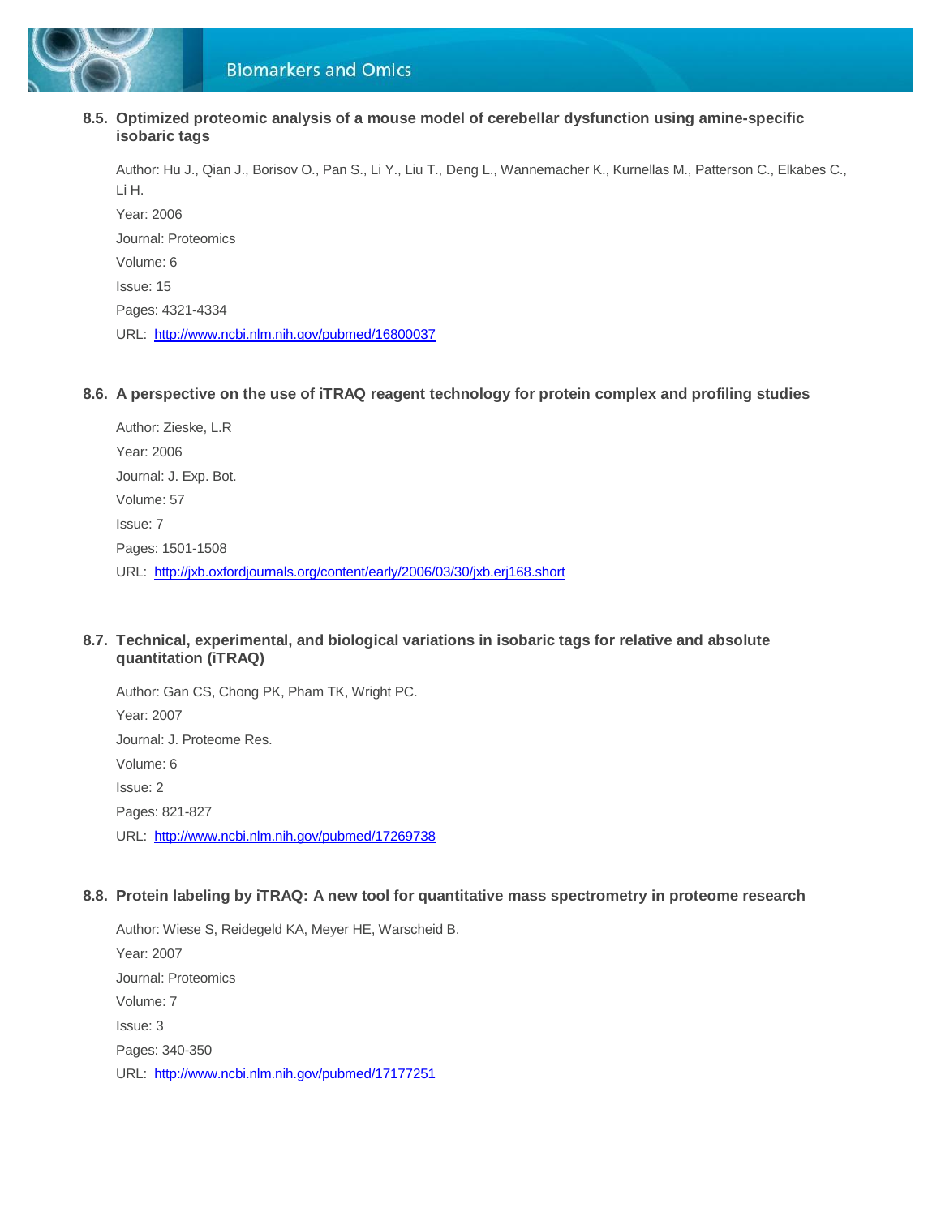### 8.5. Optimized proteomic analysis of a mouse model of cerebellar dysfunction using amine-specific isobaric tags

Author: Hu J., Qian J., Borisov O., Pan S., Li Y., Liu T., Deng L., Wannemacher K., Kurnellas M., Patterson C., Elkabes C., Li H.

Year: 2006

Journal: Proteomics

Volume: 6

Issue: 15

Pages: 4321-4334

URL: http://www.ncbi.nlm.nih.gov/pubmed/16800037

### 8.6. A perspective on the use of iTRAQ reagent technology for protein complex and profiling studies

Author: Zieske, L.R

Year: 2006

Journal: J. Exp. Bot.

Volume: 57

Issue: 7

Pages: 1501-1508

URL: http://jxb.oxfordjournals.org/content/early/2006/03/30/jxb.erj168.short

### 8.7. Technical, experimental, and biological variations in isobaric tags for relative and absolute quantitation (iTRAQ)

Author: Gan CS, Chong PK, Pham TK, Wright PC.

Year: 2007

Journal: J. Proteome Res.

Volume: 6

Issue: 2

Pages: 821-827

URL: http://www.ncbi.nlm.nih.gov/pubmed/17269738

### 8.8. Protein labeling by iTRAQ: A new tool for quantitative mass spectrometry in proteome research

Author: Wiese S, Reidegeld KA, Meyer HE, Warscheid B.

Year: 2007

Journal: Proteomics

Volume: 7

Issue: 3

Pages: 340-350

URL: http://www.ncbi.nlm.nih.gov/pubmed/17177251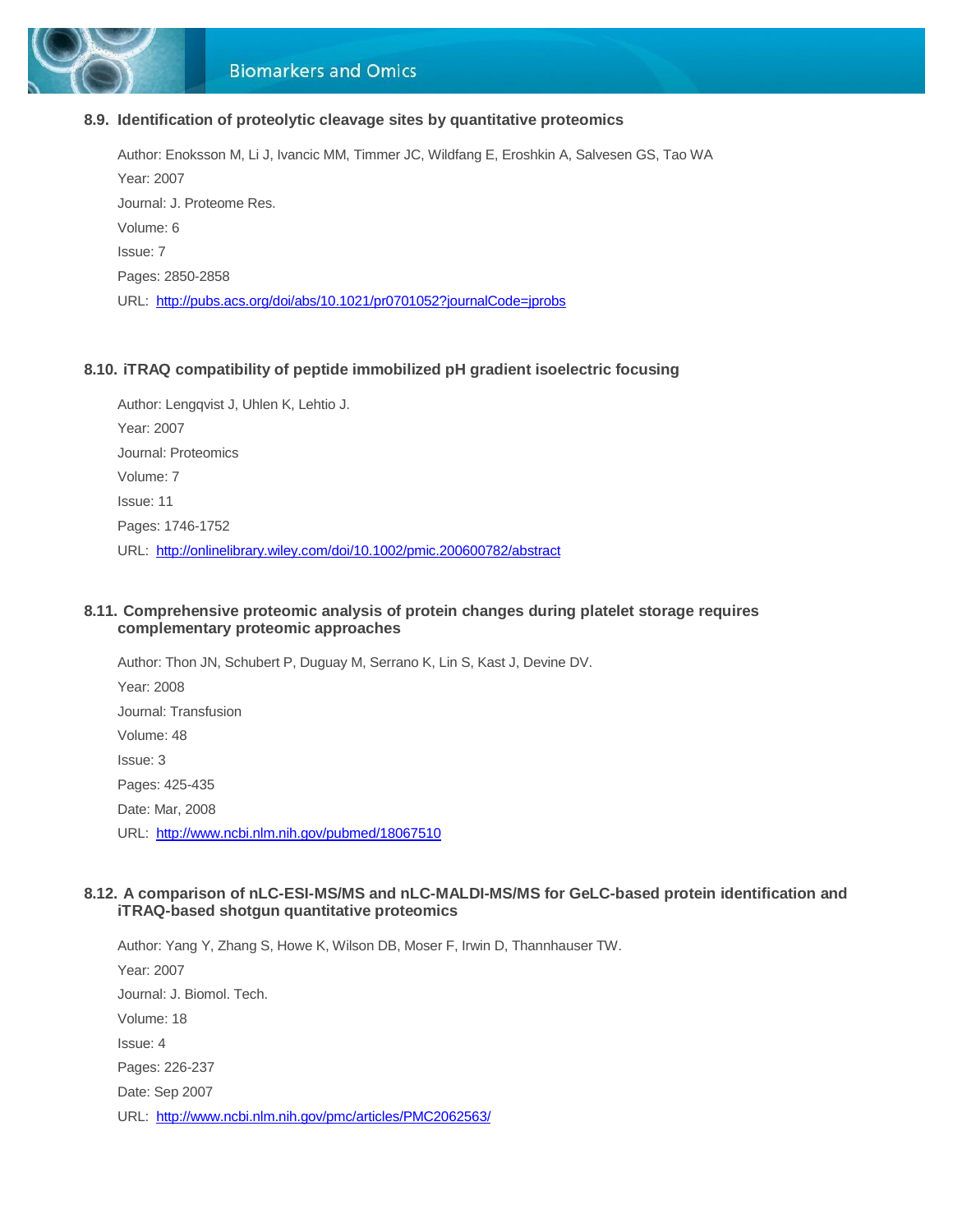### 8.9. Identification of proteolytic cleavage sites by quantitative proteomics

Author: Enoksson M, Li J, Ivancic MM, Timmer JC, Wildfang E, Eroshkin A, Salvesen GS, Tao WA

Year: 2007

Journal: J. Proteome Res.

Volume: 6

Issue: 7

Pages: 2850-2858

URL: http://pubs.acs.org/doi/abs/10.1021/pr0701052?journalCode=jprobs

### 8.10. iTRAQ compatibility of peptide immobilized pH gradient isoelectric focusing

Author: Lengqvist J, Uhlen K, Lehtio J.

Year: 2007

Journal: Proteomics

Volume: 7

Issue: 11

Pages: 1746-1752

URL: http://onlinelibrary.wiley.com/doi/10.1002/pmic.200600782/abstract

### 8.11. Comprehensive proteomic analysis of protein changes during platelet storage requires complementary proteomic approaches

Author: Thon JN, Schubert P, Duguay M, Serrano K, Lin S, Kast J, Devine DV.

Year: 2008

Journal: Transfusion

Volume: 48

Issue: 3

Pages: 425-435

Date: Mar, 2008

URL: http://www.ncbi.nlm.nih.gov/pubmed/18067510

### 8.12. A comparison of nLC-ESI-MS/MS and nLC-MALDI-MS/MS for GeLC-based protein identification and iTRAQ-based shotgun quantitative proteomics

Author: Yang Y, Zhang S, Howe K, Wilson DB, Moser F, Irwin D, Thannhauser TW.

Year: 2007

Journal: J. Biomol. Tech.

Volume: 18

Issue: 4

Pages: 226-237

Date: Sep 2007

URL: http://www.ncbi.nlm.nih.gov/pmc/articles/PMC2062563/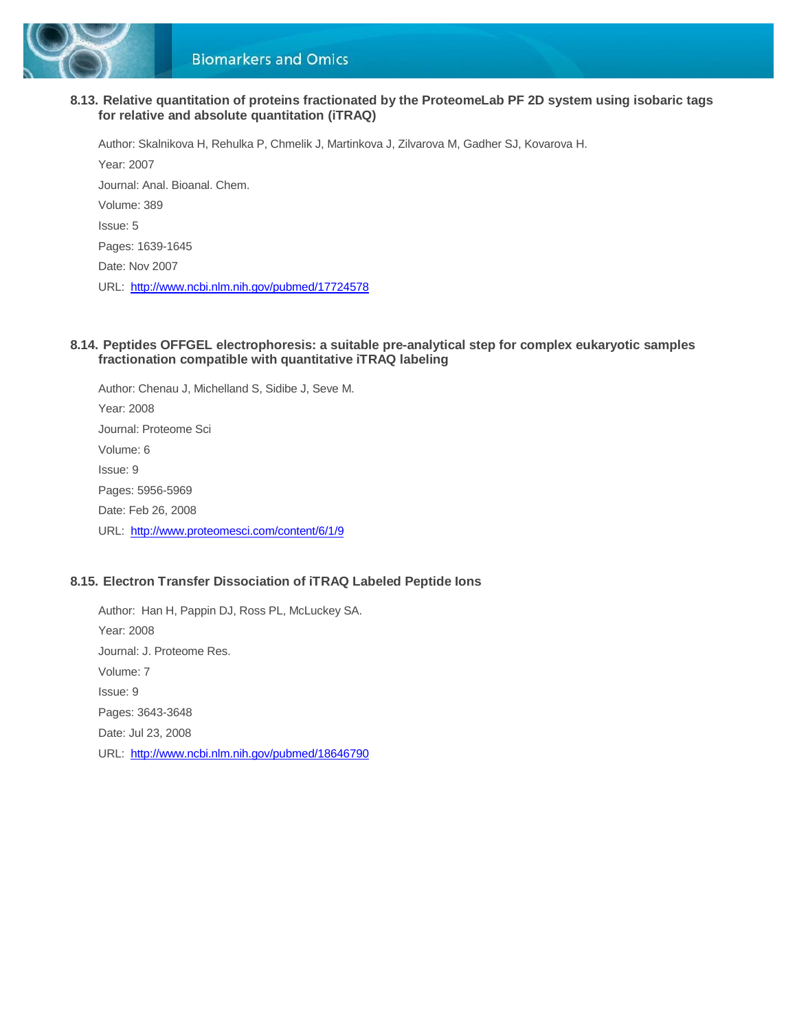### 8.13. Relative quantitation of proteins fractionated by the ProteomeLab PF 2D system using isobaric tags for relative and absolute quantitation (iTRAQ)

Author: Skalnikova H, Rehulka P, Chmelik J, Martinkova J, Zilvarova M, Gadher SJ, Kovarova H.

Year: 2007

Journal: Anal. Bioanal. Chem.

Volume: 389

Issue: 5

Pages: 1639-1645

Date: Nov 2007

URL: http://www.ncbi.nlm.nih.gov/pubmed/17724578

### 8.14. Peptides OFFGEL electrophoresis: a suitable pre-analytical step for complex eukaryotic samples fractionation compatible with quantitative iTRAQ labeling

Author: Chenau J, Michelland S, Sidibe J, Seve M.

Year: 2008

Journal: Proteome Sci

Volume: 6

Issue: 9

Pages: 5956-5969

Date: Feb 26, 2008

URL: http://www.proteomesci.com/content/6/1/9

### 8.15. Electron Transfer Dissociation of iTRAQ Labeled Peptide Ions

Author: Han H, Pappin DJ, Ross PL, McLuckey SA.

Year: 2008

Journal: J. Proteome Res.

Volume: 7

Issue: 9

Pages: 3643-3648

Date: Jul 23, 2008

URL: http://www.ncbi.nlm.nih.gov/pubmed/18646790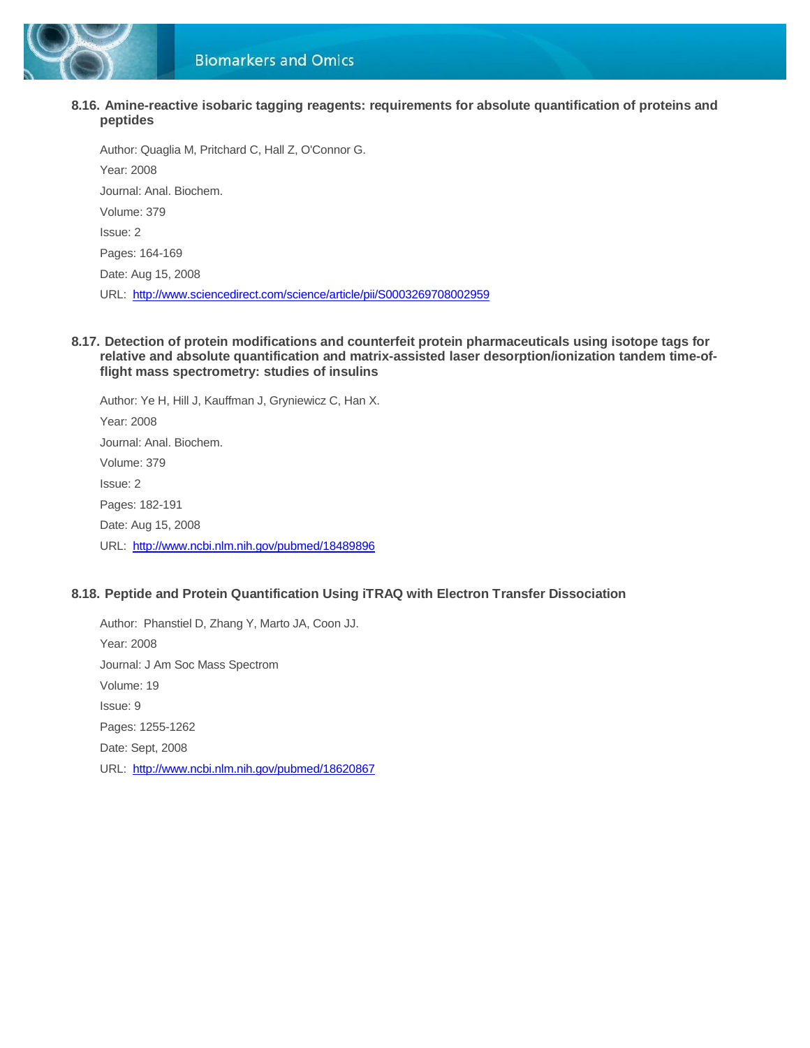### 8.16. Amine-reactive isobaric tagging reagents: requirements for absolute quantification of proteins and peptides

Author: Quaglia M, Pritchard C, Hall Z, O'Connor G.

Year: 2008

Journal: Anal. Biochem.

Volume: 379

Issue: 2

Pages: 164-169

Date: Aug 15, 2008

URL: http://www.sciencedirect.com/science/article/pii/S0003269708002959

### 8.17. Detection of protein modifications and counterfeit protein pharmaceuticals using isotope tags for relative and absolute quantification and matrix-assisted laser desorption/ionization tandem time-of-flight mass spectrometry: studies of insulins

Author: Ye H, Hill J, Kauffman J, Gryniewicz C, Han X.

Year: 2008

Journal: Anal. Biochem.

Volume: 379

Issue: 2

Pages: 182-191

Date: Aug 15, 2008

URL: http://www.ncbi.nlm.nih.gov/pubmed/18489896

### 8.18. Peptide and Protein Quantification Using iTRAQ with Electron Transfer Dissociation

Author: Phanstiel D, Zhang Y, Marto JA, Coon JJ.

Year: 2008

Journal: J Am Soc Mass Spectrom

Volume: 19

Issue: 9

Pages: 1255-1262

Date: Sept, 2008

URL: http://www.ncbi.nlm.nih.gov/pubmed/18620867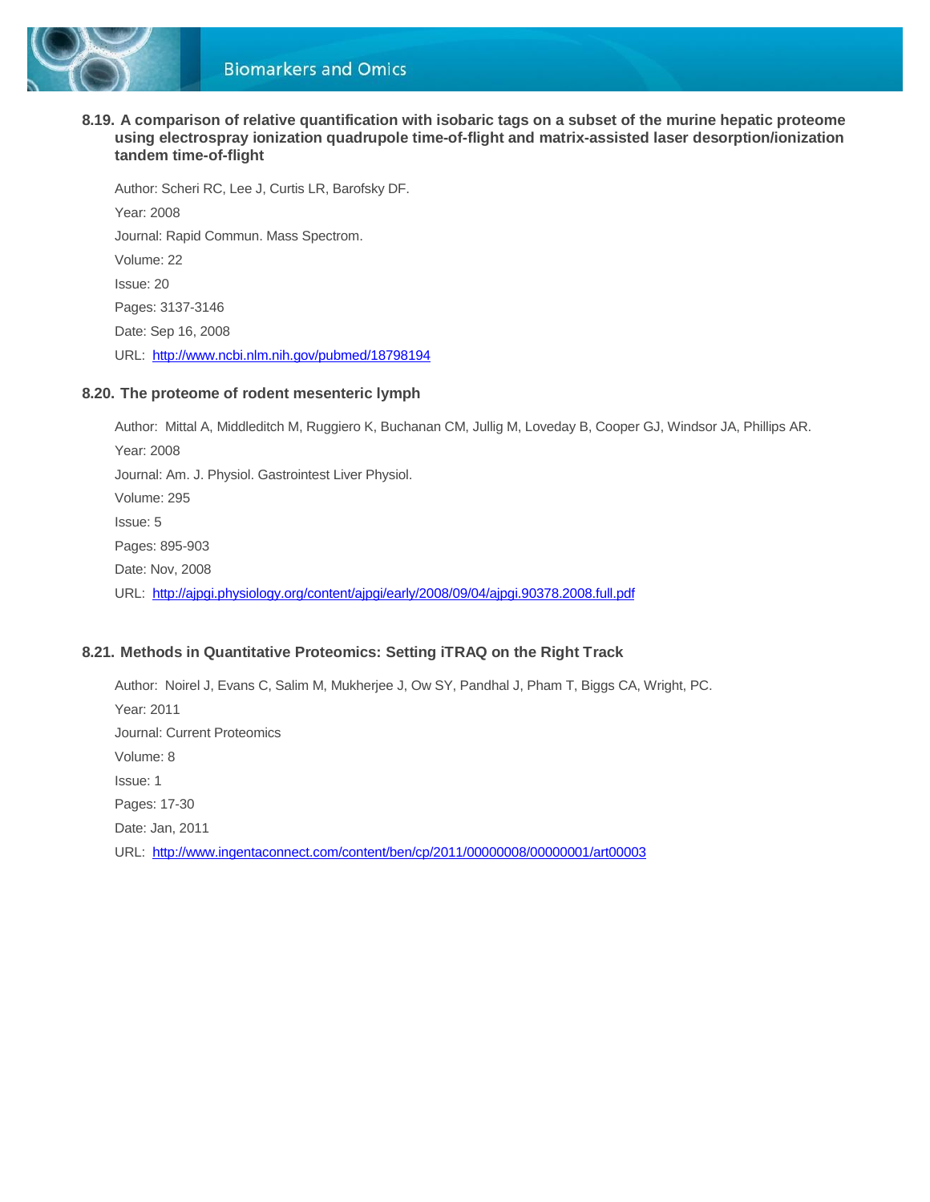### 8.19. A comparison of relative quantification with isobaric tags on a subset of the murine hepatic proteome using electrospray ionization quadrupole time-of-flight and matrix-assisted laser desorption/ionization tandem time-of-flight

Author: Scheri RC, Lee J, Curtis LR, Barofsky DF.

Year: 2008

Journal: Rapid Commun. Mass Spectrom.

Volume: 22

Issue: 20

Pages: 3137-3146

Date: Sep 16, 2008

URL: http://www.ncbi.nlm.nih.gov/pubmed/18798194

### 8.20. The proteome of rodent mesenteric lymph

Author: Mittal A, Middleditch M, Ruggiero K, Buchanan CM, Jullig M, Loveday B, Cooper GJ, Windsor JA, Phillips AR.

Year: 2008

Journal: Am. J. Physiol. Gastrointest Liver Physiol.

Volume: 295

Issue: 5

Pages: 895-903

Date: Nov, 2008

URL: http://ajpgi.physiology.org/content/ajpgi/early/2008/09/04/ajpgi.90378.2008.full.pdf

### 8.21. Methods in Quantitative Proteomics: Setting iTRAQ on the Right Track

Author: Noirel J, Evans C, Salim M, Mukherjee J, Ow SY, Pandhal J, Pham T, Biggs CA, Wright, PC.

Year: 2011

Journal: Current Proteomics

Volume: 8

Issue: 1

Pages: 17-30

Date: Jan, 2011

URL: http://www.ingentaconnect.com/content/ben/cp/2011/00000008/00000001/art00003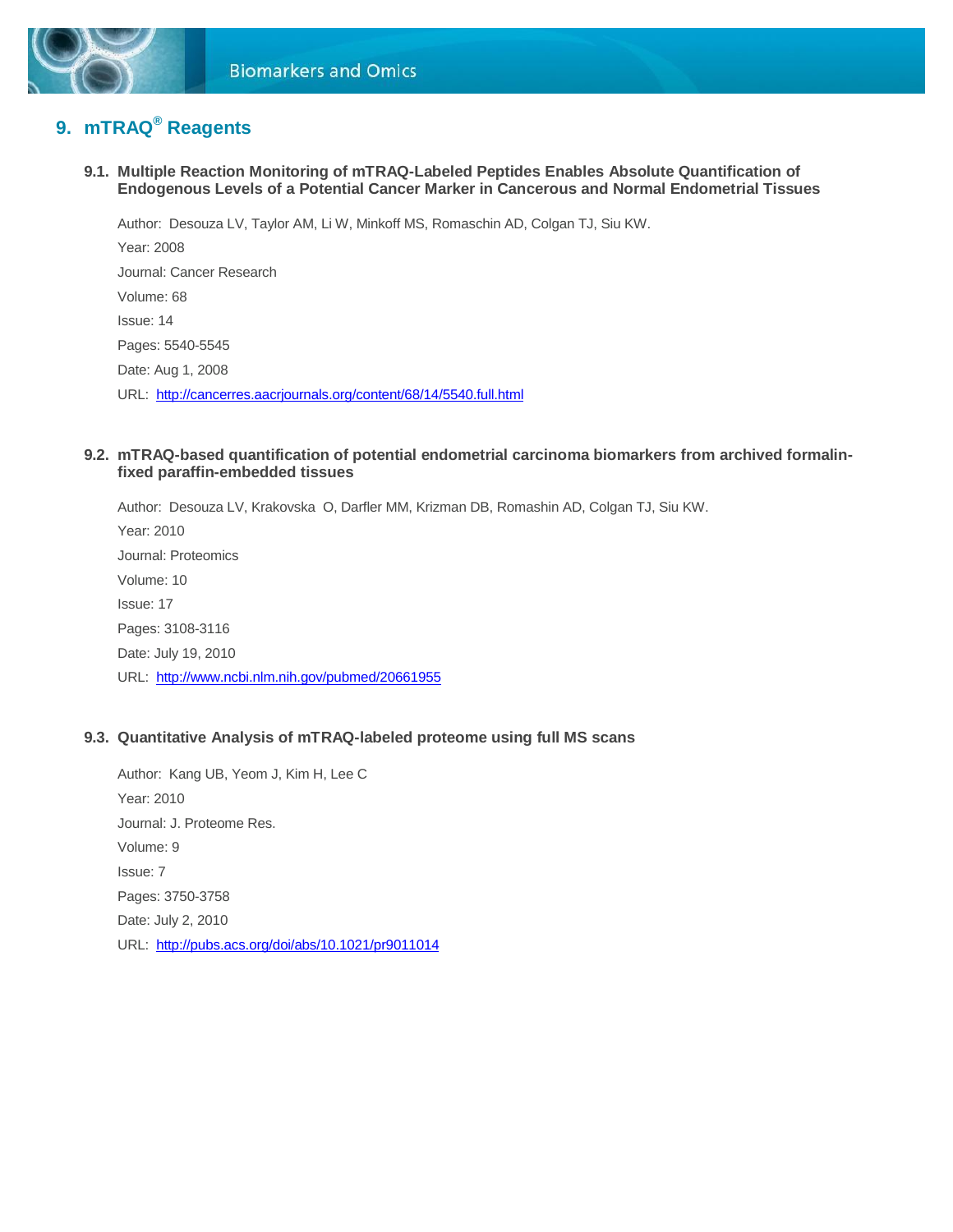## 9. mTRAQ® Reagents

### 9.1. Multiple Reaction Monitoring of mTRAQ-Labeled Peptides Enables Absolute Quantification of Endogenous Levels of a Potential Cancer Marker in Cancerous and Normal Endometrial Tissues

Author: Desouza LV, Taylor AM, Li W, Minkoff MS, Romaschin AD, Colgan TJ, Siu KW.

Year: 2008

Journal: Cancer Research

Volume: 68

Issue: 14

Pages: 5540-5545

Date: Aug 1, 2008

URL: http://cancerres.aacrjournals.org/content/68/14/5540.full.html

### 9.2. mTRAQ-based quantification of potential endometrial carcinoma biomarkers from archived formalin-fixed paraffin-embedded tissues

Author: Desouza LV, Krakovska O, Darfler MM, Krizman DB, Romashin AD, Colgan TJ, Siu KW.

Year: 2010

Journal: Proteomics

Volume: 10

Issue: 17

Pages: 3108-3116

Date: July 19, 2010

URL: http://www.ncbi.nlm.nih.gov/pubmed/20661955

### 9.3. Quantitative Analysis of mTRAQ-labeled proteome using full MS scans

Author: Kang UB, Yeom J, Kim H, Lee C

Year: 2010

Journal: J. Proteome Res.

Volume: 9

Issue: 7

Pages: 3750-3758

Date: July 2, 2010

URL: http://pubs.acs.org/doi/abs/10.1021/pr9011014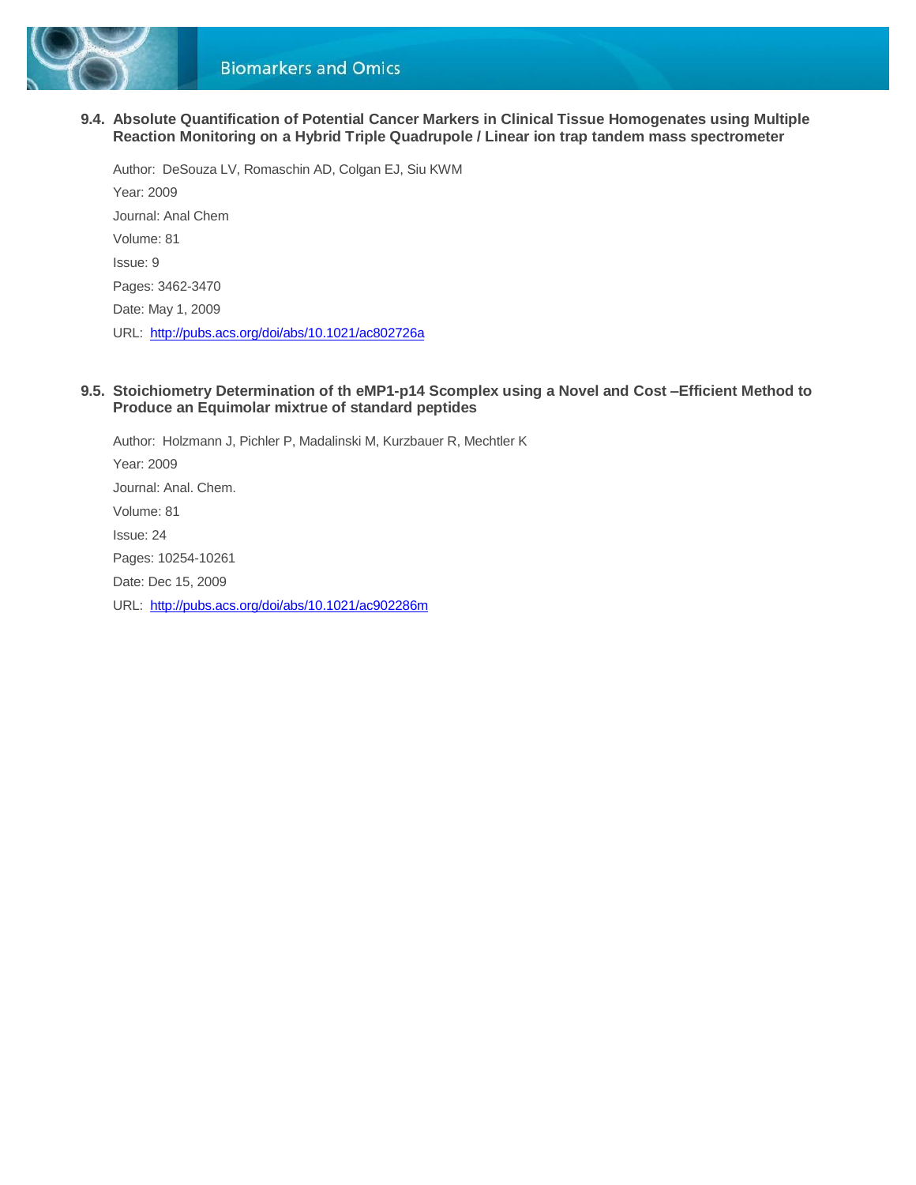### 9.4. Absolute Quantification of Potential Cancer Markers in Clinical Tissue Homogenates using Multiple Reaction Monitoring on a Hybrid Triple Quadrupole / Linear ion trap tandem mass spectrometer

Author: DeSouza LV, Romaschin AD, Colgan EJ, Siu KWM

Year: 2009

Journal: Anal Chem

Volume: 81

Issue: 9

Pages: 3462-3470

Date: May 1, 2009

URL: http://pubs.acs.org/doi/abs/10.1021/ac802726a

### 9.5. Stoichiometry Determination of th eMP1-p14 Scomplex using a Novel and Cost –Efficient Method to Produce an Equimolar mixtrue of standard peptides

Author: Holzmann J, Pichler P, Madalinski M, Kurzbauer R, Mechtler K

Year: 2009

Journal: Anal. Chem.

Volume: 81

Issue: 24

Pages: 10254-10261

Date: Dec 15, 2009

URL: http://pubs.acs.org/doi/abs/10.1021/ac902286m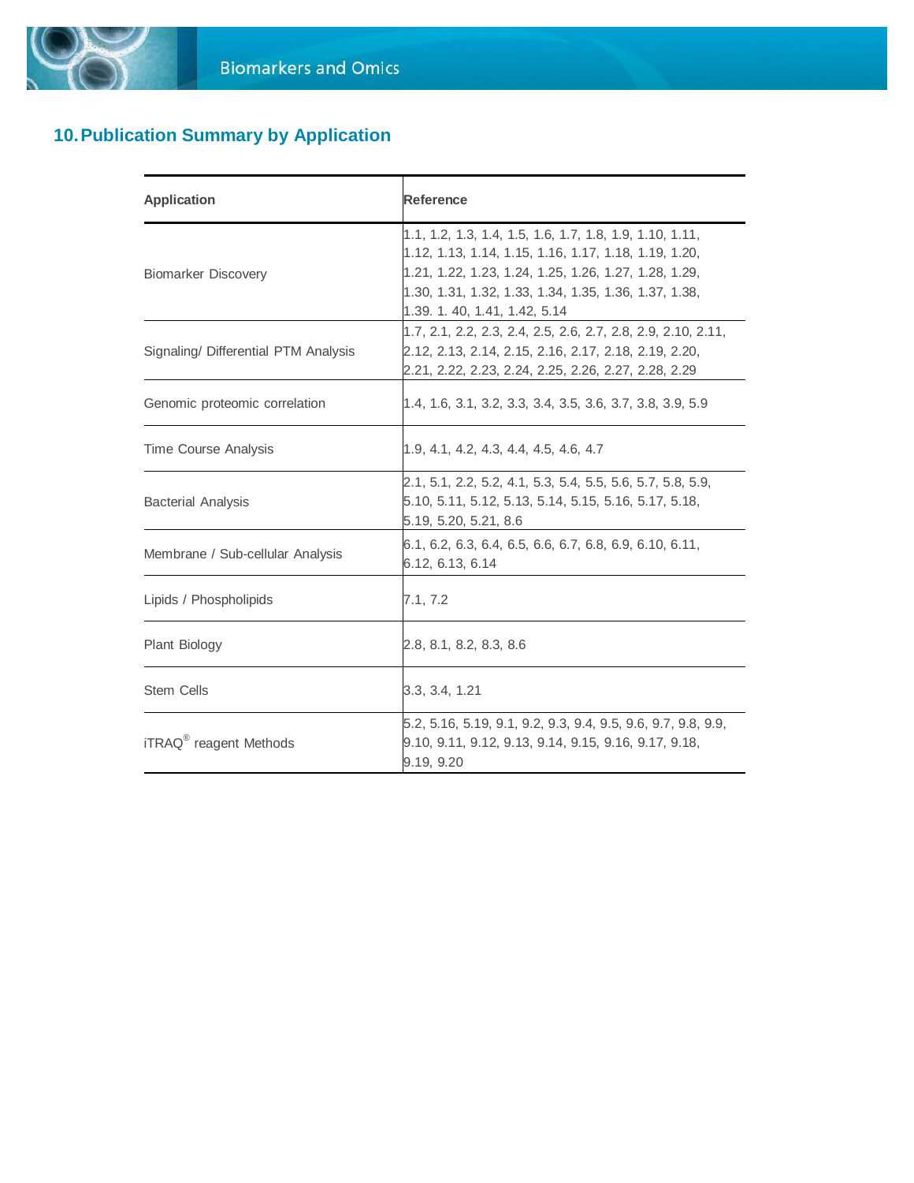## 10. Publication Summary by Application

| Application | Reference |
|---|---|
| Biomarker Discovery | 1.1, 1.2, 1.3, 1.4, 1.5, 1.6, 1.7, 1.8, 1.9, 1.10, 1.11, 1.12, 1.13, 1.14, 1.15, 1.16, 1.17, 1.18, 1.19, 1.20, 1.21, 1.22, 1.23, 1.24, 1.25, 1.26, 1.27, 1.28, 1.29, 1.30, 1.31, 1.32, 1.33, 1.34, 1.35, 1.36, 1.37, 1.38, 1.39. 1. 40, 1.41, 1.42, 5.14 |
| Signaling/ Differential PTM Analysis | 1.7, 2.1, 2.2, 2.3, 2.4, 2.5, 2.6, 2.7, 2.8, 2.9, 2.10, 2.11, 2.12, 2.13, 2.14, 2.15, 2.16, 2.17, 2.18, 2.19, 2.20, 2.21, 2.22, 2.23, 2.24, 2.25, 2.26, 2.27, 2.28, 2.29 |
| Genomic proteomic correlation | 1.4, 1.6, 3.1, 3.2, 3.3, 3.4, 3.5, 3.6, 3.7, 3.8, 3.9, 5.9 |
| Time Course Analysis | 1.9, 4.1, 4.2, 4.3, 4.4, 4.5, 4.6, 4.7 |
| Bacterial Analysis | 2.1, 5.1, 2.2, 5.2, 4.1, 5.3, 5.4, 5.5, 5.6, 5.7, 5.8, 5.9, 5.10, 5.11, 5.12, 5.13, 5.14, 5.15, 5.16, 5.17, 5.18, 5.19, 5.20, 5.21, 8.6 |
| Membrane / Sub-cellular Analysis | 6.1, 6.2, 6.3, 6.4, 6.5, 6.6, 6.7, 6.8, 6.9, 6.10, 6.11, 6.12, 6.13, 6.14 |
| Lipids / Phospholipids | 7.1, 7.2 |
| Plant Biology | 2.8, 8.1, 8.2, 8.3, 8.6 |
| Stem Cells | 3.3, 3.4, 1.21 |
| iTRAQ® reagent Methods | 5.2, 5.16, 5.19, 9.1, 9.2, 9.3, 9.4, 9.5, 9.6, 9.7, 9.8, 9.9, 9.10, 9.11, 9.12, 9.13, 9.14, 9.15, 9.16, 9.17, 9.18, 9.19, 9.20 |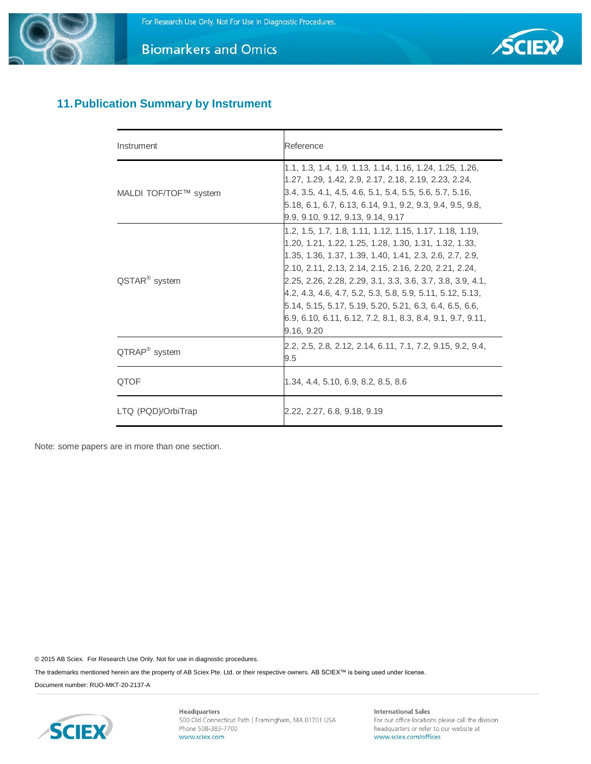## 11. Publication Summary by Instrument

| Instrument | Reference |
|---|---|
| MALDI TOF/TOF™ system | 1.1, 1.3, 1.4, 1.9, 1.13, 1.14, 1.16, 1.24, 1.25, 1.26, 1.27, 1.29, 1.42, 2.9, 2.17, 2.18, 2.19, 2.23, 2.24, 3.4, 3.5, 4.1, 4.5, 4.6, 5.1, 5.4, 5.5, 5.6, 5.7, 5.16, 5.18, 6.1, 6.7, 6.13, 6.14, 9.1, 9.2, 9.3, 9.4, 9.5, 9.8, 9.9, 9.10, 9.12, 9.13, 9.14, 9.17 |
| QSTAR® system | 1.2, 1.5, 1.7, 1.8, 1.11, 1.12, 1.15, 1.17, 1.18, 1.19, 1.20, 1.21, 1.22, 1.25, 1.28, 1.30, 1.31, 1.32, 1.33, 1.35, 1.36, 1.37, 1.39, 1.40, 1.41, 2.3, 2.6, 2.7, 2.9, 2.10, 2.11, 2.13, 2.14, 2.15, 2.16, 2.20, 2.21, 2.24, 2.25, 2.26, 2.28, 2.29, 3.1, 3.3, 3.6, 3.7, 3.8, 3.9, 4.1, 4.2, 4.3, 4.6, 4.7, 5.2, 5.3, 5.8, 5.9, 5.11, 5.12, 5.13, 5.14, 5.15, 5.17, 5.19, 5.20, 5.21, 6.3, 6.4, 6.5, 6.6, 6.9, 6.10, 6.11, 6.12, 7.2, 8.1, 8.3, 8.4, 9.1, 9.7, 9.11, 9.16, 9.20 |
| QTRAP® system | 2.2, 2.5, 2.8, 2.12, 2.14, 6.11, 7.1, 7.2, 9.15, 9.2, 9.4, 9.5 |
| QTOF | 1.34, 4.4, 5.10, 6.9, 8.2, 8.5, 8.6 |
| LTQ (PQD)/OrbiTrap | 2.22, 2.27, 6.8, 9.18, 9.19 |

Note: some papers are in more than one section.

© 2015 AB Sciex. For Research Use Only. Not for use in diagnostic procedures.

The trademarks mentioned herein are the property of AB Sciex Pte. Ltd. or their respective owners. AB SCIEX™ is being used under license.

Document number: RUO-MKT-20-2137-A

**Headquarters**
500 Old Connecticut Path | Framingham, MA 01701 USA
Phone 508-383-7700
www.sciex.com

**International Sales**
For our office locations please call the division headquarters or refer to our website at
www.sciex.com/offices